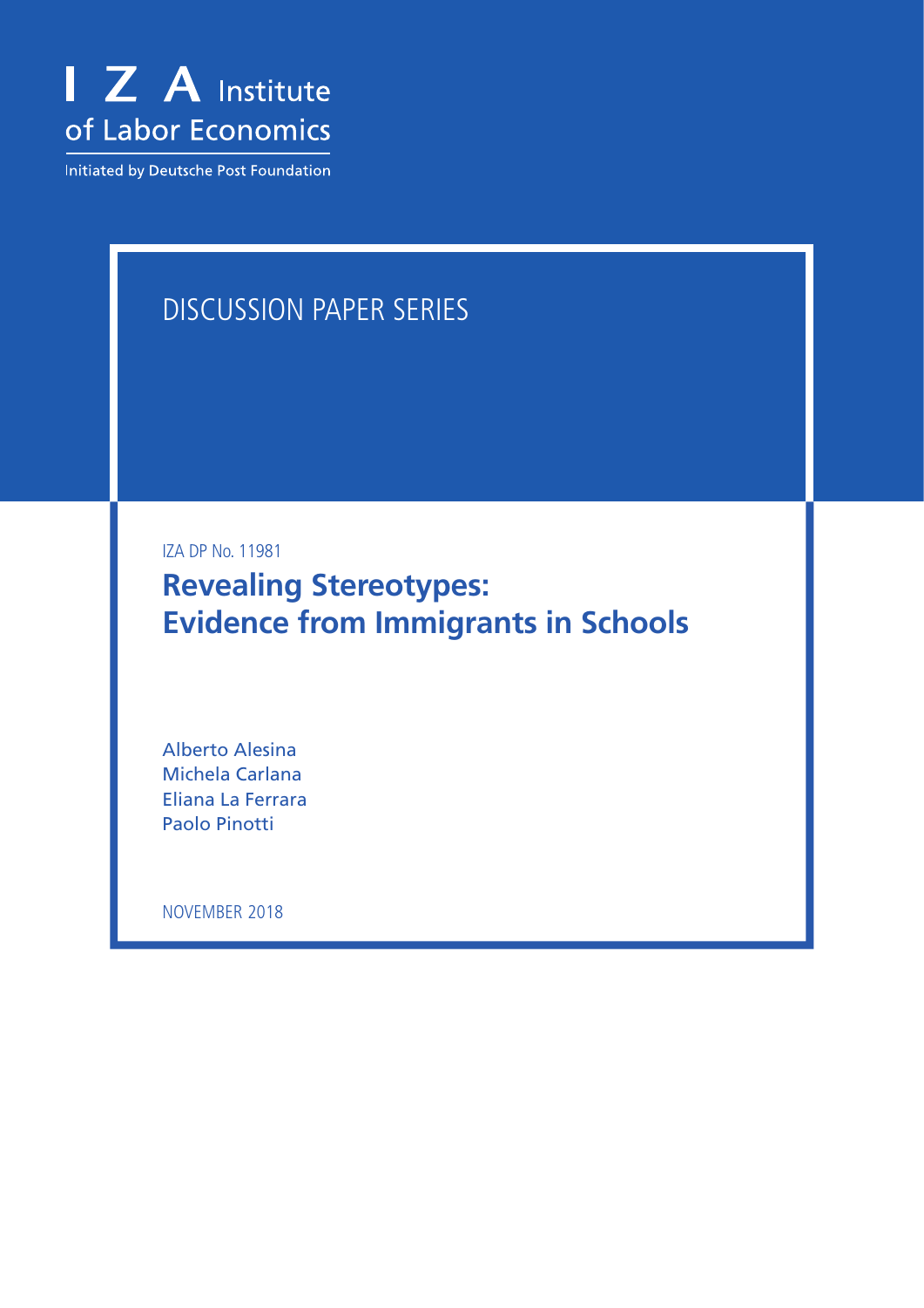I Z A Institute of Labor Economics

Initiated by Deutsche Post Foundation

DISCUSSION PAPER SERIES

IZA DP No. 11981

# Revealing Stereotypes: Evidence from Immigrants in Schools

Alberto Alesina
Michela Carlana
Eliana La Ferrara
Paolo Pinotti

NOVEMBER 2018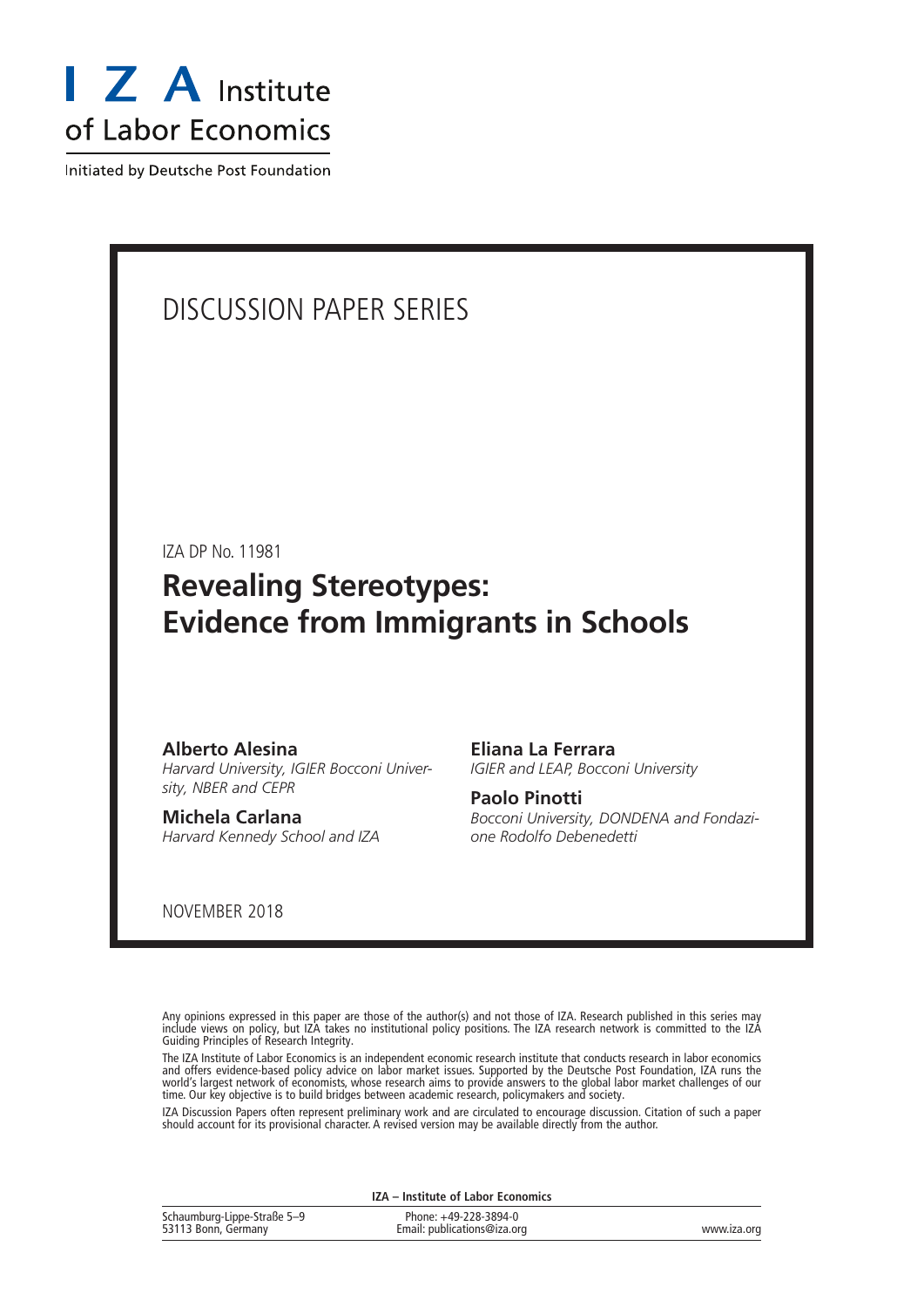I Z A Institute of Labor Economics

Initiated by Deutsche Post Foundation

# DISCUSSION PAPER SERIES

IZA DP No. 11981

## Revealing Stereotypes: Evidence from Immigrants in Schools

**Alberto Alesina**
*Harvard University, IGIER Bocconi University, NBER and CEPR*

**Michela Carlana**
*Harvard Kennedy School and IZA*

**Eliana La Ferrara**
*IGIER and LEAP, Bocconi University*

**Paolo Pinotti**
*Bocconi University, DONDENA and Fondazione Rodolfo Debenedetti*

NOVEMBER 2018

Any opinions expressed in this paper are those of the author(s) and not those of IZA. Research published in this series may include views on policy, but IZA takes no institutional policy positions. The IZA research network is committed to the IZA Guiding Principles of Research Integrity.

The IZA Institute of Labor Economics is an independent economic research institute that conducts research in labor economics and offers evidence-based policy advice on labor market issues. Supported by the Deutsche Post Foundation, IZA runs the world's largest network of economists, whose research aims to provide answers to the global labor market challenges of our time. Our key objective is to build bridges between academic research, policymakers and society.

IZA Discussion Papers often represent preliminary work and are circulated to encourage discussion. Citation of such a paper should account for its provisional character. A revised version may be available directly from the author.

**IZA – Institute of Labor Economics**

| | | |
|---|---|---|
| Schaumburg-Lippe-Straße 5–9<br>53113 Bonn, Germany | Phone: +49-228-3894-0<br>Email: publications@iza.org | www.iza.org |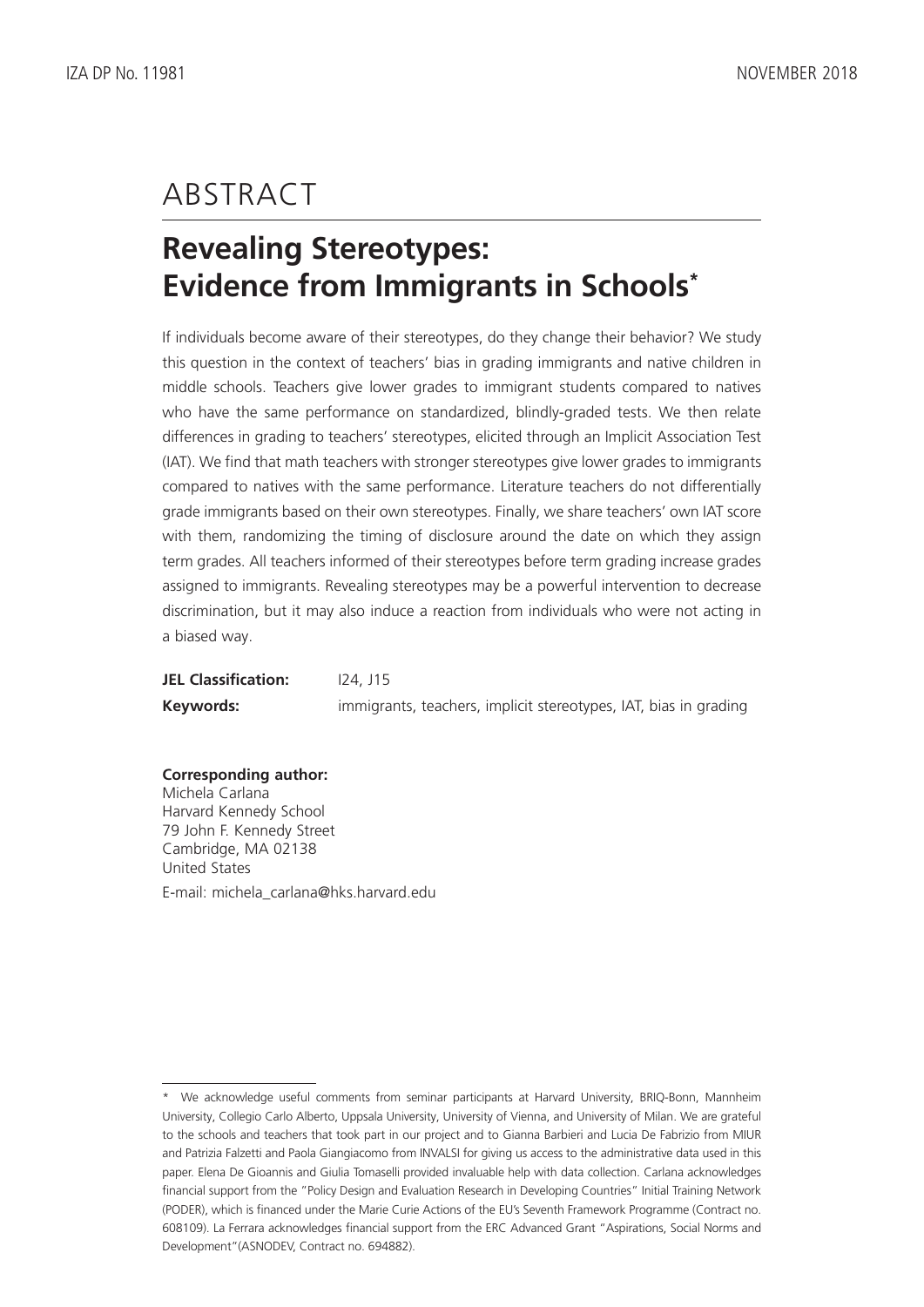# ABSTRACT

## Revealing Stereotypes: Evidence from Immigrants in Schools*

If individuals become aware of their stereotypes, do they change their behavior? We study this question in the context of teachers' bias in grading immigrants and native children in middle schools. Teachers give lower grades to immigrant students compared to natives who have the same performance on standardized, blindly-graded tests. We then relate differences in grading to teachers' stereotypes, elicited through an Implicit Association Test (IAT). We find that math teachers with stronger stereotypes give lower grades to immigrants compared to natives with the same performance. Literature teachers do not differentially grade immigrants based on their own stereotypes. Finally, we share teachers' own IAT score with them, randomizing the timing of disclosure around the date on which they assign term grades. All teachers informed of their stereotypes before term grading increase grades assigned to immigrants. Revealing stereotypes may be a powerful intervention to decrease discrimination, but it may also induce a reaction from individuals who were not acting in a biased way.

**JEL Classification:** I24, J15

**Keywords:** immigrants, teachers, implicit stereotypes, IAT, bias in grading

**Corresponding author:**

Michela Carlana
Harvard Kennedy School
79 John F. Kennedy Street
Cambridge, MA 02138
United States

E-mail: michela_carlana@hks.harvard.edu

---

* We acknowledge useful comments from seminar participants at Harvard University, BRIQ-Bonn, Mannheim University, Collegio Carlo Alberto, Uppsala University, University of Vienna, and University of Milan. We are grateful to the schools and teachers that took part in our project and to Gianna Barbieri and Lucia De Fabrizio from MIUR and Patrizia Falzetti and Paola Giangiacomo from INVALSI for giving us access to the administrative data used in this paper. Elena De Gioannis and Giulia Tomaselli provided invaluable help with data collection. Carlana acknowledges financial support from the "Policy Design and Evaluation Research in Developing Countries" Initial Training Network (PODER), which is financed under the Marie Curie Actions of the EU's Seventh Framework Programme (Contract no. 608109). La Ferrara acknowledges financial support from the ERC Advanced Grant "Aspirations, Social Norms and Development"(ASNODEV, Contract no. 694882).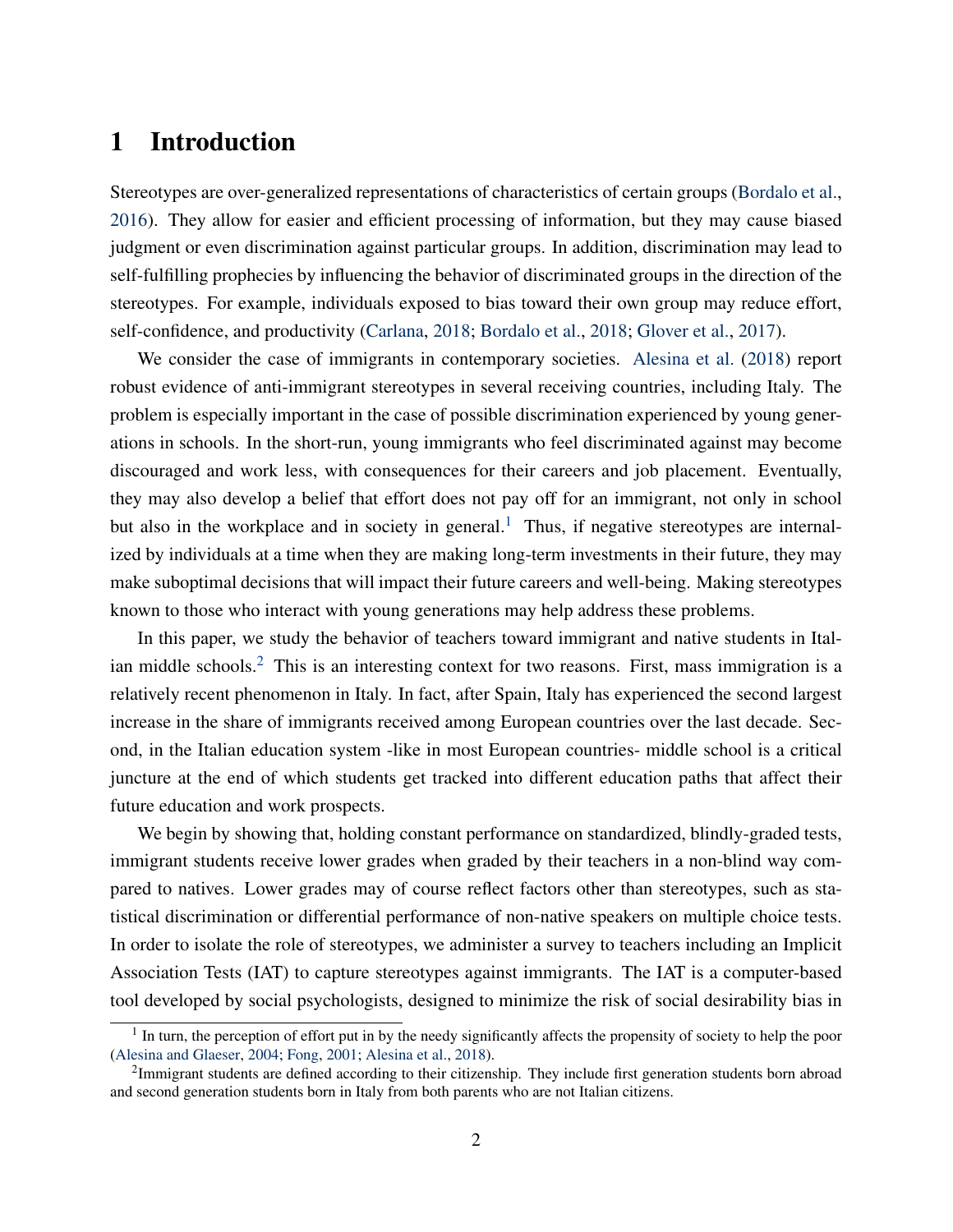# 1 Introduction

Stereotypes are over-generalized representations of characteristics of certain groups (Bordalo et al., 2016). They allow for easier and efficient processing of information, but they may cause biased judgment or even discrimination against particular groups. In addition, discrimination may lead to self-fulfilling prophecies by influencing the behavior of discriminated groups in the direction of the stereotypes. For example, individuals exposed to bias toward their own group may reduce effort, self-confidence, and productivity (Carlana, 2018; Bordalo et al., 2018; Glover et al., 2017).

We consider the case of immigrants in contemporary societies. Alesina et al. (2018) report robust evidence of anti-immigrant stereotypes in several receiving countries, including Italy. The problem is especially important in the case of possible discrimination experienced by young generations in schools. In the short-run, young immigrants who feel discriminated against may become discouraged and work less, with consequences for their careers and job placement. Eventually, they may also develop a belief that effort does not pay off for an immigrant, not only in school but also in the workplace and in society in general.[1] Thus, if negative stereotypes are internalized by individuals at a time when they are making long-term investments in their future, they may make suboptimal decisions that will impact their future careers and well-being. Making stereotypes known to those who interact with young generations may help address these problems.

In this paper, we study the behavior of teachers toward immigrant and native students in Italian middle schools.[2] This is an interesting context for two reasons. First, mass immigration is a relatively recent phenomenon in Italy. In fact, after Spain, Italy has experienced the second largest increase in the share of immigrants received among European countries over the last decade. Second, in the Italian education system -like in most European countries- middle school is a critical juncture at the end of which students get tracked into different education paths that affect their future education and work prospects.

We begin by showing that, holding constant performance on standardized, blindly-graded tests, immigrant students receive lower grades when graded by their teachers in a non-blind way compared to natives. Lower grades may of course reflect factors other than stereotypes, such as statistical discrimination or differential performance of non-native speakers on multiple choice tests. In order to isolate the role of stereotypes, we administer a survey to teachers including an Implicit Association Tests (IAT) to capture stereotypes against immigrants. The IAT is a computer-based tool developed by social psychologists, designed to minimize the risk of social desirability bias in

---

[1] In turn, the perception of effort put in by the needy significantly affects the propensity of society to help the poor (Alesina and Glaeser, 2004; Fong, 2001; Alesina et al., 2018).

[2] Immigrant students are defined according to their citizenship. They include first generation students born abroad and second generation students born in Italy from both parents who are not Italian citizens.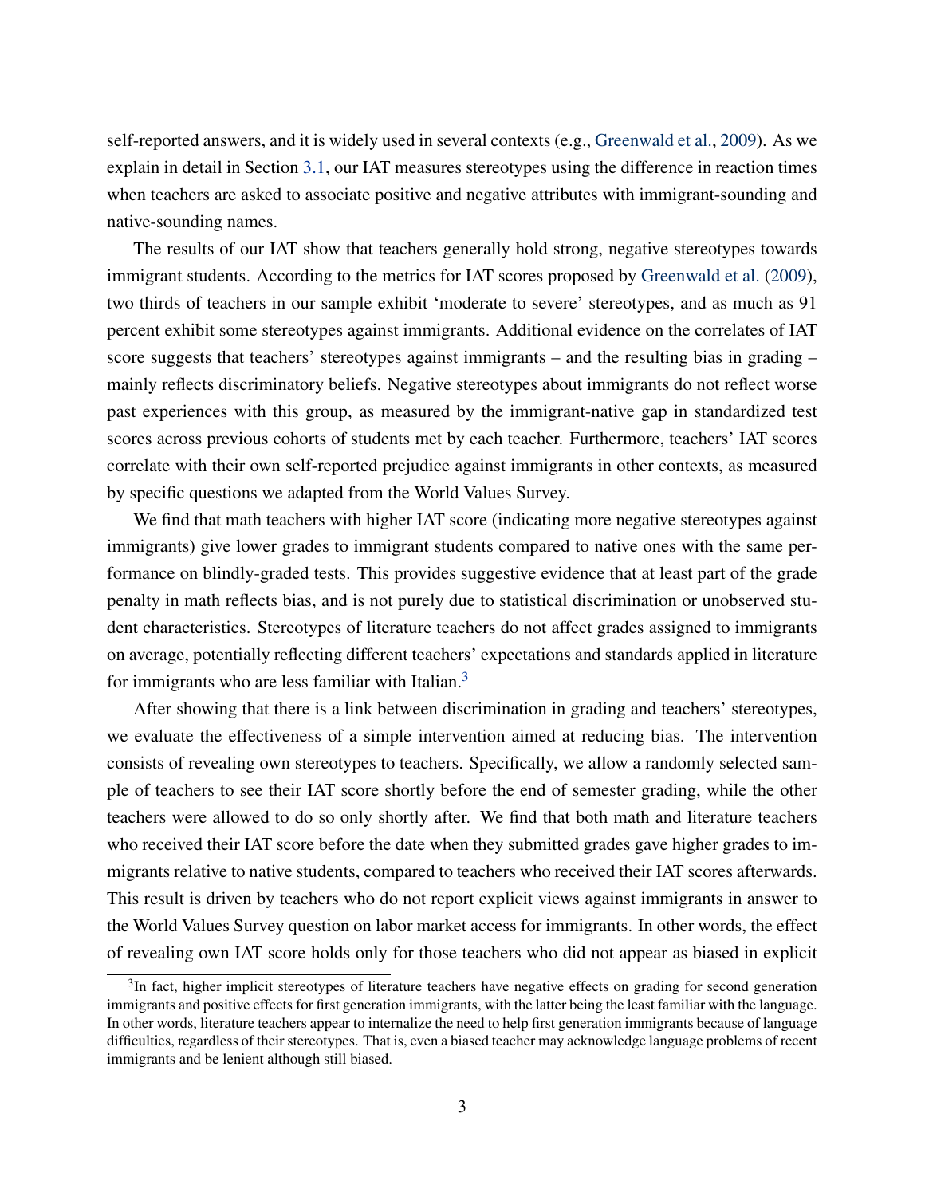self-reported answers, and it is widely used in several contexts (e.g., Greenwald et al., 2009). As we explain in detail in Section 3.1, our IAT measures stereotypes using the difference in reaction times when teachers are asked to associate positive and negative attributes with immigrant-sounding and native-sounding names.

The results of our IAT show that teachers generally hold strong, negative stereotypes towards immigrant students. According to the metrics for IAT scores proposed by Greenwald et al. (2009), two thirds of teachers in our sample exhibit 'moderate to severe' stereotypes, and as much as 91 percent exhibit some stereotypes against immigrants. Additional evidence on the correlates of IAT score suggests that teachers' stereotypes against immigrants – and the resulting bias in grading – mainly reflects discriminatory beliefs. Negative stereotypes about immigrants do not reflect worse past experiences with this group, as measured by the immigrant-native gap in standardized test scores across previous cohorts of students met by each teacher. Furthermore, teachers' IAT scores correlate with their own self-reported prejudice against immigrants in other contexts, as measured by specific questions we adapted from the World Values Survey.

We find that math teachers with higher IAT score (indicating more negative stereotypes against immigrants) give lower grades to immigrant students compared to native ones with the same performance on blindly-graded tests. This provides suggestive evidence that at least part of the grade penalty in math reflects bias, and is not purely due to statistical discrimination or unobserved student characteristics. Stereotypes of literature teachers do not affect grades assigned to immigrants on average, potentially reflecting different teachers' expectations and standards applied in literature for immigrants who are less familiar with Italian.[3]

After showing that there is a link between discrimination in grading and teachers' stereotypes, we evaluate the effectiveness of a simple intervention aimed at reducing bias. The intervention consists of revealing own stereotypes to teachers. Specifically, we allow a randomly selected sample of teachers to see their IAT score shortly before the end of semester grading, while the other teachers were allowed to do so only shortly after. We find that both math and literature teachers who received their IAT score before the date when they submitted grades gave higher grades to immigrants relative to native students, compared to teachers who received their IAT scores afterwards. This result is driven by teachers who do not report explicit views against immigrants in answer to the World Values Survey question on labor market access for immigrants. In other words, the effect of revealing own IAT score holds only for those teachers who did not appear as biased in explicit

[3]In fact, higher implicit stereotypes of literature teachers have negative effects on grading for second generation immigrants and positive effects for first generation immigrants, with the latter being the least familiar with the language. In other words, literature teachers appear to internalize the need to help first generation immigrants because of language difficulties, regardless of their stereotypes. That is, even a biased teacher may acknowledge language problems of recent immigrants and be lenient although still biased.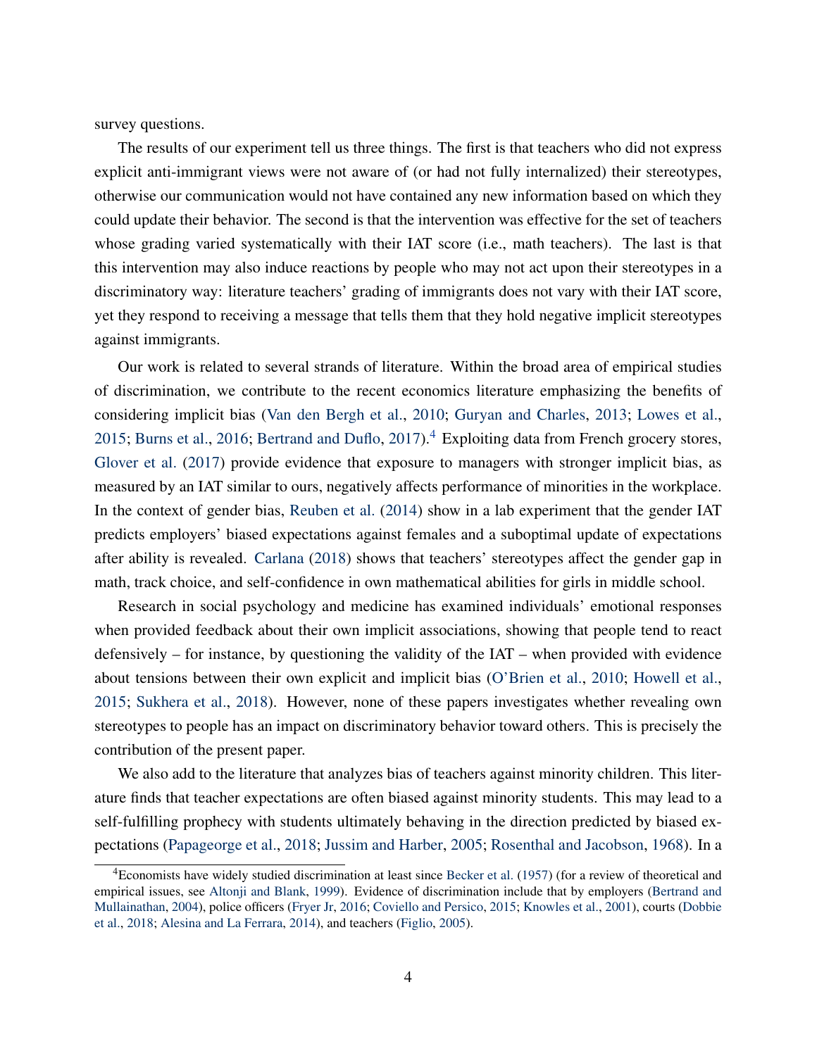survey questions.

The results of our experiment tell us three things. The first is that teachers who did not express explicit anti-immigrant views were not aware of (or had not fully internalized) their stereotypes, otherwise our communication would not have contained any new information based on which they could update their behavior. The second is that the intervention was effective for the set of teachers whose grading varied systematically with their IAT score (i.e., math teachers). The last is that this intervention may also induce reactions by people who may not act upon their stereotypes in a discriminatory way: literature teachers' grading of immigrants does not vary with their IAT score, yet they respond to receiving a message that tells them that they hold negative implicit stereotypes against immigrants.

Our work is related to several strands of literature. Within the broad area of empirical studies of discrimination, we contribute to the recent economics literature emphasizing the benefits of considering implicit bias (Van den Bergh et al., 2010; Guryan and Charles, 2013; Lowes et al., 2015; Burns et al., 2016; Bertrand and Duflo, 2017).[4] Exploiting data from French grocery stores, Glover et al. (2017) provide evidence that exposure to managers with stronger implicit bias, as measured by an IAT similar to ours, negatively affects performance of minorities in the workplace. In the context of gender bias, Reuben et al. (2014) show in a lab experiment that the gender IAT predicts employers' biased expectations against females and a suboptimal update of expectations after ability is revealed. Carlana (2018) shows that teachers' stereotypes affect the gender gap in math, track choice, and self-confidence in own mathematical abilities for girls in middle school.

Research in social psychology and medicine has examined individuals' emotional responses when provided feedback about their own implicit associations, showing that people tend to react defensively – for instance, by questioning the validity of the IAT – when provided with evidence about tensions between their own explicit and implicit bias (O'Brien et al., 2010; Howell et al., 2015; Sukhera et al., 2018). However, none of these papers investigates whether revealing own stereotypes to people has an impact on discriminatory behavior toward others. This is precisely the contribution of the present paper.

We also add to the literature that analyzes bias of teachers against minority children. This literature finds that teacher expectations are often biased against minority students. This may lead to a self-fulfilling prophecy with students ultimately behaving in the direction predicted by biased expectations (Papageorge et al., 2018; Jussim and Harber, 2005; Rosenthal and Jacobson, 1968). In a

[4] Economists have widely studied discrimination at least since Becker et al. (1957) (for a review of theoretical and empirical issues, see Altonji and Blank, 1999). Evidence of discrimination include that by employers (Bertrand and Mullainathan, 2004), police officers (Fryer Jr, 2016; Coviello and Persico, 2015; Knowles et al., 2001), courts (Dobbie et al., 2018; Alesina and La Ferrara, 2014), and teachers (Figlio, 2005).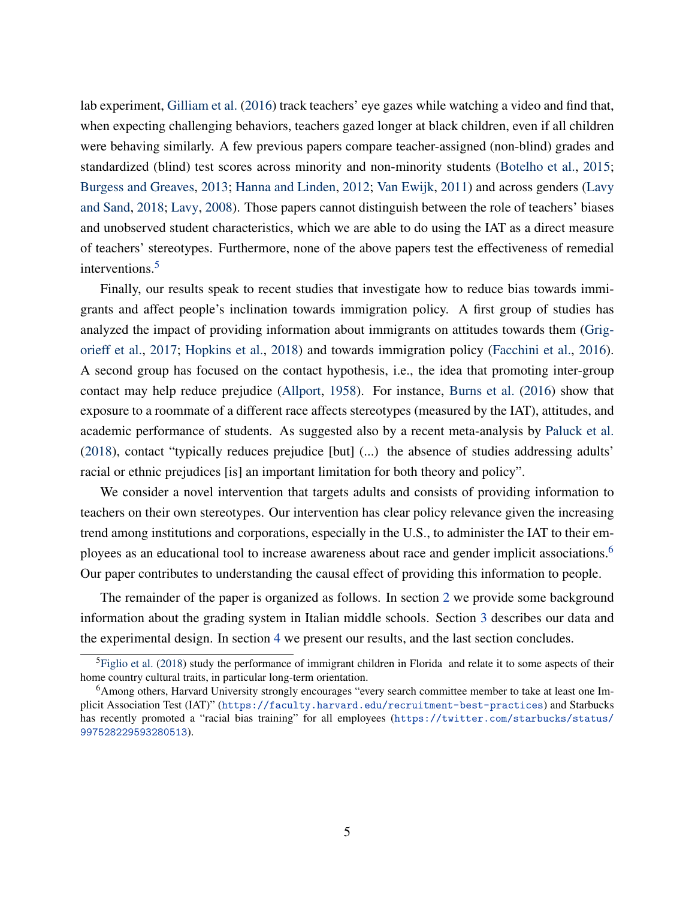lab experiment, Gilliam et al. (2016) track teachers' eye gazes while watching a video and find that, when expecting challenging behaviors, teachers gazed longer at black children, even if all children were behaving similarly. A few previous papers compare teacher-assigned (non-blind) grades and standardized (blind) test scores across minority and non-minority students (Botelho et al., 2015; Burgess and Greaves, 2013; Hanna and Linden, 2012; Van Ewijk, 2011) and across genders (Lavy and Sand, 2018; Lavy, 2008). Those papers cannot distinguish between the role of teachers' biases and unobserved student characteristics, which we are able to do using the IAT as a direct measure of teachers' stereotypes. Furthermore, none of the above papers test the effectiveness of remedial interventions.[5]

Finally, our results speak to recent studies that investigate how to reduce bias towards immigrants and affect people's inclination towards immigration policy. A first group of studies has analyzed the impact of providing information about immigrants on attitudes towards them (Grigorieff et al., 2017; Hopkins et al., 2018) and towards immigration policy (Facchini et al., 2016). A second group has focused on the contact hypothesis, i.e., the idea that promoting inter-group contact may help reduce prejudice (Allport, 1958). For instance, Burns et al. (2016) show that exposure to a roommate of a different race affects stereotypes (measured by the IAT), attitudes, and academic performance of students. As suggested also by a recent meta-analysis by Paluck et al. (2018), contact "typically reduces prejudice [but] (...) the absence of studies addressing adults' racial or ethnic prejudices [is] an important limitation for both theory and policy".

We consider a novel intervention that targets adults and consists of providing information to teachers on their own stereotypes. Our intervention has clear policy relevance given the increasing trend among institutions and corporations, especially in the U.S., to administer the IAT to their employees as an educational tool to increase awareness about race and gender implicit associations.[6] Our paper contributes to understanding the causal effect of providing this information to people.

The remainder of the paper is organized as follows. In section 2 we provide some background information about the grading system in Italian middle schools. Section 3 describes our data and the experimental design. In section 4 we present our results, and the last section concludes.

[5] Figlio et al. (2018) study the performance of immigrant children in Florida and relate it to some aspects of their home country cultural traits, in particular long-term orientation.

[6] Among others, Harvard University strongly encourages "every search committee member to take at least one Implicit Association Test (IAT)" (https://faculty.harvard.edu/recruitment-best-practices) and Starbucks has recently promoted a "racial bias training" for all employees (https://twitter.com/starbucks/status/997528229593280513).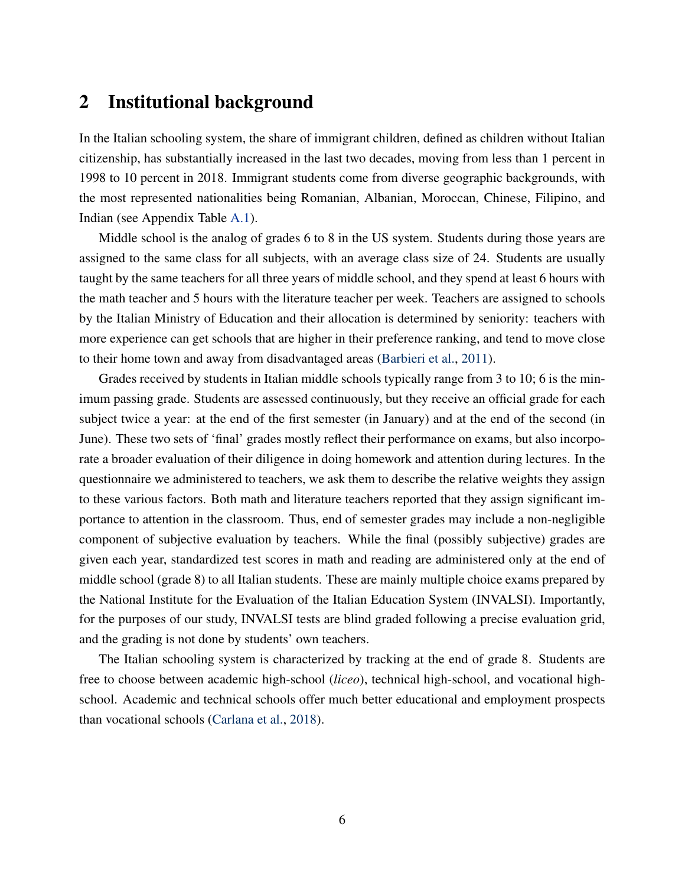## 2 Institutional background

In the Italian schooling system, the share of immigrant children, defined as children without Italian citizenship, has substantially increased in the last two decades, moving from less than 1 percent in 1998 to 10 percent in 2018. Immigrant students come from diverse geographic backgrounds, with the most represented nationalities being Romanian, Albanian, Moroccan, Chinese, Filipino, and Indian (see Appendix Table A.1).

Middle school is the analog of grades 6 to 8 in the US system. Students during those years are assigned to the same class for all subjects, with an average class size of 24. Students are usually taught by the same teachers for all three years of middle school, and they spend at least 6 hours with the math teacher and 5 hours with the literature teacher per week. Teachers are assigned to schools by the Italian Ministry of Education and their allocation is determined by seniority: teachers with more experience can get schools that are higher in their preference ranking, and tend to move close to their home town and away from disadvantaged areas (Barbieri et al., 2011).

Grades received by students in Italian middle schools typically range from 3 to 10; 6 is the minimum passing grade. Students are assessed continuously, but they receive an official grade for each subject twice a year: at the end of the first semester (in January) and at the end of the second (in June). These two sets of 'final' grades mostly reflect their performance on exams, but also incorporate a broader evaluation of their diligence in doing homework and attention during lectures. In the questionnaire we administered to teachers, we ask them to describe the relative weights they assign to these various factors. Both math and literature teachers reported that they assign significant importance to attention in the classroom. Thus, end of semester grades may include a non-negligible component of subjective evaluation by teachers. While the final (possibly subjective) grades are given each year, standardized test scores in math and reading are administered only at the end of middle school (grade 8) to all Italian students. These are mainly multiple choice exams prepared by the National Institute for the Evaluation of the Italian Education System (INVALSI). Importantly, for the purposes of our study, INVALSI tests are blind graded following a precise evaluation grid, and the grading is not done by students' own teachers.

The Italian schooling system is characterized by tracking at the end of grade 8. Students are free to choose between academic high-school (*liceo*), technical high-school, and vocational high-school. Academic and technical schools offer much better educational and employment prospects than vocational schools (Carlana et al., 2018).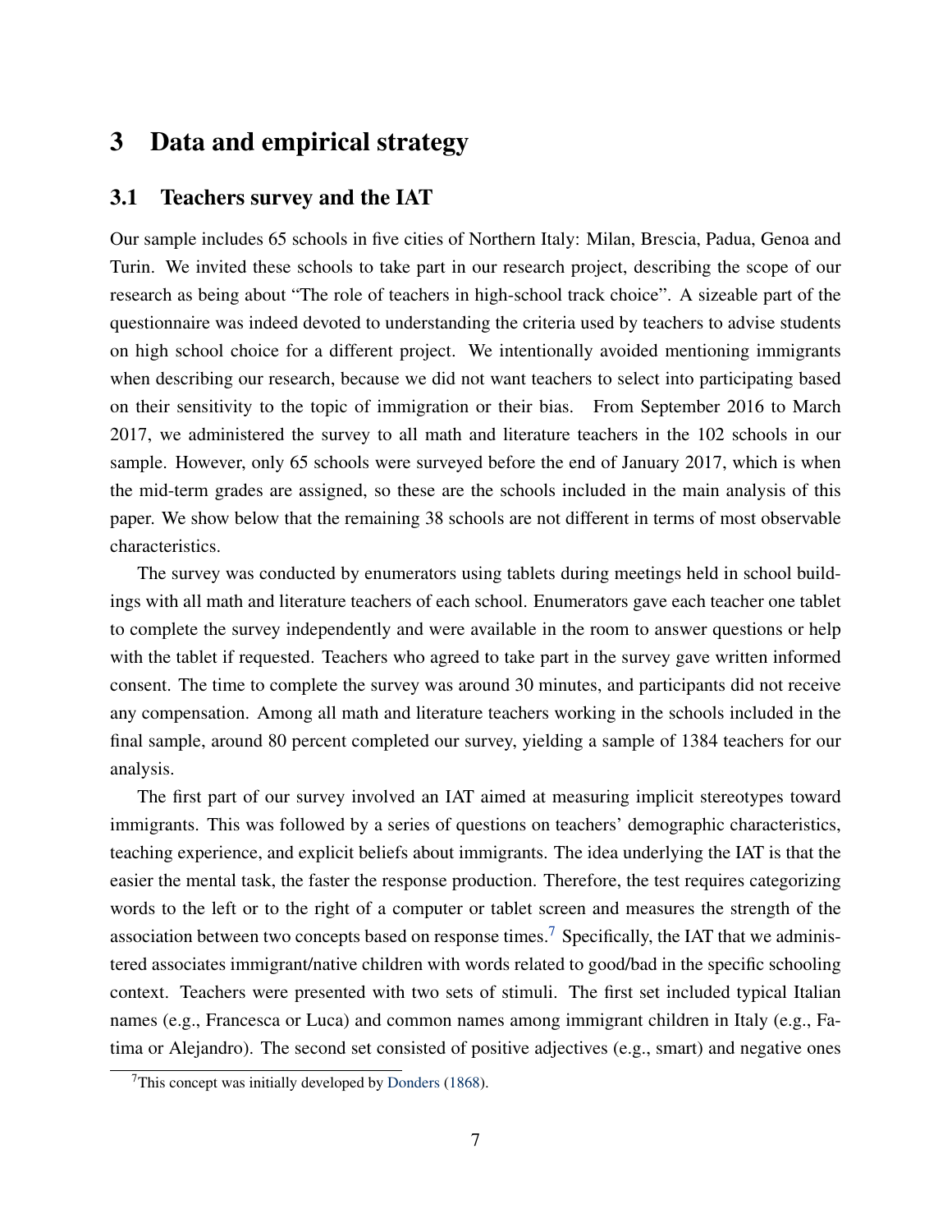# 3 Data and empirical strategy

## 3.1 Teachers survey and the IAT

Our sample includes 65 schools in five cities of Northern Italy: Milan, Brescia, Padua, Genoa and Turin. We invited these schools to take part in our research project, describing the scope of our research as being about "The role of teachers in high-school track choice". A sizeable part of the questionnaire was indeed devoted to understanding the criteria used by teachers to advise students on high school choice for a different project. We intentionally avoided mentioning immigrants when describing our research, because we did not want teachers to select into participating based on their sensitivity to the topic of immigration or their bias. From September 2016 to March 2017, we administered the survey to all math and literature teachers in the 102 schools in our sample. However, only 65 schools were surveyed before the end of January 2017, which is when the mid-term grades are assigned, so these are the schools included in the main analysis of this paper. We show below that the remaining 38 schools are not different in terms of most observable characteristics.

The survey was conducted by enumerators using tablets during meetings held in school buildings with all math and literature teachers of each school. Enumerators gave each teacher one tablet to complete the survey independently and were available in the room to answer questions or help with the tablet if requested. Teachers who agreed to take part in the survey gave written informed consent. The time to complete the survey was around 30 minutes, and participants did not receive any compensation. Among all math and literature teachers working in the schools included in the final sample, around 80 percent completed our survey, yielding a sample of 1384 teachers for our analysis.

The first part of our survey involved an IAT aimed at measuring implicit stereotypes toward immigrants. This was followed by a series of questions on teachers' demographic characteristics, teaching experience, and explicit beliefs about immigrants. The idea underlying the IAT is that the easier the mental task, the faster the response production. Therefore, the test requires categorizing words to the left or to the right of a computer or tablet screen and measures the strength of the association between two concepts based on response times.[7] Specifically, the IAT that we administered associates immigrant/native children with words related to good/bad in the specific schooling context. Teachers were presented with two sets of stimuli. The first set included typical Italian names (e.g., Francesca or Luca) and common names among immigrant children in Italy (e.g., Fatima or Alejandro). The second set consisted of positive adjectives (e.g., smart) and negative ones

[7] This concept was initially developed by Donders (1868).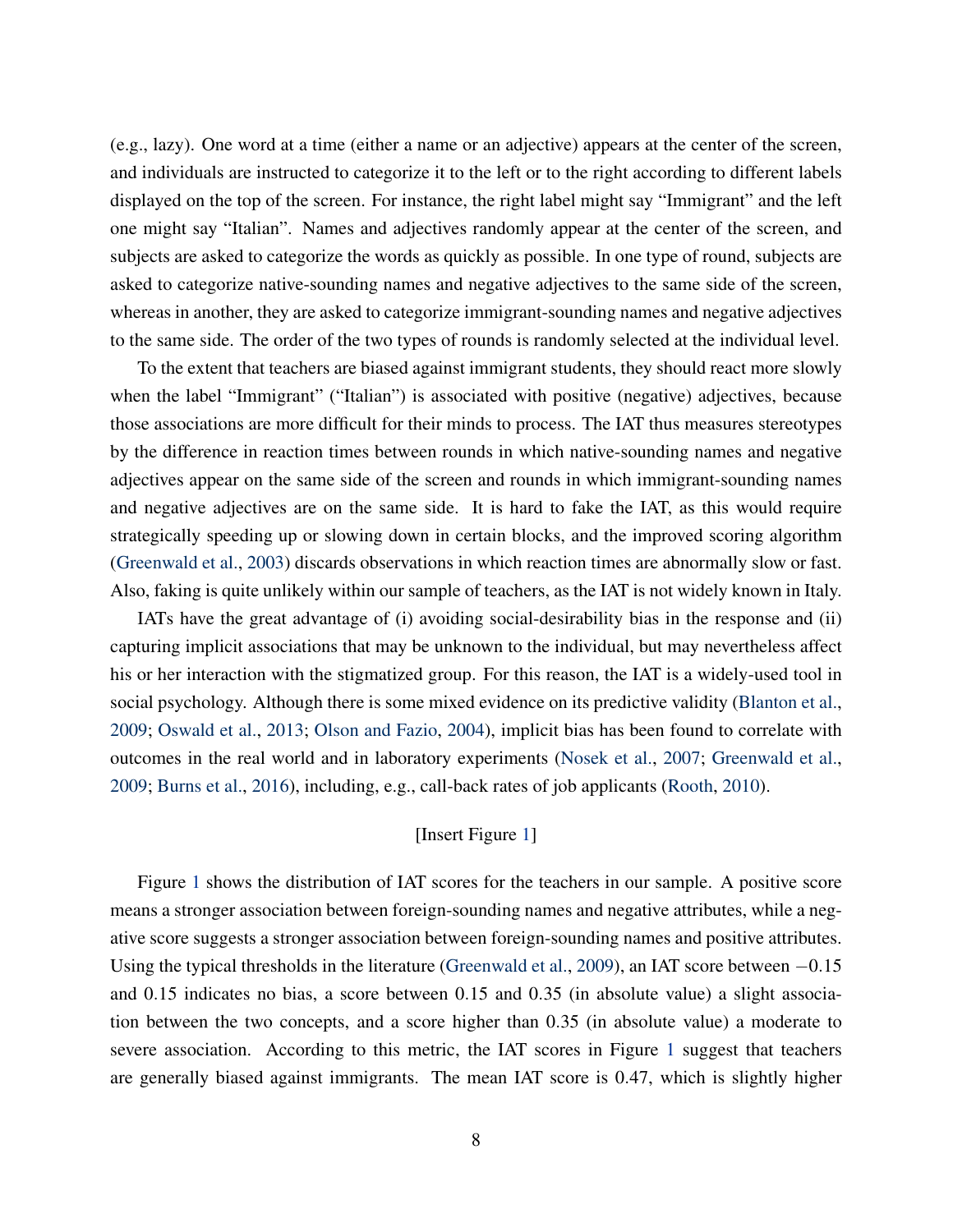(e.g., lazy). One word at a time (either a name or an adjective) appears at the center of the screen, and individuals are instructed to categorize it to the left or to the right according to different labels displayed on the top of the screen. For instance, the right label might say "Immigrant" and the left one might say "Italian". Names and adjectives randomly appear at the center of the screen, and subjects are asked to categorize the words as quickly as possible. In one type of round, subjects are asked to categorize native-sounding names and negative adjectives to the same side of the screen, whereas in another, they are asked to categorize immigrant-sounding names and negative adjectives to the same side. The order of the two types of rounds is randomly selected at the individual level.

To the extent that teachers are biased against immigrant students, they should react more slowly when the label "Immigrant" ("Italian") is associated with positive (negative) adjectives, because those associations are more difficult for their minds to process. The IAT thus measures stereotypes by the difference in reaction times between rounds in which native-sounding names and negative adjectives appear on the same side of the screen and rounds in which immigrant-sounding names and negative adjectives are on the same side. It is hard to fake the IAT, as this would require strategically speeding up or slowing down in certain blocks, and the improved scoring algorithm (Greenwald et al., 2003) discards observations in which reaction times are abnormally slow or fast. Also, faking is quite unlikely within our sample of teachers, as the IAT is not widely known in Italy.

IATs have the great advantage of (i) avoiding social-desirability bias in the response and (ii) capturing implicit associations that may be unknown to the individual, but may nevertheless affect his or her interaction with the stigmatized group. For this reason, the IAT is a widely-used tool in social psychology. Although there is some mixed evidence on its predictive validity (Blanton et al., 2009; Oswald et al., 2013; Olson and Fazio, 2004), implicit bias has been found to correlate with outcomes in the real world and in laboratory experiments (Nosek et al., 2007; Greenwald et al., 2009; Burns et al., 2016), including, e.g., call-back rates of job applicants (Rooth, 2010).

[Insert Figure 1]

Figure 1 shows the distribution of IAT scores for the teachers in our sample. A positive score means a stronger association between foreign-sounding names and negative attributes, while a negative score suggests a stronger association between foreign-sounding names and positive attributes. Using the typical thresholds in the literature (Greenwald et al., 2009), an IAT score between $-0.15$ and 0.15 indicates no bias, a score between 0.15 and 0.35 (in absolute value) a slight association between the two concepts, and a score higher than 0.35 (in absolute value) a moderate to severe association. According to this metric, the IAT scores in Figure 1 suggest that teachers are generally biased against immigrants. The mean IAT score is 0.47, which is slightly higher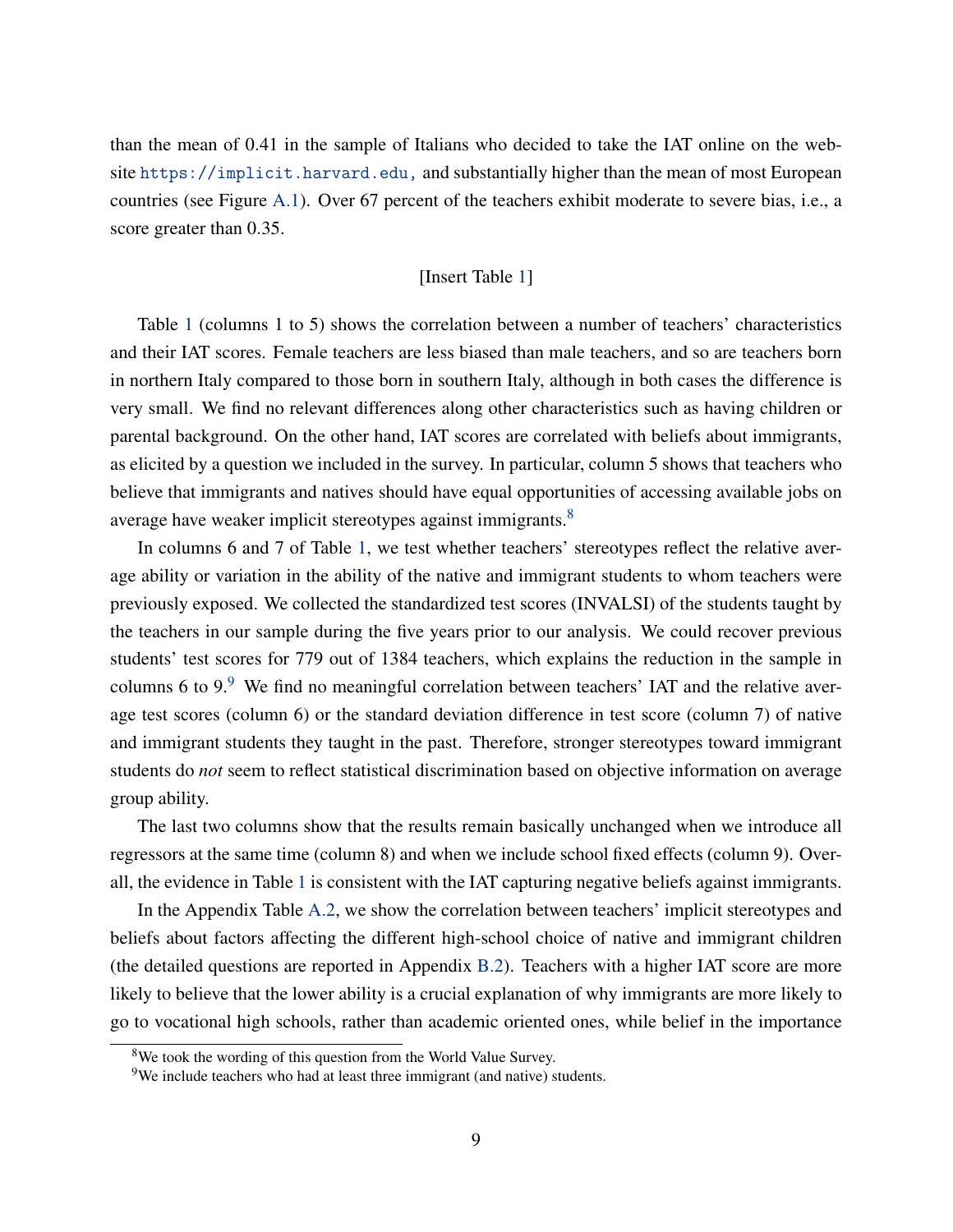than the mean of 0.41 in the sample of Italians who decided to take the IAT online on the website https://implicit.harvard.edu, and substantially higher than the mean of most European countries (see Figure A.1). Over 67 percent of the teachers exhibit moderate to severe bias, i.e., a score greater than 0.35.

[Insert Table 1]

Table 1 (columns 1 to 5) shows the correlation between a number of teachers' characteristics and their IAT scores. Female teachers are less biased than male teachers, and so are teachers born in northern Italy compared to those born in southern Italy, although in both cases the difference is very small. We find no relevant differences along other characteristics such as having children or parental background. On the other hand, IAT scores are correlated with beliefs about immigrants, as elicited by a question we included in the survey. In particular, column 5 shows that teachers who believe that immigrants and natives should have equal opportunities of accessing available jobs on average have weaker implicit stereotypes against immigrants.[8]

In columns 6 and 7 of Table 1, we test whether teachers' stereotypes reflect the relative average ability or variation in the ability of the native and immigrant students to whom teachers were previously exposed. We collected the standardized test scores (INVALSI) of the students taught by the teachers in our sample during the five years prior to our analysis. We could recover previous students' test scores for 779 out of 1384 teachers, which explains the reduction in the sample in columns 6 to 9.[9] We find no meaningful correlation between teachers' IAT and the relative average test scores (column 6) or the standard deviation difference in test score (column 7) of native and immigrant students they taught in the past. Therefore, stronger stereotypes toward immigrant students do *not* seem to reflect statistical discrimination based on objective information on average group ability.

The last two columns show that the results remain basically unchanged when we introduce all regressors at the same time (column 8) and when we include school fixed effects (column 9). Overall, the evidence in Table 1 is consistent with the IAT capturing negative beliefs against immigrants.

In the Appendix Table A.2, we show the correlation between teachers' implicit stereotypes and beliefs about factors affecting the different high-school choice of native and immigrant children (the detailed questions are reported in Appendix B.2). Teachers with a higher IAT score are more likely to believe that the lower ability is a crucial explanation of why immigrants are more likely to go to vocational high schools, rather than academic oriented ones, while belief in the importance

[8] We took the wording of this question from the World Value Survey.

[9] We include teachers who had at least three immigrant (and native) students.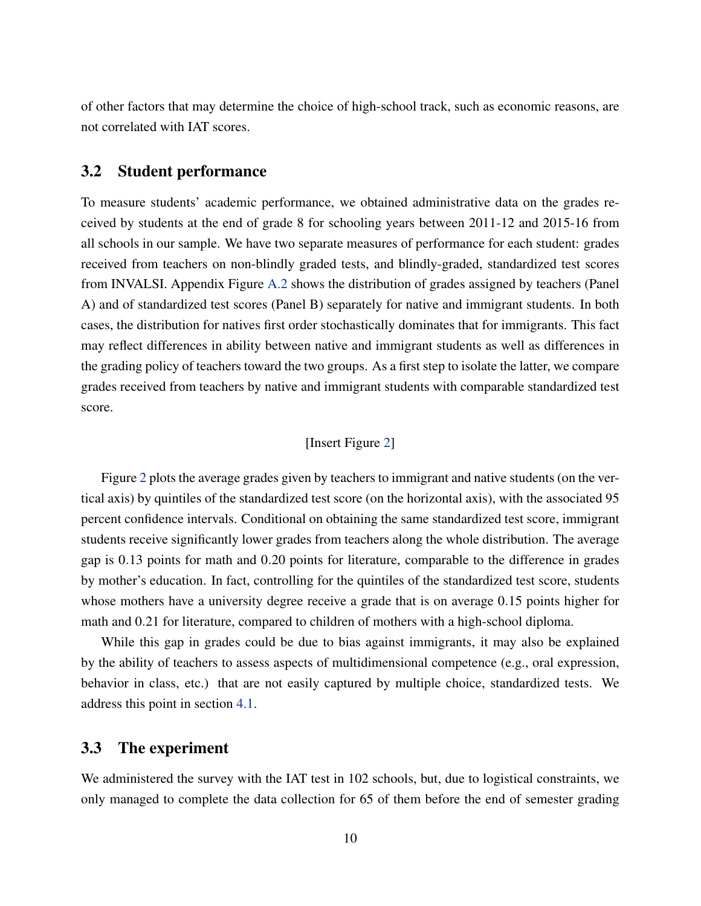of other factors that may determine the choice of high-school track, such as economic reasons, are not correlated with IAT scores.

## 3.2 Student performance

To measure students' academic performance, we obtained administrative data on the grades received by students at the end of grade 8 for schooling years between 2011-12 and 2015-16 from all schools in our sample. We have two separate measures of performance for each student: grades received from teachers on non-blindly graded tests, and blindly-graded, standardized test scores from INVALSI. Appendix Figure A.2 shows the distribution of grades assigned by teachers (Panel A) and of standardized test scores (Panel B) separately for native and immigrant students. In both cases, the distribution for natives first order stochastically dominates that for immigrants. This fact may reflect differences in ability between native and immigrant students as well as differences in the grading policy of teachers toward the two groups. As a first step to isolate the latter, we compare grades received from teachers by native and immigrant students with comparable standardized test score.

[Insert Figure 2]

Figure 2 plots the average grades given by teachers to immigrant and native students (on the vertical axis) by quintiles of the standardized test score (on the horizontal axis), with the associated 95 percent confidence intervals. Conditional on obtaining the same standardized test score, immigrant students receive significantly lower grades from teachers along the whole distribution. The average gap is 0.13 points for math and 0.20 points for literature, comparable to the difference in grades by mother's education. In fact, controlling for the quintiles of the standardized test score, students whose mothers have a university degree receive a grade that is on average 0.15 points higher for math and 0.21 for literature, compared to children of mothers with a high-school diploma.

While this gap in grades could be due to bias against immigrants, it may also be explained by the ability of teachers to assess aspects of multidimensional competence (e.g., oral expression, behavior in class, etc.) that are not easily captured by multiple choice, standardized tests. We address this point in section 4.1.

## 3.3 The experiment

We administered the survey with the IAT test in 102 schools, but, due to logistical constraints, we only managed to complete the data collection for 65 of them before the end of semester grading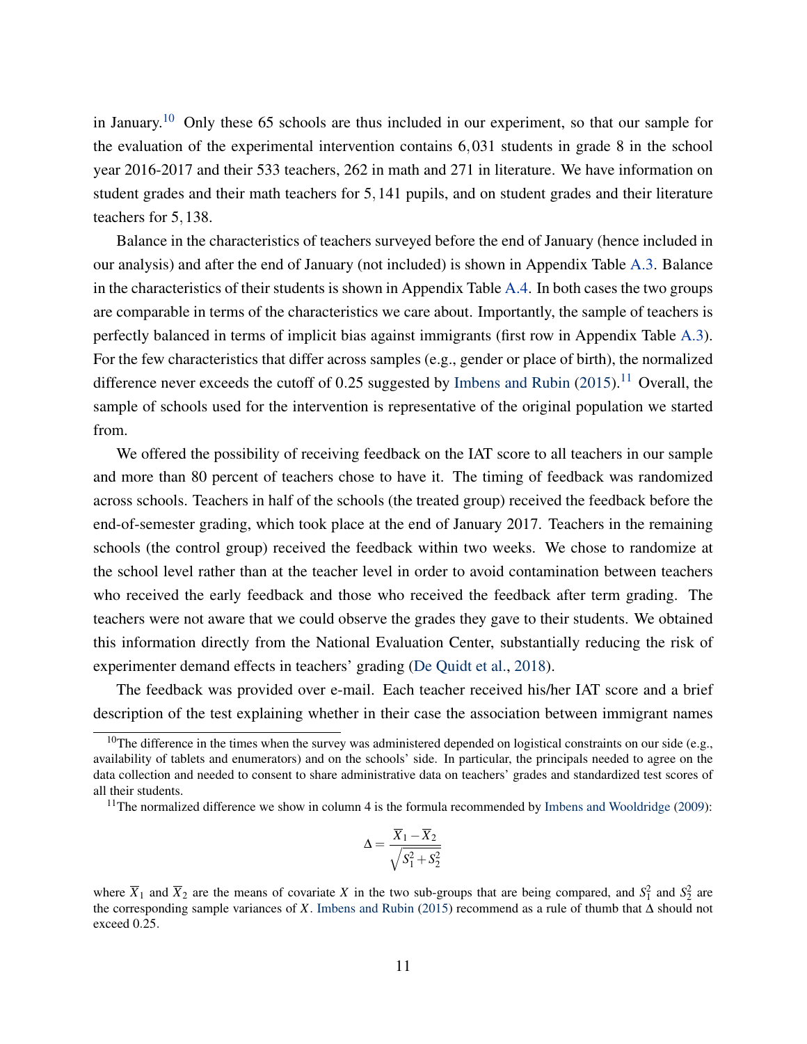in January.[10] Only these 65 schools are thus included in our experiment, so that our sample for the evaluation of the experimental intervention contains 6,031 students in grade 8 in the school year 2016-2017 and their 533 teachers, 262 in math and 271 in literature. We have information on student grades and their math teachers for 5,141 pupils, and on student grades and their literature teachers for 5,138.

Balance in the characteristics of teachers surveyed before the end of January (hence included in our analysis) and after the end of January (not included) is shown in Appendix Table A.3. Balance in the characteristics of their students is shown in Appendix Table A.4. In both cases the two groups are comparable in terms of the characteristics we care about. Importantly, the sample of teachers is perfectly balanced in terms of implicit bias against immigrants (first row in Appendix Table A.3). For the few characteristics that differ across samples (e.g., gender or place of birth), the normalized difference never exceeds the cutoff of 0.25 suggested by Imbens and Rubin (2015).[11] Overall, the sample of schools used for the intervention is representative of the original population we started from.

We offered the possibility of receiving feedback on the IAT score to all teachers in our sample and more than 80 percent of teachers chose to have it. The timing of feedback was randomized across schools. Teachers in half of the schools (the treated group) received the feedback before the end-of-semester grading, which took place at the end of January 2017. Teachers in the remaining schools (the control group) received the feedback within two weeks. We chose to randomize at the school level rather than at the teacher level in order to avoid contamination between teachers who received the early feedback and those who received the feedback after term grading. The teachers were not aware that we could observe the grades they gave to their students. We obtained this information directly from the National Evaluation Center, substantially reducing the risk of experimenter demand effects in teachers' grading (De Quidt et al., 2018).

The feedback was provided over e-mail. Each teacher received his/her IAT score and a brief description of the test explaining whether in their case the association between immigrant names

[10]The difference in the times when the survey was administered depended on logistical constraints on our side (e.g., availability of tablets and enumerators) and on the schools' side. In particular, the principals needed to agree on the data collection and needed to consent to share administrative data on teachers' grades and standardized test scores of all their students.

[11]The normalized difference we show in column 4 is the formula recommended by Imbens and Wooldridge (2009):

$$\Delta = \frac{\overline{X}_1 - \overline{X}_2}{\sqrt{S_1^2 + S_2^2}}$$

where $\overline{X}_1$ and $\overline{X}_2$ are the means of covariate $X$ in the two sub-groups that are being compared, and $S_1^2$ and $S_2^2$ are the corresponding sample variances of $X$. Imbens and Rubin (2015) recommend as a rule of thumb that $\Delta$ should not exceed 0.25.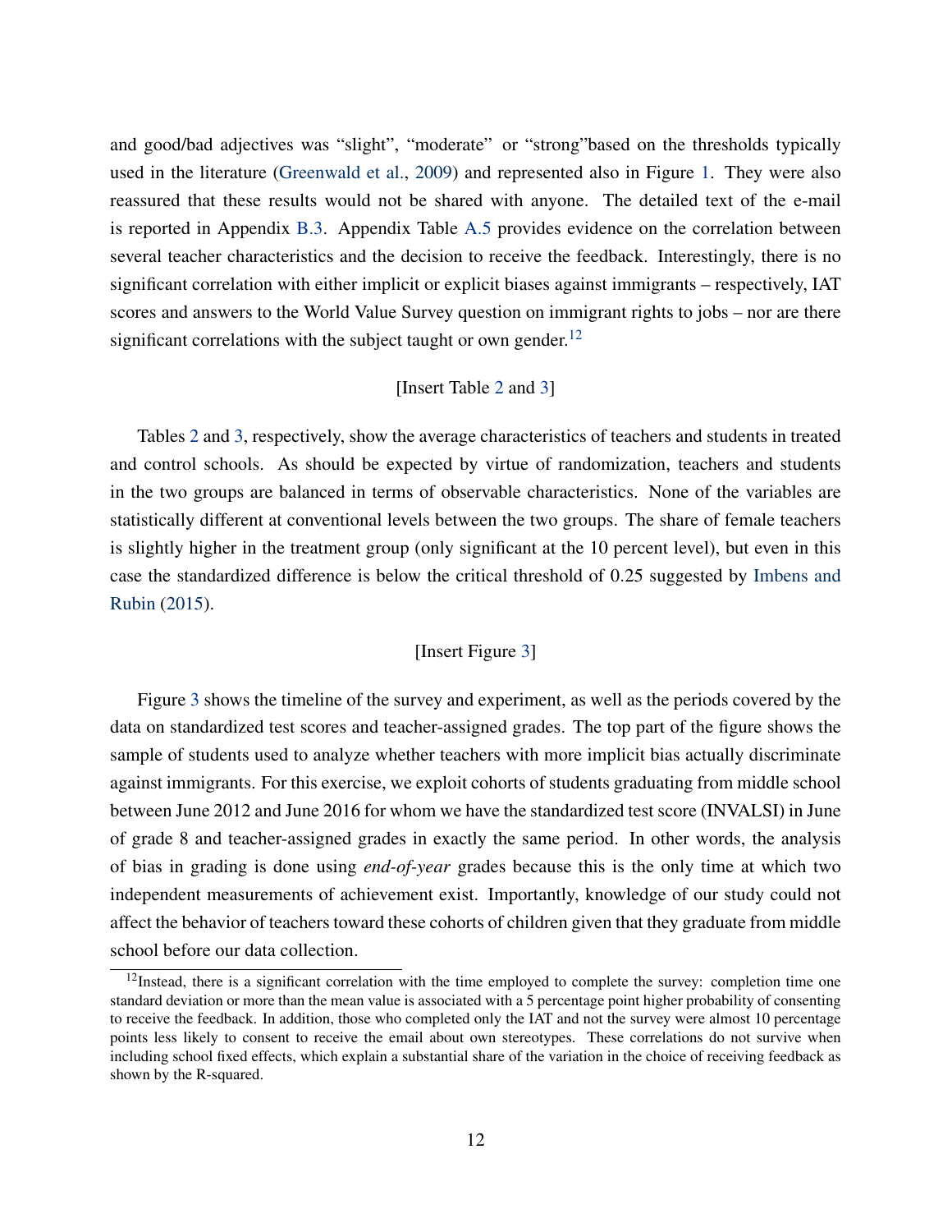and good/bad adjectives was "slight", "moderate" or "strong"based on the thresholds typically used in the literature (Greenwald et al., 2009) and represented also in Figure 1. They were also reassured that these results would not be shared with anyone. The detailed text of the e-mail is reported in Appendix B.3. Appendix Table A.5 provides evidence on the correlation between several teacher characteristics and the decision to receive the feedback. Interestingly, there is no significant correlation with either implicit or explicit biases against immigrants – respectively, IAT scores and answers to the World Value Survey question on immigrant rights to jobs – nor are there significant correlations with the subject taught or own gender.[12]

[Insert Table 2 and 3]

Tables 2 and 3, respectively, show the average characteristics of teachers and students in treated and control schools. As should be expected by virtue of randomization, teachers and students in the two groups are balanced in terms of observable characteristics. None of the variables are statistically different at conventional levels between the two groups. The share of female teachers is slightly higher in the treatment group (only significant at the 10 percent level), but even in this case the standardized difference is below the critical threshold of 0.25 suggested by Imbens and Rubin (2015).

[Insert Figure 3]

Figure 3 shows the timeline of the survey and experiment, as well as the periods covered by the data on standardized test scores and teacher-assigned grades. The top part of the figure shows the sample of students used to analyze whether teachers with more implicit bias actually discriminate against immigrants. For this exercise, we exploit cohorts of students graduating from middle school between June 2012 and June 2016 for whom we have the standardized test score (INVALSI) in June of grade 8 and teacher-assigned grades in exactly the same period. In other words, the analysis of bias in grading is done using *end-of-year* grades because this is the only time at which two independent measurements of achievement exist. Importantly, knowledge of our study could not affect the behavior of teachers toward these cohorts of children given that they graduate from middle school before our data collection.

[12] Instead, there is a significant correlation with the time employed to complete the survey: completion time one standard deviation or more than the mean value is associated with a 5 percentage point higher probability of consenting to receive the feedback. In addition, those who completed only the IAT and not the survey were almost 10 percentage points less likely to consent to receive the email about own stereotypes. These correlations do not survive when including school fixed effects, which explain a substantial share of the variation in the choice of receiving feedback as shown by the R-squared.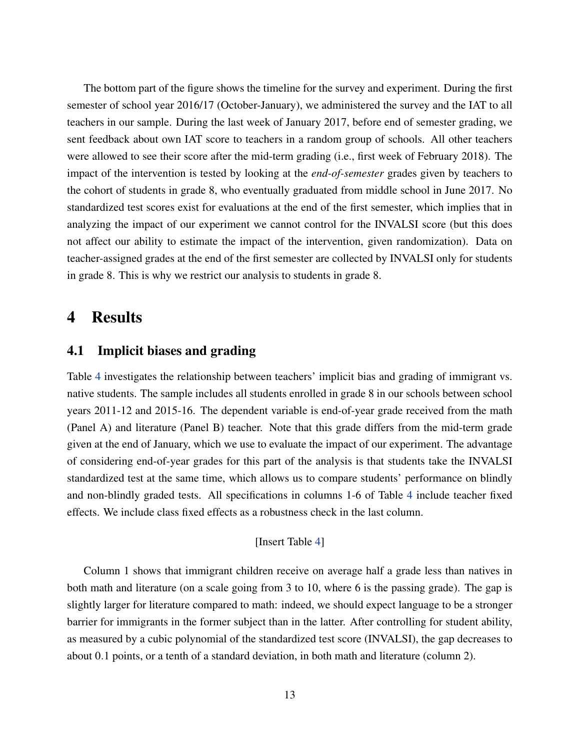The bottom part of the figure shows the timeline for the survey and experiment. During the first semester of school year 2016/17 (October-January), we administered the survey and the IAT to all teachers in our sample. During the last week of January 2017, before end of semester grading, we sent feedback about own IAT score to teachers in a random group of schools. All other teachers were allowed to see their score after the mid-term grading (i.e., first week of February 2018). The impact of the intervention is tested by looking at the *end-of-semester* grades given by teachers to the cohort of students in grade 8, who eventually graduated from middle school in June 2017. No standardized test scores exist for evaluations at the end of the first semester, which implies that in analyzing the impact of our experiment we cannot control for the INVALSI score (but this does not affect our ability to estimate the impact of the intervention, given randomization). Data on teacher-assigned grades at the end of the first semester are collected by INVALSI only for students in grade 8. This is why we restrict our analysis to students in grade 8.

# 4 Results

## 4.1 Implicit biases and grading

Table 4 investigates the relationship between teachers' implicit bias and grading of immigrant vs. native students. The sample includes all students enrolled in grade 8 in our schools between school years 2011-12 and 2015-16. The dependent variable is end-of-year grade received from the math (Panel A) and literature (Panel B) teacher. Note that this grade differs from the mid-term grade given at the end of January, which we use to evaluate the impact of our experiment. The advantage of considering end-of-year grades for this part of the analysis is that students take the INVALSI standardized test at the same time, which allows us to compare students' performance on blindly and non-blindly graded tests. All specifications in columns 1-6 of Table 4 include teacher fixed effects. We include class fixed effects as a robustness check in the last column.

[Insert Table 4]

Column 1 shows that immigrant children receive on average half a grade less than natives in both math and literature (on a scale going from 3 to 10, where 6 is the passing grade). The gap is slightly larger for literature compared to math: indeed, we should expect language to be a stronger barrier for immigrants in the former subject than in the latter. After controlling for student ability, as measured by a cubic polynomial of the standardized test score (INVALSI), the gap decreases to about 0.1 points, or a tenth of a standard deviation, in both math and literature (column 2).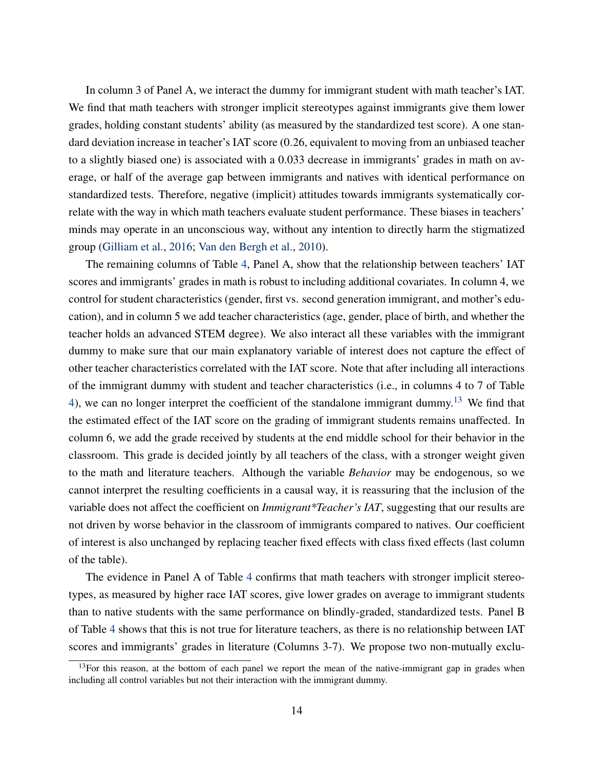In column 3 of Panel A, we interact the dummy for immigrant student with math teacher's IAT. We find that math teachers with stronger implicit stereotypes against immigrants give them lower grades, holding constant students' ability (as measured by the standardized test score). A one standard deviation increase in teacher's IAT score (0.26, equivalent to moving from an unbiased teacher to a slightly biased one) is associated with a 0.033 decrease in immigrants' grades in math on average, or half of the average gap between immigrants and natives with identical performance on standardized tests. Therefore, negative (implicit) attitudes towards immigrants systematically correlate with the way in which math teachers evaluate student performance. These biases in teachers' minds may operate in an unconscious way, without any intention to directly harm the stigmatized group (Gilliam et al., 2016; Van den Bergh et al., 2010).

The remaining columns of Table 4, Panel A, show that the relationship between teachers' IAT scores and immigrants' grades in math is robust to including additional covariates. In column 4, we control for student characteristics (gender, first vs. second generation immigrant, and mother's education), and in column 5 we add teacher characteristics (age, gender, place of birth, and whether the teacher holds an advanced STEM degree). We also interact all these variables with the immigrant dummy to make sure that our main explanatory variable of interest does not capture the effect of other teacher characteristics correlated with the IAT score. Note that after including all interactions of the immigrant dummy with student and teacher characteristics (i.e., in columns 4 to 7 of Table 4), we can no longer interpret the coefficient of the standalone immigrant dummy.[13] We find that the estimated effect of the IAT score on the grading of immigrant students remains unaffected. In column 6, we add the grade received by students at the end middle school for their behavior in the classroom. This grade is decided jointly by all teachers of the class, with a stronger weight given to the math and literature teachers. Although the variable *Behavior* may be endogenous, so we cannot interpret the resulting coefficients in a causal way, it is reassuring that the inclusion of the variable does not affect the coefficient on *Immigrant*Teacher's IAT*, suggesting that our results are not driven by worse behavior in the classroom of immigrants compared to natives. Our coefficient of interest is also unchanged by replacing teacher fixed effects with class fixed effects (last column of the table).

The evidence in Panel A of Table 4 confirms that math teachers with stronger implicit stereotypes, as measured by higher race IAT scores, give lower grades on average to immigrant students than to native students with the same performance on blindly-graded, standardized tests. Panel B of Table 4 shows that this is not true for literature teachers, as there is no relationship between IAT scores and immigrants' grades in literature (Columns 3-7). We propose two non-mutually exclu-

[13] For this reason, at the bottom of each panel we report the mean of the native-immigrant gap in grades when including all control variables but not their interaction with the immigrant dummy.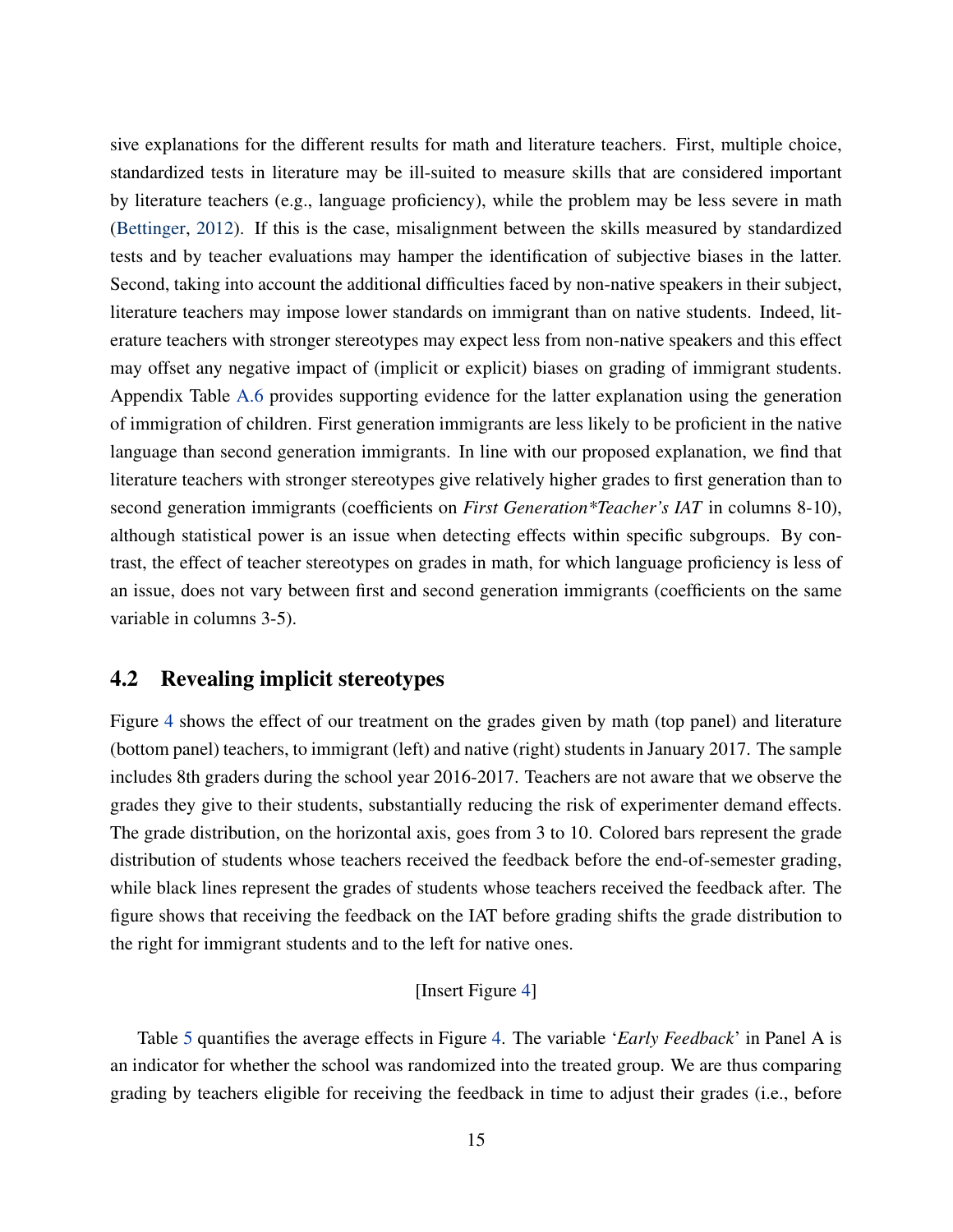sive explanations for the different results for math and literature teachers. First, multiple choice, standardized tests in literature may be ill-suited to measure skills that are considered important by literature teachers (e.g., language proficiency), while the problem may be less severe in math (Bettinger, 2012). If this is the case, misalignment between the skills measured by standardized tests and by teacher evaluations may hamper the identification of subjective biases in the latter. Second, taking into account the additional difficulties faced by non-native speakers in their subject, literature teachers may impose lower standards on immigrant than on native students. Indeed, literature teachers with stronger stereotypes may expect less from non-native speakers and this effect may offset any negative impact of (implicit or explicit) biases on grading of immigrant students. Appendix Table A.6 provides supporting evidence for the latter explanation using the generation of immigration of children. First generation immigrants are less likely to be proficient in the native language than second generation immigrants. In line with our proposed explanation, we find that literature teachers with stronger stereotypes give relatively higher grades to first generation than to second generation immigrants (coefficients on *First Generation*Teacher's IAT* in columns 8-10), although statistical power is an issue when detecting effects within specific subgroups. By contrast, the effect of teacher stereotypes on grades in math, for which language proficiency is less of an issue, does not vary between first and second generation immigrants (coefficients on the same variable in columns 3-5).

## 4.2 Revealing implicit stereotypes

Figure 4 shows the effect of our treatment on the grades given by math (top panel) and literature (bottom panel) teachers, to immigrant (left) and native (right) students in January 2017. The sample includes 8th graders during the school year 2016-2017. Teachers are not aware that we observe the grades they give to their students, substantially reducing the risk of experimenter demand effects. The grade distribution, on the horizontal axis, goes from 3 to 10. Colored bars represent the grade distribution of students whose teachers received the feedback before the end-of-semester grading, while black lines represent the grades of students whose teachers received the feedback after. The figure shows that receiving the feedback on the IAT before grading shifts the grade distribution to the right for immigrant students and to the left for native ones.

[Insert Figure 4]

Table 5 quantifies the average effects in Figure 4. The variable '*Early Feedback*' in Panel A is an indicator for whether the school was randomized into the treated group. We are thus comparing grading by teachers eligible for receiving the feedback in time to adjust their grades (i.e., before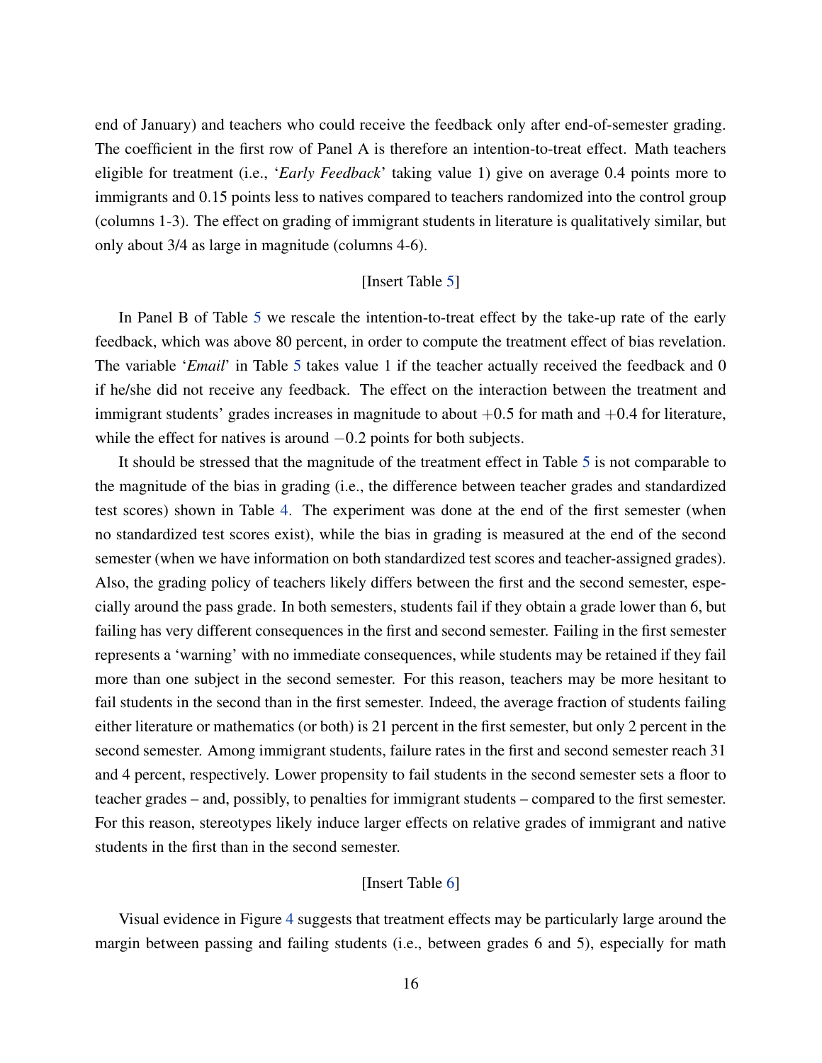end of January) and teachers who could receive the feedback only after end-of-semester grading. The coefficient in the first row of Panel A is therefore an intention-to-treat effect. Math teachers eligible for treatment (i.e., '*Early Feedback*' taking value 1) give on average 0.4 points more to immigrants and 0.15 points less to natives compared to teachers randomized into the control group (columns 1-3). The effect on grading of immigrant students in literature is qualitatively similar, but only about 3/4 as large in magnitude (columns 4-6).

[Insert Table 5]

In Panel B of Table 5 we rescale the intention-to-treat effect by the take-up rate of the early feedback, which was above 80 percent, in order to compute the treatment effect of bias revelation. The variable '*Email*' in Table 5 takes value 1 if the teacher actually received the feedback and 0 if he/she did not receive any feedback. The effect on the interaction between the treatment and immigrant students' grades increases in magnitude to about $+0.5$ for math and $+0.4$ for literature, while the effect for natives is around $-0.2$ points for both subjects.

It should be stressed that the magnitude of the treatment effect in Table 5 is not comparable to the magnitude of the bias in grading (i.e., the difference between teacher grades and standardized test scores) shown in Table 4. The experiment was done at the end of the first semester (when no standardized test scores exist), while the bias in grading is measured at the end of the second semester (when we have information on both standardized test scores and teacher-assigned grades). Also, the grading policy of teachers likely differs between the first and the second semester, especially around the pass grade. In both semesters, students fail if they obtain a grade lower than 6, but failing has very different consequences in the first and second semester. Failing in the first semester represents a 'warning' with no immediate consequences, while students may be retained if they fail more than one subject in the second semester. For this reason, teachers may be more hesitant to fail students in the second than in the first semester. Indeed, the average fraction of students failing either literature or mathematics (or both) is 21 percent in the first semester, but only 2 percent in the second semester. Among immigrant students, failure rates in the first and second semester reach 31 and 4 percent, respectively. Lower propensity to fail students in the second semester sets a floor to teacher grades – and, possibly, to penalties for immigrant students – compared to the first semester. For this reason, stereotypes likely induce larger effects on relative grades of immigrant and native students in the first than in the second semester.

[Insert Table 6]

Visual evidence in Figure 4 suggests that treatment effects may be particularly large around the margin between passing and failing students (i.e., between grades 6 and 5), especially for math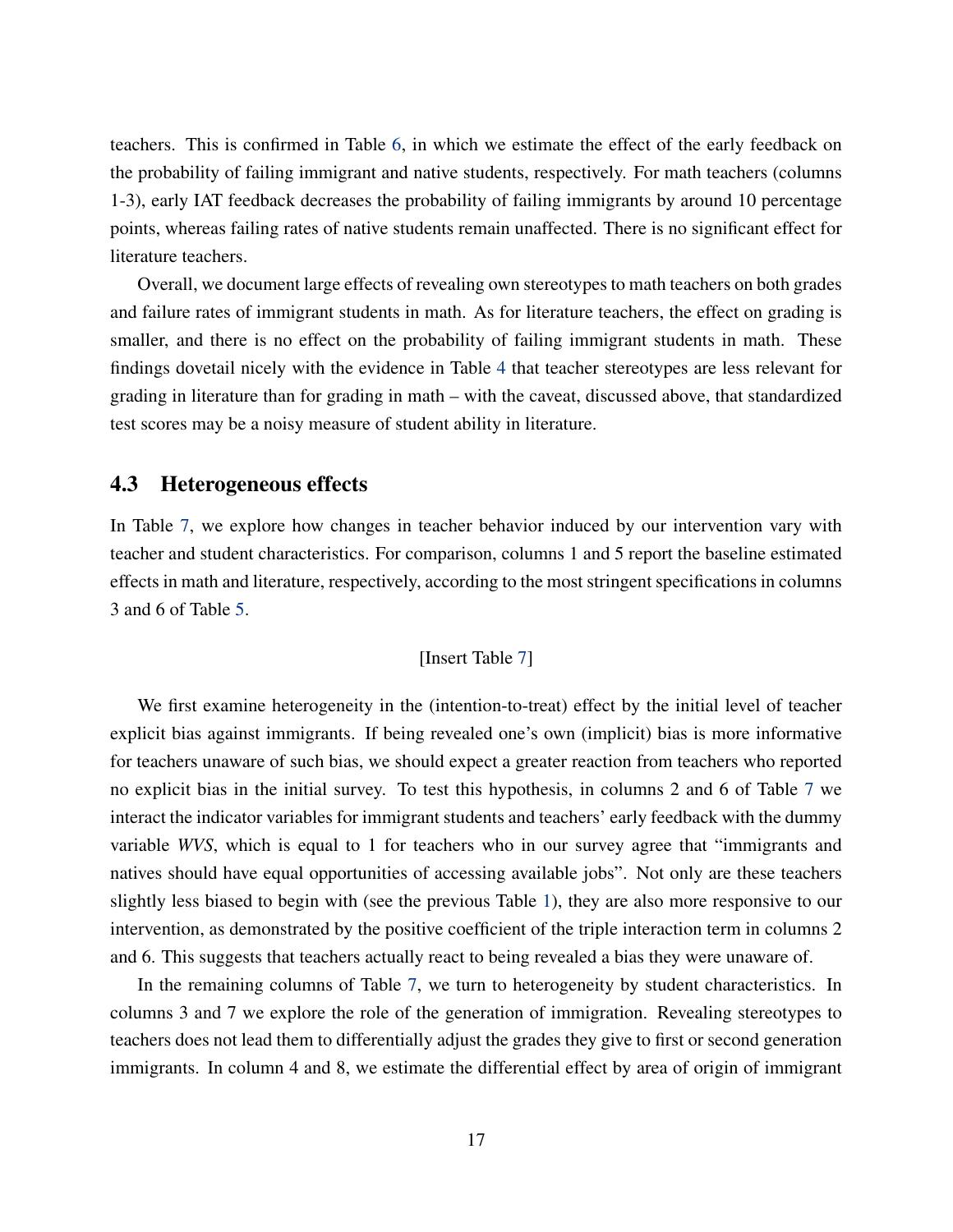teachers. This is confirmed in Table 6, in which we estimate the effect of the early feedback on the probability of failing immigrant and native students, respectively. For math teachers (columns 1-3), early IAT feedback decreases the probability of failing immigrants by around 10 percentage points, whereas failing rates of native students remain unaffected. There is no significant effect for literature teachers.

Overall, we document large effects of revealing own stereotypes to math teachers on both grades and failure rates of immigrant students in math. As for literature teachers, the effect on grading is smaller, and there is no effect on the probability of failing immigrant students in math. These findings dovetail nicely with the evidence in Table 4 that teacher stereotypes are less relevant for grading in literature than for grading in math – with the caveat, discussed above, that standardized test scores may be a noisy measure of student ability in literature.

### 4.3 Heterogeneous effects

In Table 7, we explore how changes in teacher behavior induced by our intervention vary with teacher and student characteristics. For comparison, columns 1 and 5 report the baseline estimated effects in math and literature, respectively, according to the most stringent specifications in columns 3 and 6 of Table 5.

[Insert Table 7]

We first examine heterogeneity in the (intention-to-treat) effect by the initial level of teacher explicit bias against immigrants. If being revealed one's own (implicit) bias is more informative for teachers unaware of such bias, we should expect a greater reaction from teachers who reported no explicit bias in the initial survey. To test this hypothesis, in columns 2 and 6 of Table 7 we interact the indicator variables for immigrant students and teachers' early feedback with the dummy variable *WVS*, which is equal to 1 for teachers who in our survey agree that "immigrants and natives should have equal opportunities of accessing available jobs". Not only are these teachers slightly less biased to begin with (see the previous Table 1), they are also more responsive to our intervention, as demonstrated by the positive coefficient of the triple interaction term in columns 2 and 6. This suggests that teachers actually react to being revealed a bias they were unaware of.

In the remaining columns of Table 7, we turn to heterogeneity by student characteristics. In columns 3 and 7 we explore the role of the generation of immigration. Revealing stereotypes to teachers does not lead them to differentially adjust the grades they give to first or second generation immigrants. In column 4 and 8, we estimate the differential effect by area of origin of immigrant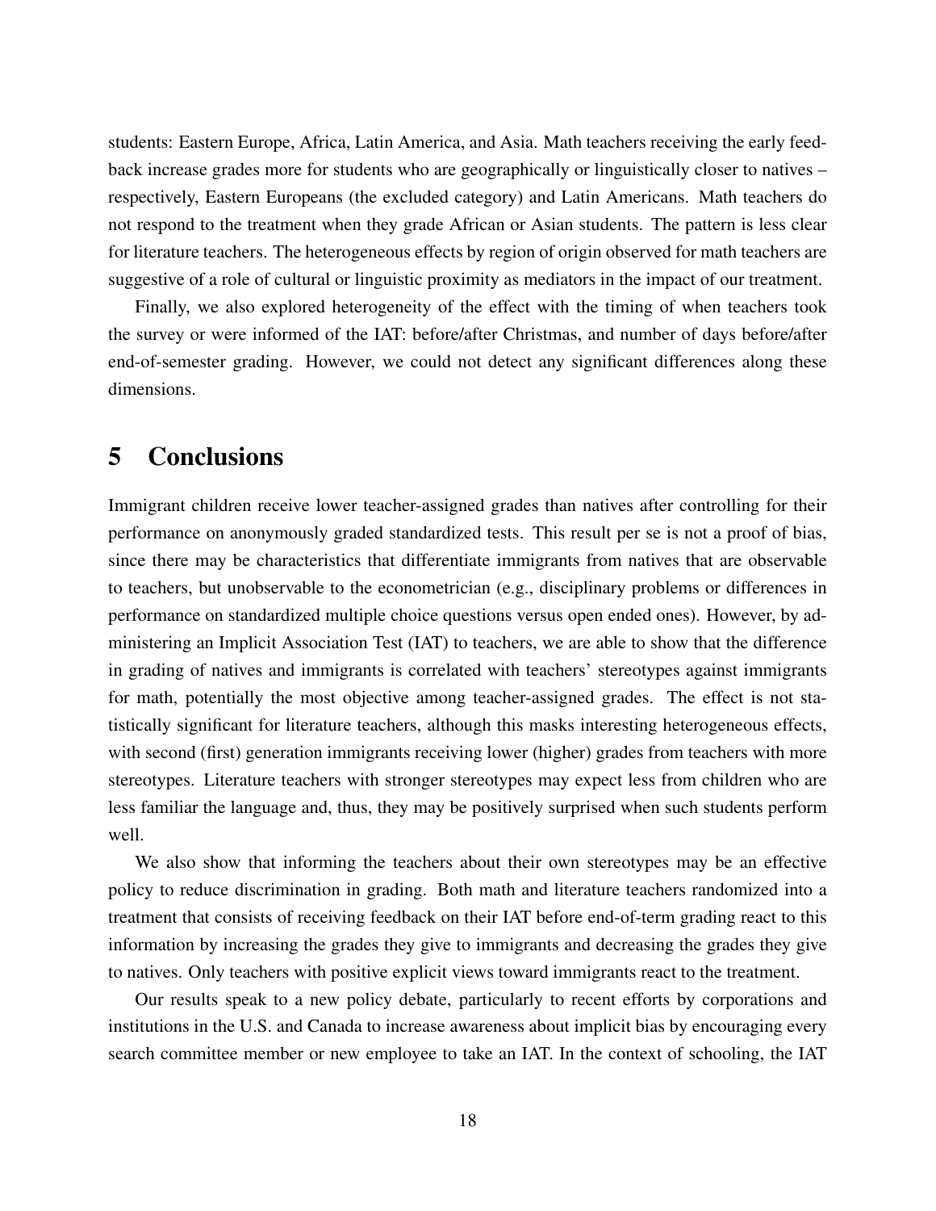students: Eastern Europe, Africa, Latin America, and Asia. Math teachers receiving the early feedback increase grades more for students who are geographically or linguistically closer to natives – respectively, Eastern Europeans (the excluded category) and Latin Americans. Math teachers do not respond to the treatment when they grade African or Asian students. The pattern is less clear for literature teachers. The heterogeneous effects by region of origin observed for math teachers are suggestive of a role of cultural or linguistic proximity as mediators in the impact of our treatment.

Finally, we also explored heterogeneity of the effect with the timing of when teachers took the survey or were informed of the IAT: before/after Christmas, and number of days before/after end-of-semester grading. However, we could not detect any significant differences along these dimensions.

# 5 Conclusions

Immigrant children receive lower teacher-assigned grades than natives after controlling for their performance on anonymously graded standardized tests. This result per se is not a proof of bias, since there may be characteristics that differentiate immigrants from natives that are observable to teachers, but unobservable to the econometrician (e.g., disciplinary problems or differences in performance on standardized multiple choice questions versus open ended ones). However, by administering an Implicit Association Test (IAT) to teachers, we are able to show that the difference in grading of natives and immigrants is correlated with teachers' stereotypes against immigrants for math, potentially the most objective among teacher-assigned grades. The effect is not statistically significant for literature teachers, although this masks interesting heterogeneous effects, with second (first) generation immigrants receiving lower (higher) grades from teachers with more stereotypes. Literature teachers with stronger stereotypes may expect less from children who are less familiar the language and, thus, they may be positively surprised when such students perform well.

We also show that informing the teachers about their own stereotypes may be an effective policy to reduce discrimination in grading. Both math and literature teachers randomized into a treatment that consists of receiving feedback on their IAT before end-of-term grading react to this information by increasing the grades they give to immigrants and decreasing the grades they give to natives. Only teachers with positive explicit views toward immigrants react to the treatment.

Our results speak to a new policy debate, particularly to recent efforts by corporations and institutions in the U.S. and Canada to increase awareness about implicit bias by encouraging every search committee member or new employee to take an IAT. In the context of schooling, the IAT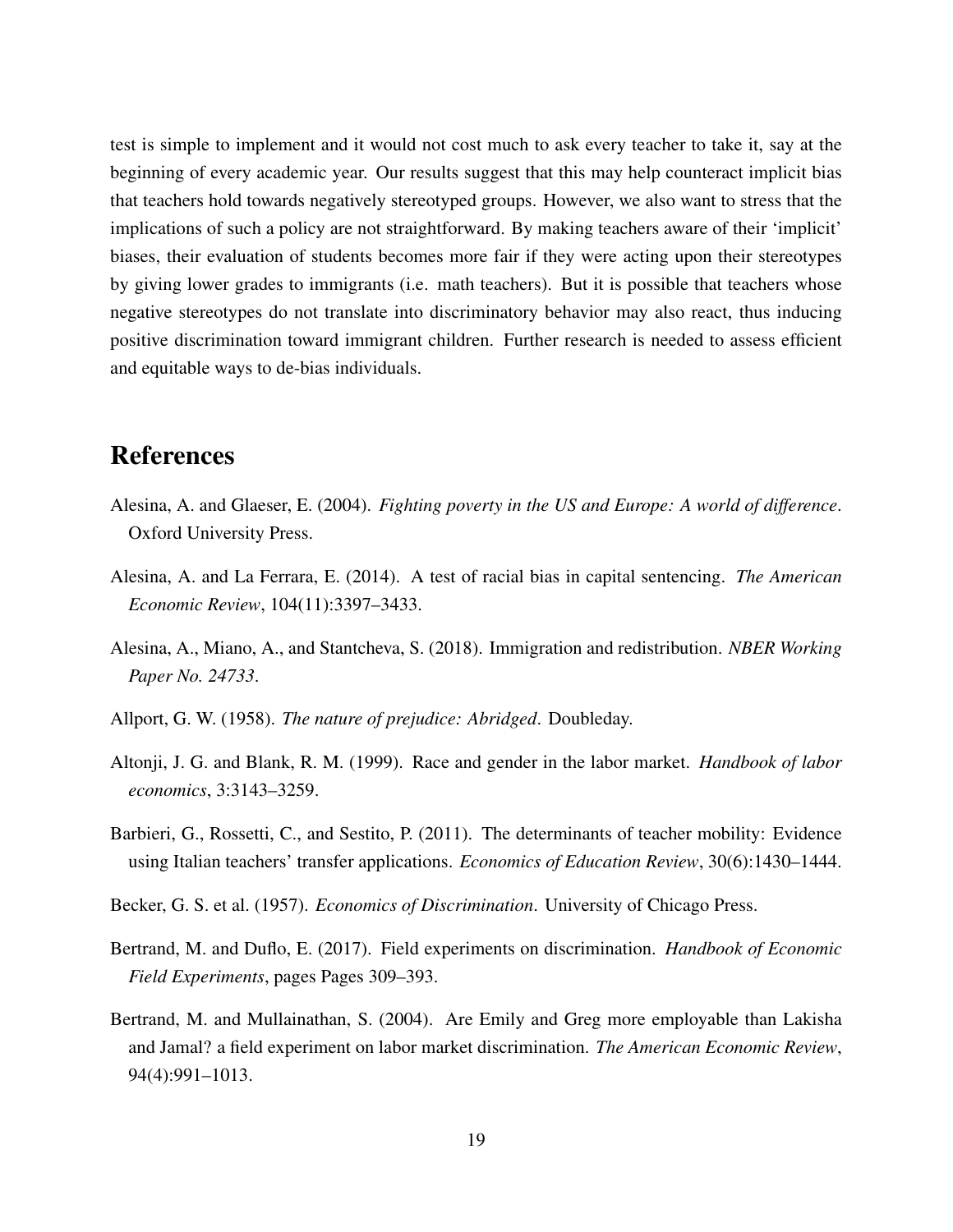test is simple to implement and it would not cost much to ask every teacher to take it, say at the beginning of every academic year. Our results suggest that this may help counteract implicit bias that teachers hold towards negatively stereotyped groups. However, we also want to stress that the implications of such a policy are not straightforward. By making teachers aware of their 'implicit' biases, their evaluation of students becomes more fair if they were acting upon their stereotypes by giving lower grades to immigrants (i.e. math teachers). But it is possible that teachers whose negative stereotypes do not translate into discriminatory behavior may also react, thus inducing positive discrimination toward immigrant children. Further research is needed to assess efficient and equitable ways to de-bias individuals.

# References

Alesina, A. and Glaeser, E. (2004). *Fighting poverty in the US and Europe: A world of difference*. Oxford University Press.

Alesina, A. and La Ferrara, E. (2014). A test of racial bias in capital sentencing. *The American Economic Review*, 104(11):3397–3433.

Alesina, A., Miano, A., and Stantcheva, S. (2018). Immigration and redistribution. *NBER Working Paper No. 24733*.

Allport, G. W. (1958). *The nature of prejudice: Abridged*. Doubleday.

Altonji, J. G. and Blank, R. M. (1999). Race and gender in the labor market. *Handbook of labor economics*, 3:3143–3259.

Barbieri, G., Rossetti, C., and Sestito, P. (2011). The determinants of teacher mobility: Evidence using Italian teachers' transfer applications. *Economics of Education Review*, 30(6):1430–1444.

Becker, G. S. et al. (1957). *Economics of Discrimination*. University of Chicago Press.

Bertrand, M. and Duflo, E. (2017). Field experiments on discrimination. *Handbook of Economic Field Experiments*, pages Pages 309–393.

Bertrand, M. and Mullainathan, S. (2004). Are Emily and Greg more employable than Lakisha and Jamal? a field experiment on labor market discrimination. *The American Economic Review*, 94(4):991–1013.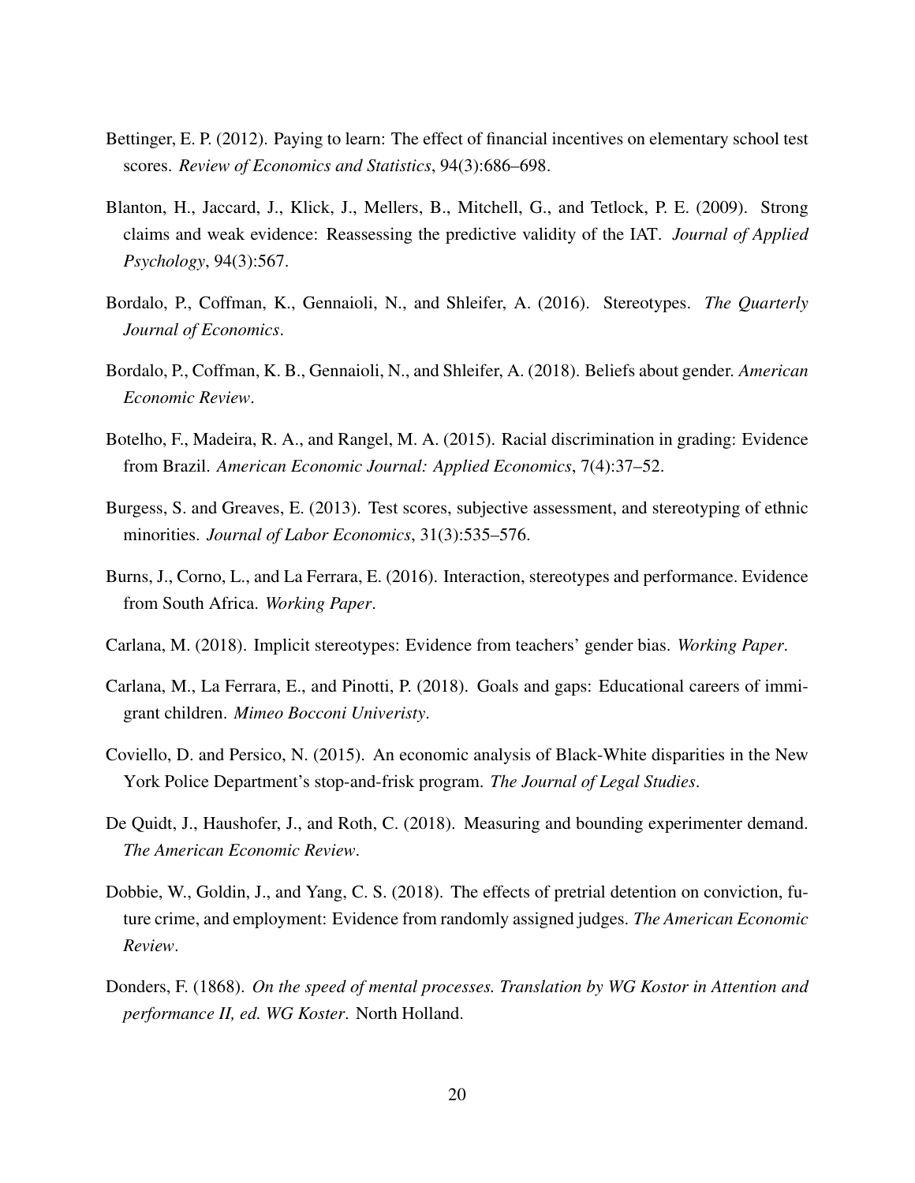Bettinger, E. P. (2012). Paying to learn: The effect of financial incentives on elementary school test scores. *Review of Economics and Statistics*, 94(3):686–698.

Blanton, H., Jaccard, J., Klick, J., Mellers, B., Mitchell, G., and Tetlock, P. E. (2009). Strong claims and weak evidence: Reassessing the predictive validity of the IAT. *Journal of Applied Psychology*, 94(3):567.

Bordalo, P., Coffman, K., Gennaioli, N., and Shleifer, A. (2016). Stereotypes. *The Quarterly Journal of Economics*.

Bordalo, P., Coffman, K. B., Gennaioli, N., and Shleifer, A. (2018). Beliefs about gender. *American Economic Review*.

Botelho, F., Madeira, R. A., and Rangel, M. A. (2015). Racial discrimination in grading: Evidence from Brazil. *American Economic Journal: Applied Economics*, 7(4):37–52.

Burgess, S. and Greaves, E. (2013). Test scores, subjective assessment, and stereotyping of ethnic minorities. *Journal of Labor Economics*, 31(3):535–576.

Burns, J., Corno, L., and La Ferrara, E. (2016). Interaction, stereotypes and performance. Evidence from South Africa. *Working Paper*.

Carlana, M. (2018). Implicit stereotypes: Evidence from teachers' gender bias. *Working Paper*.

Carlana, M., La Ferrara, E., and Pinotti, P. (2018). Goals and gaps: Educational careers of immigrant children. *Mimeo Bocconi Univeristy*.

Coviello, D. and Persico, N. (2015). An economic analysis of Black-White disparities in the New York Police Department's stop-and-frisk program. *The Journal of Legal Studies*.

De Quidt, J., Haushofer, J., and Roth, C. (2018). Measuring and bounding experimenter demand. *The American Economic Review*.

Dobbie, W., Goldin, J., and Yang, C. S. (2018). The effects of pretrial detention on conviction, future crime, and employment: Evidence from randomly assigned judges. *The American Economic Review*.

Donders, F. (1868). *On the speed of mental processes. Translation by WG Kostor in Attention and performance II, ed. WG Koster.* North Holland.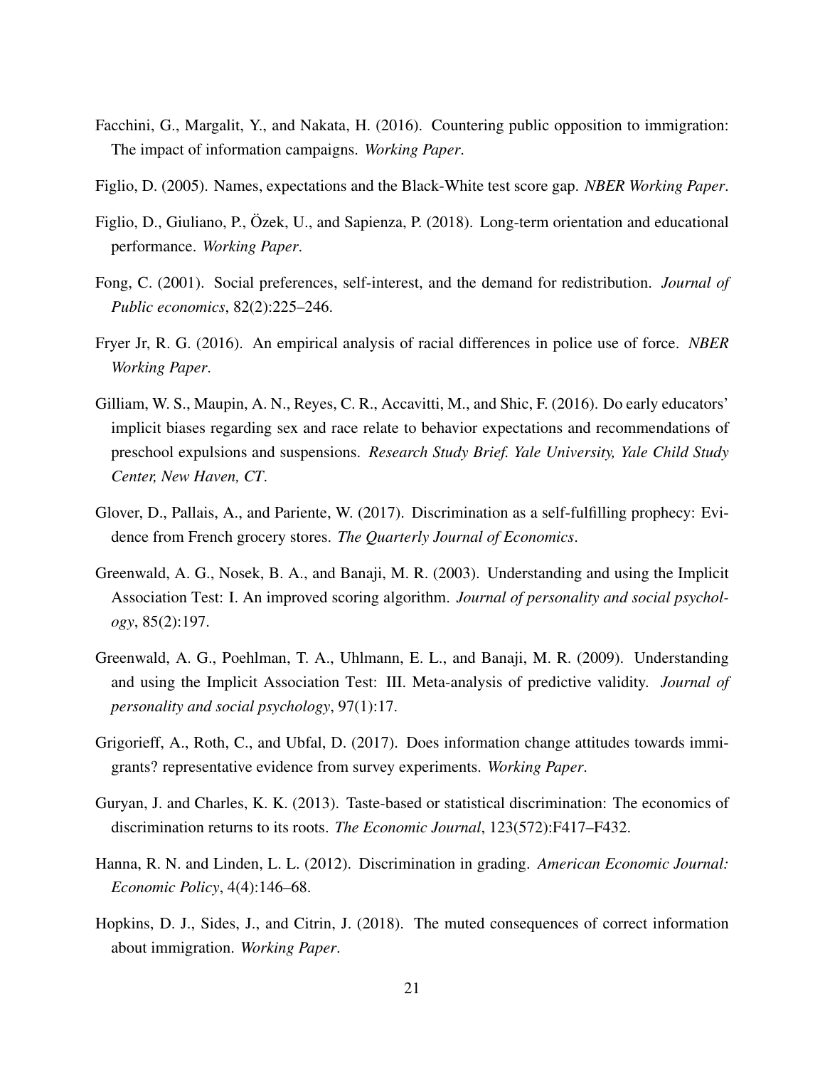Facchini, G., Margalit, Y., and Nakata, H. (2016). Countering public opposition to immigration: The impact of information campaigns. *Working Paper*.

Figlio, D. (2005). Names, expectations and the Black-White test score gap. *NBER Working Paper*.

Figlio, D., Giuliano, P., Özek, U., and Sapienza, P. (2018). Long-term orientation and educational performance. *Working Paper*.

Fong, C. (2001). Social preferences, self-interest, and the demand for redistribution. *Journal of Public economics*, 82(2):225–246.

Fryer Jr, R. G. (2016). An empirical analysis of racial differences in police use of force. *NBER Working Paper*.

Gilliam, W. S., Maupin, A. N., Reyes, C. R., Accavitti, M., and Shic, F. (2016). Do early educators' implicit biases regarding sex and race relate to behavior expectations and recommendations of preschool expulsions and suspensions. *Research Study Brief. Yale University, Yale Child Study Center, New Haven, CT*.

Glover, D., Pallais, A., and Pariente, W. (2017). Discrimination as a self-fulfilling prophecy: Evidence from French grocery stores. *The Quarterly Journal of Economics*.

Greenwald, A. G., Nosek, B. A., and Banaji, M. R. (2003). Understanding and using the Implicit Association Test: I. An improved scoring algorithm. *Journal of personality and social psychology*, 85(2):197.

Greenwald, A. G., Poehlman, T. A., Uhlmann, E. L., and Banaji, M. R. (2009). Understanding and using the Implicit Association Test: III. Meta-analysis of predictive validity. *Journal of personality and social psychology*, 97(1):17.

Grigorieff, A., Roth, C., and Ubfal, D. (2017). Does information change attitudes towards immigrants? representative evidence from survey experiments. *Working Paper*.

Guryan, J. and Charles, K. K. (2013). Taste-based or statistical discrimination: The economics of discrimination returns to its roots. *The Economic Journal*, 123(572):F417–F432.

Hanna, R. N. and Linden, L. L. (2012). Discrimination in grading. *American Economic Journal: Economic Policy*, 4(4):146–68.

Hopkins, D. J., Sides, J., and Citrin, J. (2018). The muted consequences of correct information about immigration. *Working Paper*.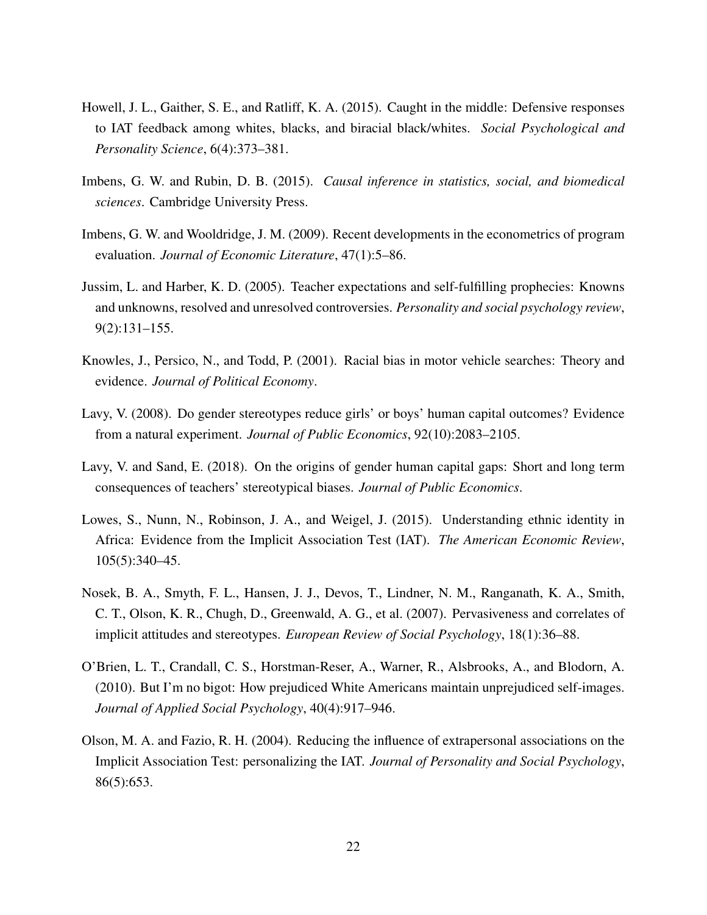Howell, J. L., Gaither, S. E., and Ratliff, K. A. (2015). Caught in the middle: Defensive responses to IAT feedback among whites, blacks, and biracial black/whites. *Social Psychological and Personality Science*, 6(4):373–381.

Imbens, G. W. and Rubin, D. B. (2015). *Causal inference in statistics, social, and biomedical sciences*. Cambridge University Press.

Imbens, G. W. and Wooldridge, J. M. (2009). Recent developments in the econometrics of program evaluation. *Journal of Economic Literature*, 47(1):5–86.

Jussim, L. and Harber, K. D. (2005). Teacher expectations and self-fulfilling prophecies: Knowns and unknowns, resolved and unresolved controversies. *Personality and social psychology review*, 9(2):131–155.

Knowles, J., Persico, N., and Todd, P. (2001). Racial bias in motor vehicle searches: Theory and evidence. *Journal of Political Economy*.

Lavy, V. (2008). Do gender stereotypes reduce girls' or boys' human capital outcomes? Evidence from a natural experiment. *Journal of Public Economics*, 92(10):2083–2105.

Lavy, V. and Sand, E. (2018). On the origins of gender human capital gaps: Short and long term consequences of teachers' stereotypical biases. *Journal of Public Economics*.

Lowes, S., Nunn, N., Robinson, J. A., and Weigel, J. (2015). Understanding ethnic identity in Africa: Evidence from the Implicit Association Test (IAT). *The American Economic Review*, 105(5):340–45.

Nosek, B. A., Smyth, F. L., Hansen, J. J., Devos, T., Lindner, N. M., Ranganath, K. A., Smith, C. T., Olson, K. R., Chugh, D., Greenwald, A. G., et al. (2007). Pervasiveness and correlates of implicit attitudes and stereotypes. *European Review of Social Psychology*, 18(1):36–88.

O'Brien, L. T., Crandall, C. S., Horstman-Reser, A., Warner, R., Alsbrooks, A., and Blodorn, A. (2010). But I'm no bigot: How prejudiced White Americans maintain unprejudiced self-images. *Journal of Applied Social Psychology*, 40(4):917–946.

Olson, M. A. and Fazio, R. H. (2004). Reducing the influence of extrapersonal associations on the Implicit Association Test: personalizing the IAT. *Journal of Personality and Social Psychology*, 86(5):653.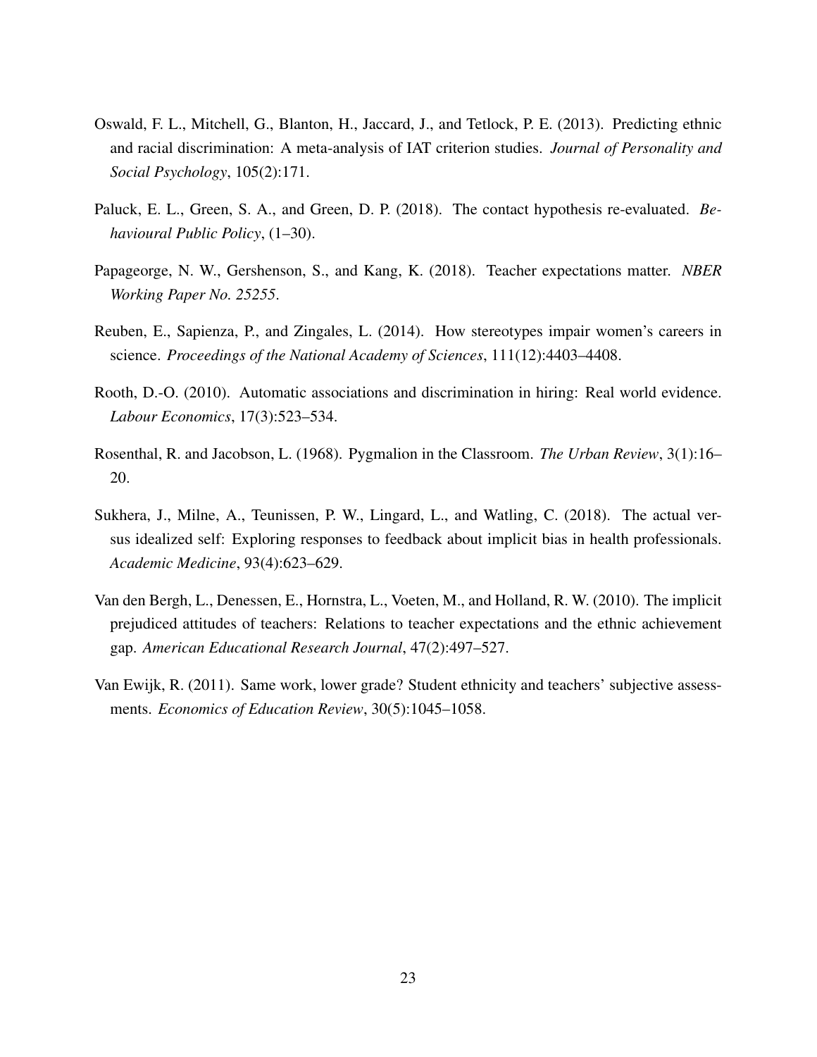Oswald, F. L., Mitchell, G., Blanton, H., Jaccard, J., and Tetlock, P. E. (2013). Predicting ethnic and racial discrimination: A meta-analysis of IAT criterion studies. *Journal of Personality and Social Psychology*, 105(2):171.

Paluck, E. L., Green, S. A., and Green, D. P. (2018). The contact hypothesis re-evaluated. *Behavioural Public Policy*, (1–30).

Papageorge, N. W., Gershenson, S., and Kang, K. (2018). Teacher expectations matter. *NBER Working Paper No. 25255*.

Reuben, E., Sapienza, P., and Zingales, L. (2014). How stereotypes impair women's careers in science. *Proceedings of the National Academy of Sciences*, 111(12):4403–4408.

Rooth, D.-O. (2010). Automatic associations and discrimination in hiring: Real world evidence. *Labour Economics*, 17(3):523–534.

Rosenthal, R. and Jacobson, L. (1968). Pygmalion in the Classroom. *The Urban Review*, 3(1):16–20.

Sukhera, J., Milne, A., Teunissen, P. W., Lingard, L., and Watling, C. (2018). The actual versus idealized self: Exploring responses to feedback about implicit bias in health professionals. *Academic Medicine*, 93(4):623–629.

Van den Bergh, L., Denessen, E., Hornstra, L., Voeten, M., and Holland, R. W. (2010). The implicit prejudiced attitudes of teachers: Relations to teacher expectations and the ethnic achievement gap. *American Educational Research Journal*, 47(2):497–527.

Van Ewijk, R. (2011). Same work, lower grade? Student ethnicity and teachers' subjective assessments. *Economics of Education Review*, 30(5):1045–1058.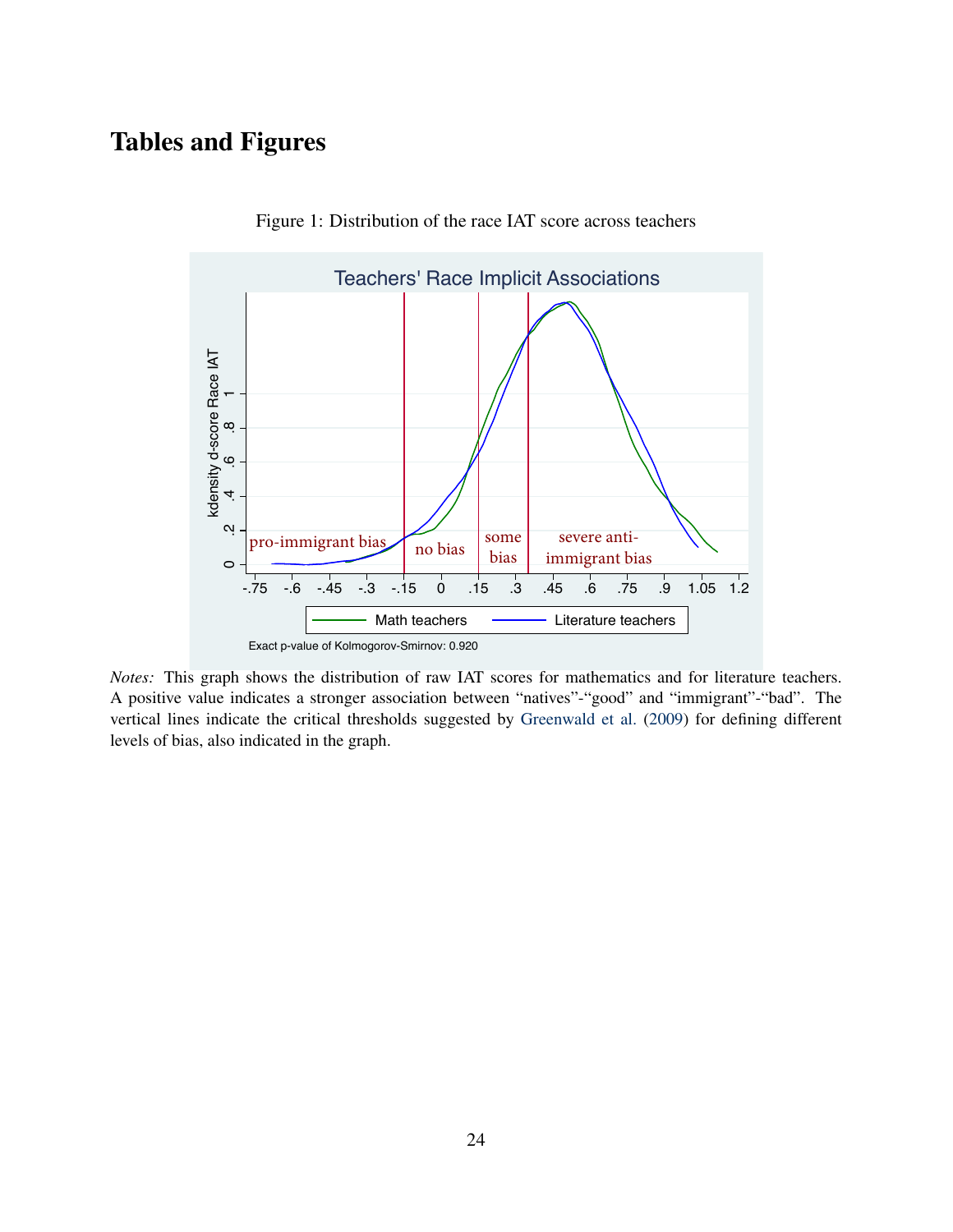# Tables and Figures

Figure 1: Distribution of the race IAT score across teachers

*Notes:* This graph shows the distribution of raw IAT scores for mathematics and for literature teachers. A positive value indicates a stronger association between "natives"-"good" and "immigrant"-"bad". The vertical lines indicate the critical thresholds suggested by Greenwald et al. (2009) for defining different levels of bias, also indicated in the graph.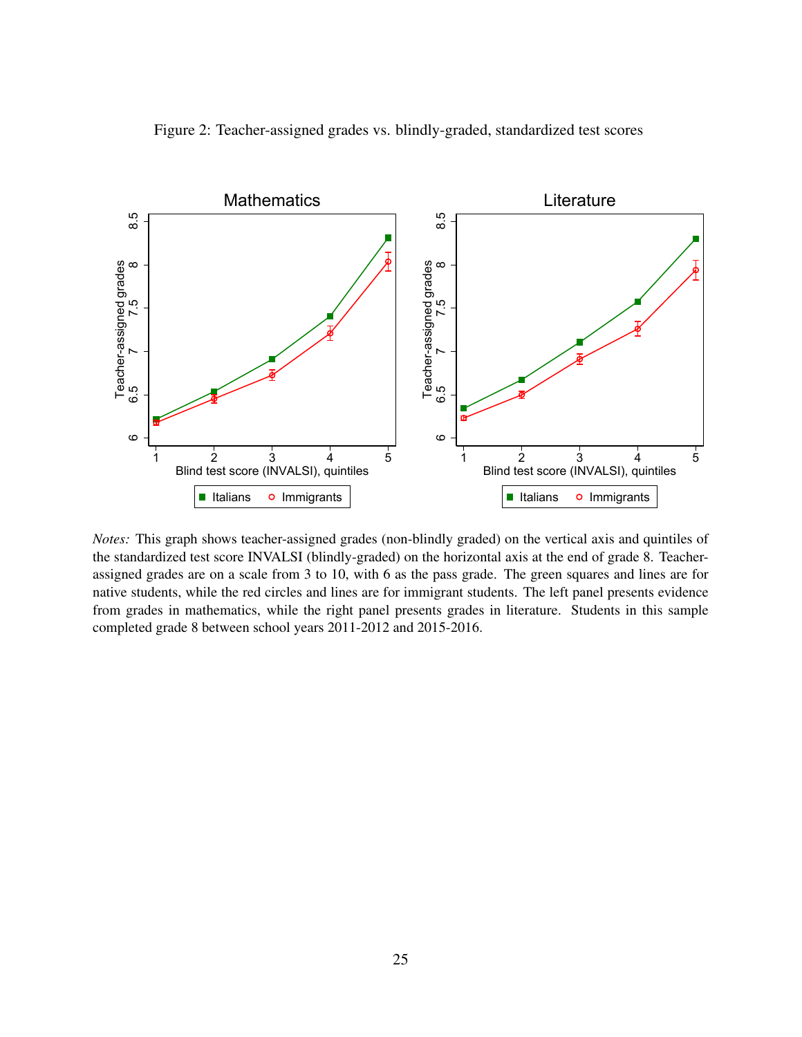Figure 2: Teacher-assigned grades vs. blindly-graded, standardized test scores

*Notes:* This graph shows teacher-assigned grades (non-blindly graded) on the vertical axis and quintiles of the standardized test score INVALSI (blindly-graded) on the horizontal axis at the end of grade 8. Teacher-assigned grades are on a scale from 3 to 10, with 6 as the pass grade. The green squares and lines are for native students, while the red circles and lines are for immigrant students. The left panel presents evidence from grades in mathematics, while the right panel presents grades in literature. Students in this sample completed grade 8 between school years 2011-2012 and 2015-2016.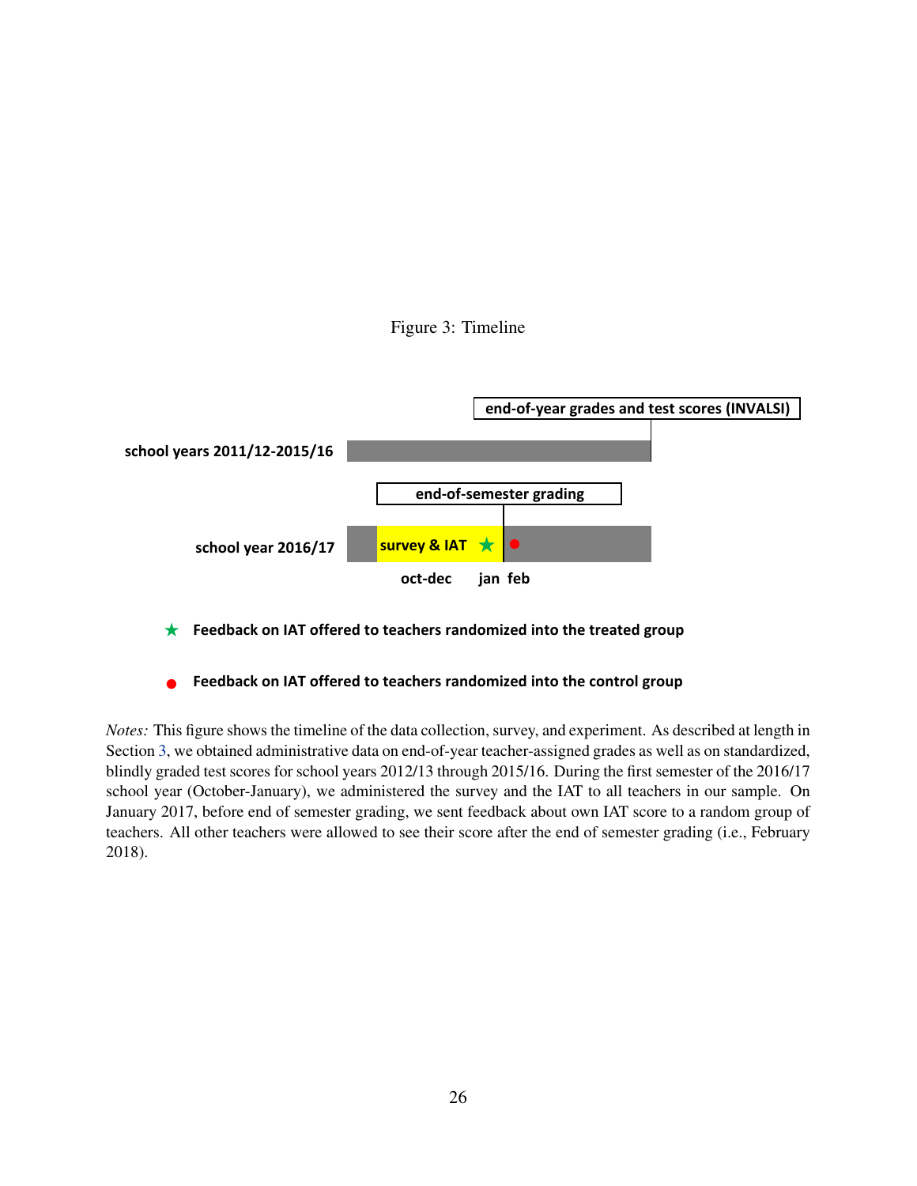Figure 3: Timeline

end-of-year grades and test scores (INVALSI)

school years 2011/12-2015/16

end-of-semester grading

school year 2016/17 — survey & IAT ★ ●

oct-dec jan feb

★ Feedback on IAT offered to teachers randomized into the treated group

● Feedback on IAT offered to teachers randomized into the control group

*Notes:* This figure shows the timeline of the data collection, survey, and experiment. As described at length in Section 3, we obtained administrative data on end-of-year teacher-assigned grades as well as on standardized, blindly graded test scores for school years 2012/13 through 2015/16. During the first semester of the 2016/17 school year (October-January), we administered the survey and the IAT to all teachers in our sample. On January 2017, before end of semester grading, we sent feedback about own IAT score to a random group of teachers. All other teachers were allowed to see their score after the end of semester grading (i.e., February 2018).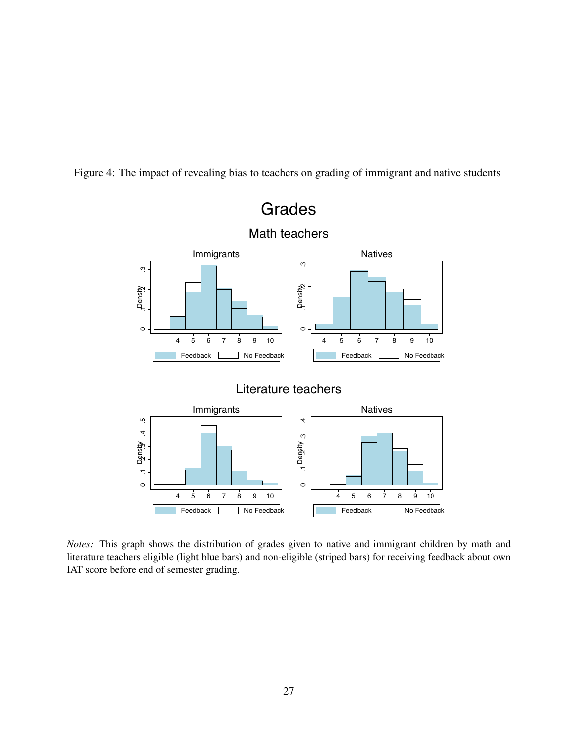Figure 4: The impact of revealing bias to teachers on grading of immigrant and native students

*Notes:* This graph shows the distribution of grades given to native and immigrant children by math and literature teachers eligible (light blue bars) and non-eligible (striped bars) for receiving feedback about own IAT score before end of semester grading.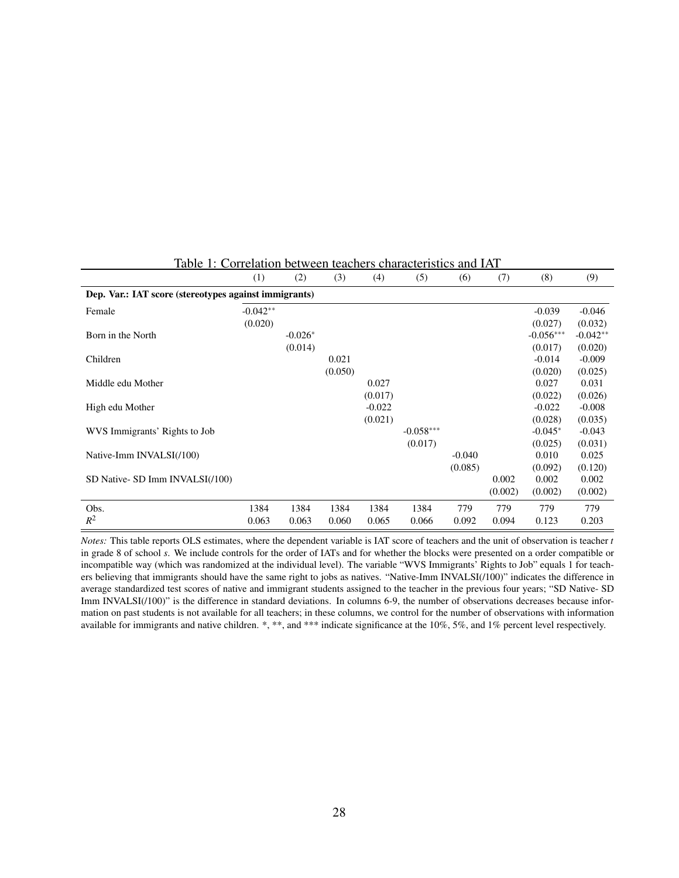Table 1: Correlation between teachers characteristics and IAT

| | (1) | (2) | (3) | (4) | (5) | (6) | (7) | (8) | (9) |
|---|---|---|---|---|---|---|---|---|---|
| **Dep. Var.: IAT score (stereotypes against immigrants)** | | | | | | | | | |
| Female | -0.042** | | | | | | | -0.039 | -0.046 |
| | (0.020) | | | | | | | (0.027) | (0.032) |
| Born in the North | | -0.026* | | | | | | -0.056*** | -0.042** |
| | | (0.014) | | | | | | (0.017) | (0.020) |
| Children | | | 0.021 | | | | | -0.014 | -0.009 |
| | | | (0.050) | | | | | (0.020) | (0.025) |
| Middle edu Mother | | | | 0.027 | | | | 0.027 | 0.031 |
| | | | | (0.017) | | | | (0.022) | (0.026) |
| High edu Mother | | | | -0.022 | | | | -0.022 | -0.008 |
| | | | | (0.021) | | | | (0.028) | (0.035) |
| WVS Immigrants' Rights to Job | | | | | -0.058*** | | | -0.045* | -0.043 |
| | | | | | (0.017) | | | (0.025) | (0.031) |
| Native-Imm INVALSI(/100) | | | | | | -0.040 | | 0.010 | 0.025 |
| | | | | | | (0.085) | | (0.092) | (0.120) |
| SD Native- SD Imm INVALSI(/100) | | | | | | | 0.002 | 0.002 | 0.002 |
| | | | | | | | (0.002) | (0.002) | (0.002) |
| Obs. | 1384 | 1384 | 1384 | 1384 | 1384 | 779 | 779 | 779 | 779 |
| $R^2$ | 0.063 | 0.063 | 0.060 | 0.065 | 0.066 | 0.092 | 0.094 | 0.123 | 0.203 |

*Notes:* This table reports OLS estimates, where the dependent variable is IAT score of teachers and the unit of observation is teacher $t$ in grade 8 of school $s$. We include controls for the order of IATs and for whether the blocks were presented on a order compatible or incompatible way (which was randomized at the individual level). The variable "WVS Immigrants' Rights to Job" equals 1 for teachers believing that immigrants should have the same right to jobs as natives. "Native-Imm INVALSI(/100)" indicates the difference in average standardized test scores of native and immigrant students assigned to the teacher in the previous four years; "SD Native- SD Imm INVALSI(/100)" is the difference in standard deviations. In columns 6-9, the number of observations decreases because information on past students is not available for all teachers; in these columns, we control for the number of observations with information available for immigrants and native children. *, **, and *** indicate significance at the 10%, 5%, and 1% percent level respectively.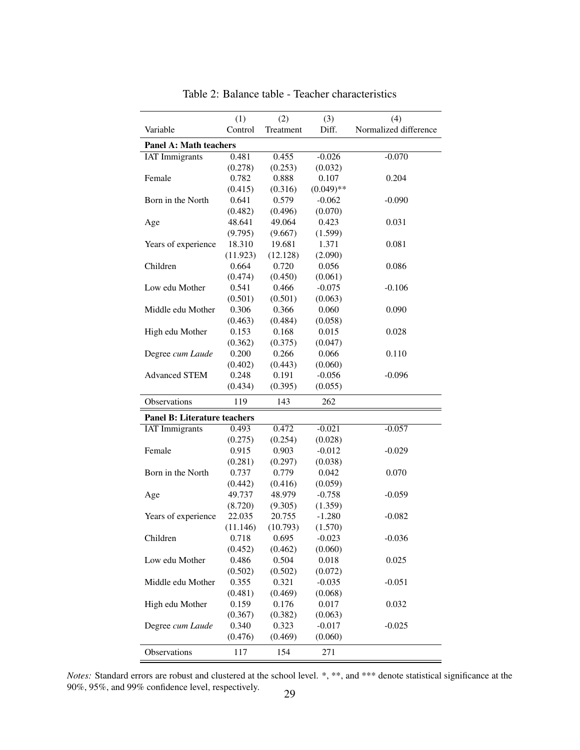Table 2: Balance table - Teacher characteristics

| Variable | (1) Control | (2) Treatment | (3) Diff. | (4) Normalized difference |
|---|---|---|---|---|
| **Panel A: Math teachers** | | | | |
| IAT Immigrants | 0.481 | 0.455 | -0.026 | -0.070 |
| | (0.278) | (0.253) | (0.032) | |
| Female | 0.782 | 0.888 | 0.107 | 0.204 |
| | (0.415) | (0.316) | (0.049)** | |
| Born in the North | 0.641 | 0.579 | -0.062 | -0.090 |
| | (0.482) | (0.496) | (0.070) | |
| Age | 48.641 | 49.064 | 0.423 | 0.031 |
| | (9.795) | (9.667) | (1.599) | |
| Years of experience | 18.310 | 19.681 | 1.371 | 0.081 |
| | (11.923) | (12.128) | (2.090) | |
| Children | 0.664 | 0.720 | 0.056 | 0.086 |
| | (0.474) | (0.450) | (0.061) | |
| Low edu Mother | 0.541 | 0.466 | -0.075 | -0.106 |
| | (0.501) | (0.501) | (0.063) | |
| Middle edu Mother | 0.306 | 0.366 | 0.060 | 0.090 |
| | (0.463) | (0.484) | (0.058) | |
| High edu Mother | 0.153 | 0.168 | 0.015 | 0.028 |
| | (0.362) | (0.375) | (0.047) | |
| Degree *cum Laude* | 0.200 | 0.266 | 0.066 | 0.110 |
| | (0.402) | (0.443) | (0.060) | |
| Advanced STEM | 0.248 | 0.191 | -0.056 | -0.096 |
| | (0.434) | (0.395) | (0.055) | |
| Observations | 119 | 143 | 262 | |
| **Panel B: Literature teachers** | | | | |
| IAT Immigrants | 0.493 | 0.472 | -0.021 | -0.057 |
| | (0.275) | (0.254) | (0.028) | |
| Female | 0.915 | 0.903 | -0.012 | -0.029 |
| | (0.281) | (0.297) | (0.038) | |
| Born in the North | 0.737 | 0.779 | 0.042 | 0.070 |
| | (0.442) | (0.416) | (0.059) | |
| Age | 49.737 | 48.979 | -0.758 | -0.059 |
| | (8.720) | (9.305) | (1.359) | |
| Years of experience | 22.035 | 20.755 | -1.280 | -0.082 |
| | (11.146) | (10.793) | (1.570) | |
| Children | 0.718 | 0.695 | -0.023 | -0.036 |
| | (0.452) | (0.462) | (0.060) | |
| Low edu Mother | 0.486 | 0.504 | 0.018 | 0.025 |
| | (0.502) | (0.502) | (0.072) | |
| Middle edu Mother | 0.355 | 0.321 | -0.035 | -0.051 |
| | (0.481) | (0.469) | (0.068) | |
| High edu Mother | 0.159 | 0.176 | 0.017 | 0.032 |
| | (0.367) | (0.382) | (0.063) | |
| Degree *cum Laude* | 0.340 | 0.323 | -0.017 | -0.025 |
| | (0.476) | (0.469) | (0.060) | |
| Observations | 117 | 154 | 271 | |

*Notes:* Standard errors are robust and clustered at the school level. *, **, and *** denote statistical significance at the 90%, 95%, and 99% confidence level, respectively.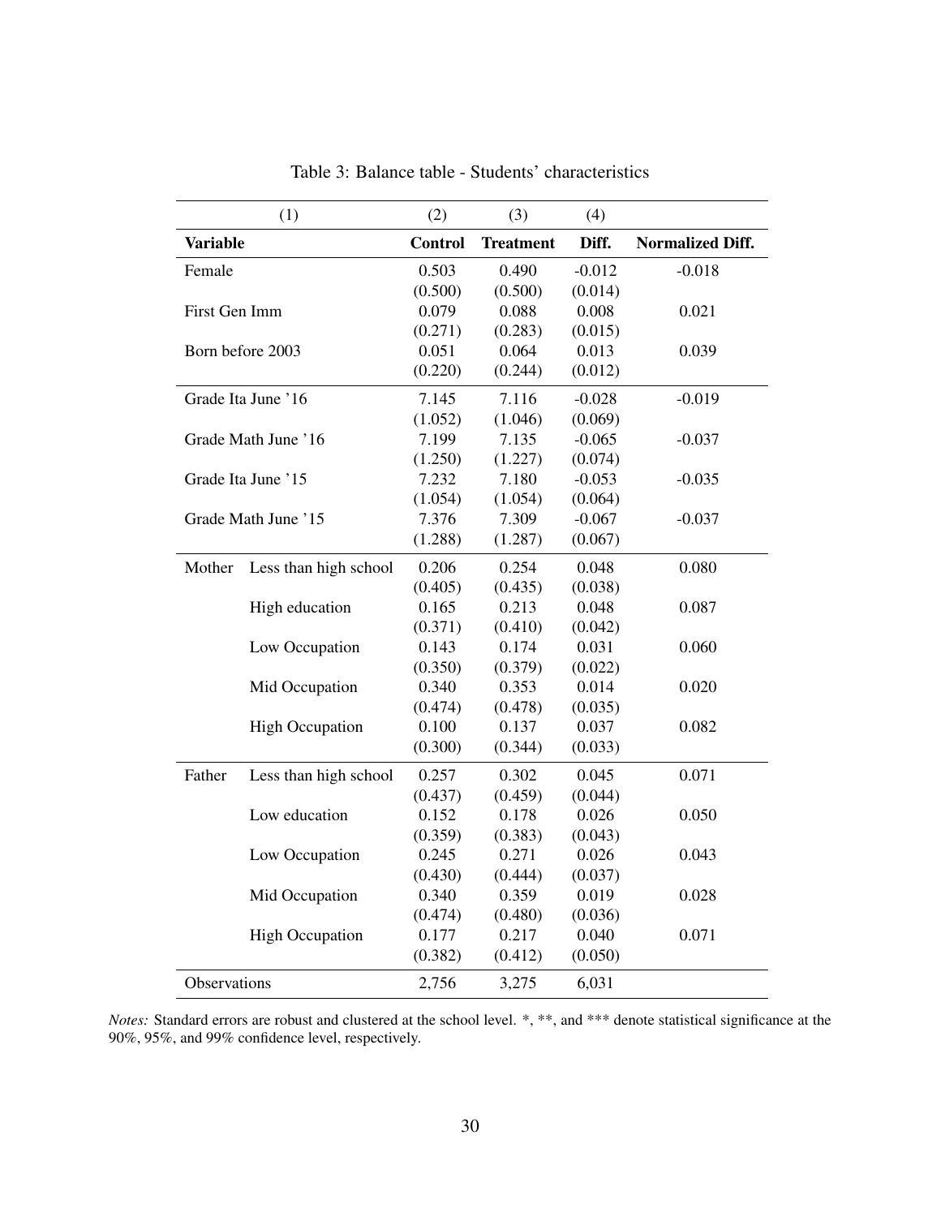Table 3: Balance table - Students' characteristics

| (1) | | (2) | (3) | (4) | |
|---|---|---|---|---|---|
| **Variable** | | **Control** | **Treatment** | **Diff.** | **Normalized Diff.** |
| Female | | 0.503 | 0.490 | -0.012 | -0.018 |
| | | (0.500) | (0.500) | (0.014) | |
| First Gen Imm | | 0.079 | 0.088 | 0.008 | 0.021 |
| | | (0.271) | (0.283) | (0.015) | |
| Born before 2003 | | 0.051 | 0.064 | 0.013 | 0.039 |
| | | (0.220) | (0.244) | (0.012) | |
| Grade Ita June '16 | | 7.145 | 7.116 | -0.028 | -0.019 |
| | | (1.052) | (1.046) | (0.069) | |
| Grade Math June '16 | | 7.199 | 7.135 | -0.065 | -0.037 |
| | | (1.250) | (1.227) | (0.074) | |
| Grade Ita June '15 | | 7.232 | 7.180 | -0.053 | -0.035 |
| | | (1.054) | (1.054) | (0.064) | |
| Grade Math June '15 | | 7.376 | 7.309 | -0.067 | -0.037 |
| | | (1.288) | (1.287) | (0.067) | |
| Mother | Less than high school | 0.206 | 0.254 | 0.048 | 0.080 |
| | | (0.405) | (0.435) | (0.038) | |
| | High education | 0.165 | 0.213 | 0.048 | 0.087 |
| | | (0.371) | (0.410) | (0.042) | |
| | Low Occupation | 0.143 | 0.174 | 0.031 | 0.060 |
| | | (0.350) | (0.379) | (0.022) | |
| | Mid Occupation | 0.340 | 0.353 | 0.014 | 0.020 |
| | | (0.474) | (0.478) | (0.035) | |
| | High Occupation | 0.100 | 0.137 | 0.037 | 0.082 |
| | | (0.300) | (0.344) | (0.033) | |
| Father | Less than high school | 0.257 | 0.302 | 0.045 | 0.071 |
| | | (0.437) | (0.459) | (0.044) | |
| | Low education | 0.152 | 0.178 | 0.026 | 0.050 |
| | | (0.359) | (0.383) | (0.043) | |
| | Low Occupation | 0.245 | 0.271 | 0.026 | 0.043 |
| | | (0.430) | (0.444) | (0.037) | |
| | Mid Occupation | 0.340 | 0.359 | 0.019 | 0.028 |
| | | (0.474) | (0.480) | (0.036) | |
| | High Occupation | 0.177 | 0.217 | 0.040 | 0.071 |
| | | (0.382) | (0.412) | (0.050) | |
| Observations | | 2,756 | 3,275 | 6,031 | |

*Notes:* Standard errors are robust and clustered at the school level. *, **, and *** denote statistical significance at the 90%, 95%, and 99% confidence level, respectively.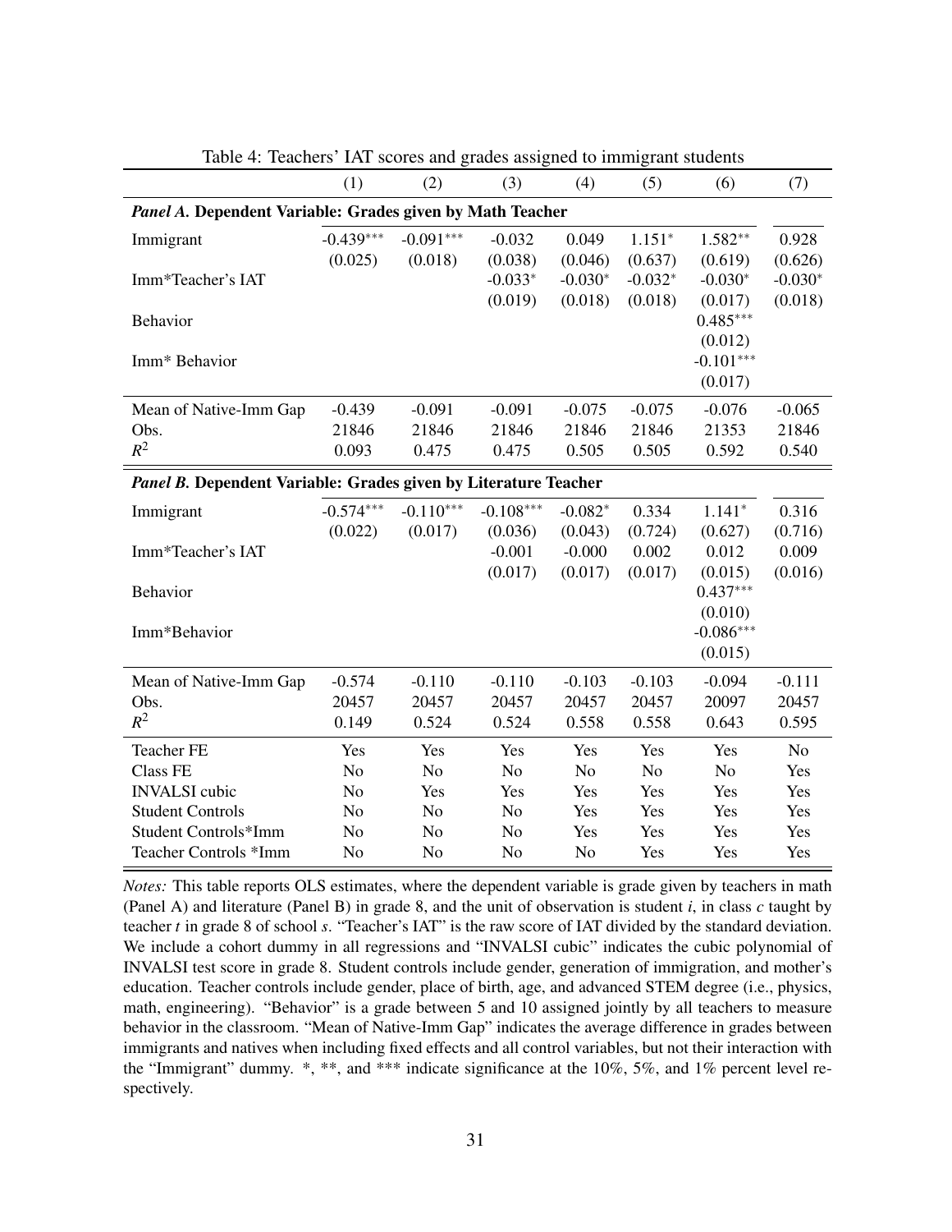Table 4: Teachers' IAT scores and grades assigned to immigrant students

| | (1) | (2) | (3) | (4) | (5) | (6) | (7) |
|---|---|---|---|---|---|---|---|
| ***Panel A.* Dependent Variable: Grades given by Math Teacher** | | | | | | | |
| Immigrant | -0.439*** | -0.091*** | -0.032 | 0.049 | 1.151* | 1.582** | 0.928 |
| | (0.025) | (0.018) | (0.038) | (0.046) | (0.637) | (0.619) | (0.626) |
| Imm*Teacher's IAT | | | -0.033* | -0.030* | -0.032* | -0.030* | -0.030* |
| | | | (0.019) | (0.018) | (0.018) | (0.017) | (0.018) |
| Behavior | | | | | | 0.485*** | |
| | | | | | | (0.012) | |
| Imm* Behavior | | | | | | -0.101*** | |
| | | | | | | (0.017) | |
| Mean of Native-Imm Gap | -0.439 | -0.091 | -0.091 | -0.075 | -0.075 | -0.076 | -0.065 |
| Obs. | 21846 | 21846 | 21846 | 21846 | 21846 | 21353 | 21846 |
| $R^2$ | 0.093 | 0.475 | 0.475 | 0.505 | 0.505 | 0.592 | 0.540 |
| ***Panel B.* Dependent Variable: Grades given by Literature Teacher** | | | | | | | |
| Immigrant | -0.574*** | -0.110*** | -0.108*** | -0.082* | 0.334 | 1.141* | 0.316 |
| | (0.022) | (0.017) | (0.036) | (0.043) | (0.724) | (0.627) | (0.716) |
| Imm*Teacher's IAT | | | -0.001 | -0.000 | 0.002 | 0.012 | 0.009 |
| | | | (0.017) | (0.017) | (0.017) | (0.015) | (0.016) |
| Behavior | | | | | | 0.437*** | |
| | | | | | | (0.010) | |
| Imm*Behavior | | | | | | -0.086*** | |
| | | | | | | (0.015) | |
| Mean of Native-Imm Gap | -0.574 | -0.110 | -0.110 | -0.103 | -0.103 | -0.094 | -0.111 |
| Obs. | 20457 | 20457 | 20457 | 20457 | 20457 | 20097 | 20457 |
| $R^2$ | 0.149 | 0.524 | 0.524 | 0.558 | 0.558 | 0.643 | 0.595 |
| Teacher FE | Yes | Yes | Yes | Yes | Yes | Yes | No |
| Class FE | No | No | No | No | No | No | Yes |
| INVALSI cubic | No | Yes | Yes | Yes | Yes | Yes | Yes |
| Student Controls | No | No | No | Yes | Yes | Yes | Yes |
| Student Controls*Imm | No | No | No | Yes | Yes | Yes | Yes |
| Teacher Controls *Imm | No | No | No | No | Yes | Yes | Yes |

*Notes:* This table reports OLS estimates, where the dependent variable is grade given by teachers in math (Panel A) and literature (Panel B) in grade 8, and the unit of observation is student *i*, in class *c* taught by teacher *t* in grade 8 of school *s*. "Teacher's IAT" is the raw score of IAT divided by the standard deviation. We include a cohort dummy in all regressions and "INVALSI cubic" indicates the cubic polynomial of INVALSI test score in grade 8. Student controls include gender, generation of immigration, and mother's education. Teacher controls include gender, place of birth, age, and advanced STEM degree (i.e., physics, math, engineering). "Behavior" is a grade between 5 and 10 assigned jointly by all teachers to measure behavior in the classroom. "Mean of Native-Imm Gap" indicates the average difference in grades between immigrants and natives when including fixed effects and all control variables, but not their interaction with the "Immigrant" dummy. *, **, and *** indicate significance at the 10%, 5%, and 1% percent level respectively.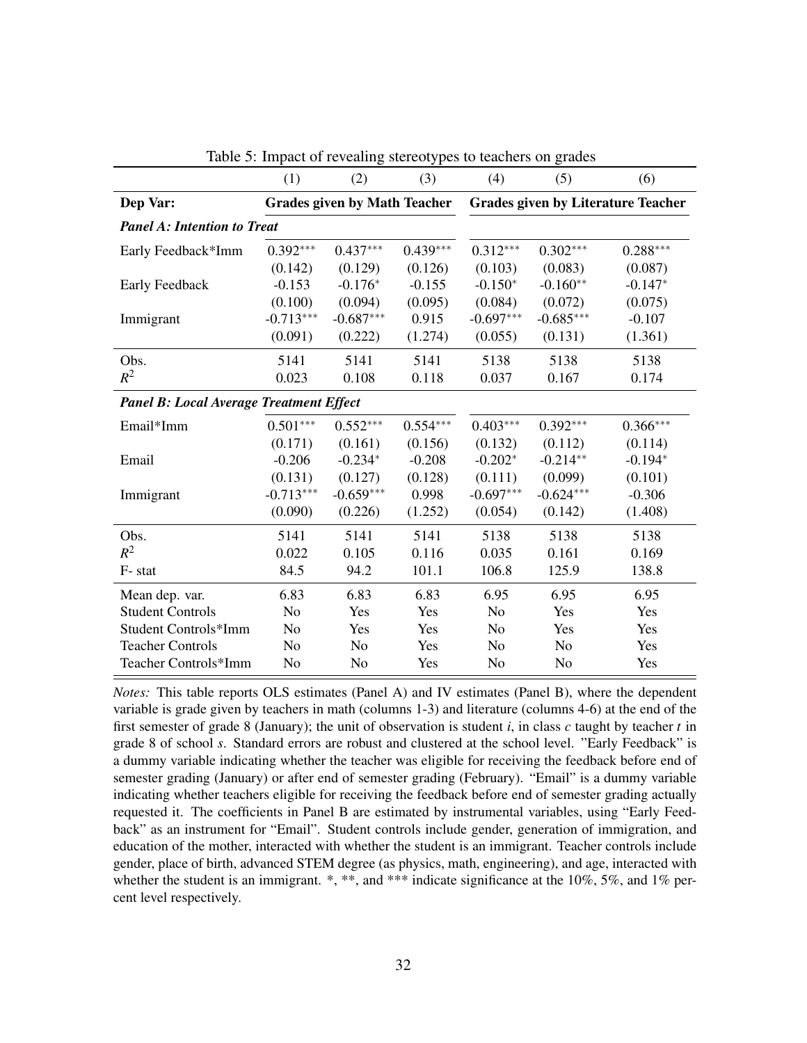Table 5: Impact of revealing stereotypes to teachers on grades

| | (1) | (2) | (3) | (4) | (5) | (6) |
|---|---|---|---|---|---|---|
| **Dep Var:** | **Grades given by Math Teacher** | | | **Grades given by Literature Teacher** | | |
| ***Panel A: Intention to Treat*** | | | | | | |
| Early Feedback*Imm | 0.392*** | 0.437*** | 0.439*** | 0.312*** | 0.302*** | 0.288*** |
| | (0.142) | (0.129) | (0.126) | (0.103) | (0.083) | (0.087) |
| Early Feedback | -0.153 | -0.176* | -0.155 | -0.150* | -0.160** | -0.147* |
| | (0.100) | (0.094) | (0.095) | (0.084) | (0.072) | (0.075) |
| Immigrant | -0.713*** | -0.687*** | 0.915 | -0.697*** | -0.685*** | -0.107 |
| | (0.091) | (0.222) | (1.274) | (0.055) | (0.131) | (1.361) |
| Obs. | 5141 | 5141 | 5141 | 5138 | 5138 | 5138 |
| $R^2$ | 0.023 | 0.108 | 0.118 | 0.037 | 0.167 | 0.174 |
| ***Panel B: Local Average Treatment Effect*** | | | | | | |
| Email*Imm | 0.501*** | 0.552*** | 0.554*** | 0.403*** | 0.392*** | 0.366*** |
| | (0.171) | (0.161) | (0.156) | (0.132) | (0.112) | (0.114) |
| Email | -0.206 | -0.234* | -0.208 | -0.202* | -0.214** | -0.194* |
| | (0.131) | (0.127) | (0.128) | (0.111) | (0.099) | (0.101) |
| Immigrant | -0.713*** | -0.659*** | 0.998 | -0.697*** | -0.624*** | -0.306 |
| | (0.090) | (0.226) | (1.252) | (0.054) | (0.142) | (1.408) |
| Obs. | 5141 | 5141 | 5141 | 5138 | 5138 | 5138 |
| $R^2$ | 0.022 | 0.105 | 0.116 | 0.035 | 0.161 | 0.169 |
| F- stat | 84.5 | 94.2 | 101.1 | 106.8 | 125.9 | 138.8 |
| Mean dep. var. | 6.83 | 6.83 | 6.83 | 6.95 | 6.95 | 6.95 |
| Student Controls | No | Yes | Yes | No | Yes | Yes |
| Student Controls*Imm | No | Yes | Yes | No | Yes | Yes |
| Teacher Controls | No | No | Yes | No | No | Yes |
| Teacher Controls*Imm | No | No | Yes | No | No | Yes |

*Notes:* This table reports OLS estimates (Panel A) and IV estimates (Panel B), where the dependent variable is grade given by teachers in math (columns 1-3) and literature (columns 4-6) at the end of the first semester of grade 8 (January); the unit of observation is student $i$, in class $c$ taught by teacher $t$ in grade 8 of school $s$. Standard errors are robust and clustered at the school level. "Early Feedback" is a dummy variable indicating whether the teacher was eligible for receiving the feedback before end of semester grading (January) or after end of semester grading (February). "Email" is a dummy variable indicating whether teachers eligible for receiving the feedback before end of semester grading actually requested it. The coefficients in Panel B are estimated by instrumental variables, using "Early Feedback" as an instrument for "Email". Student controls include gender, generation of immigration, and education of the mother, interacted with whether the student is an immigrant. Teacher controls include gender, place of birth, advanced STEM degree (as physics, math, engineering), and age, interacted with whether the student is an immigrant. *, **, and *** indicate significance at the 10%, 5%, and 1% percent level respectively.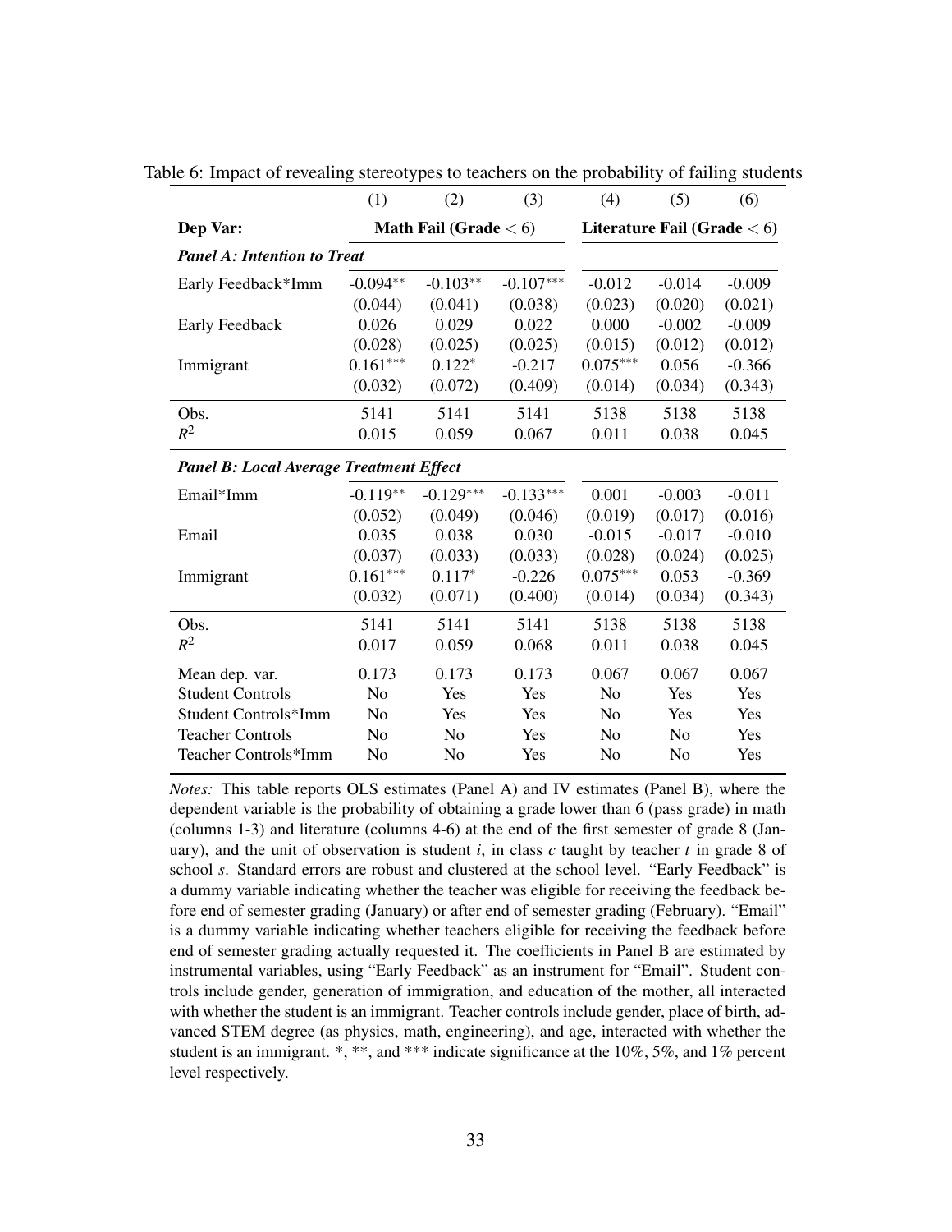Table 6: Impact of revealing stereotypes to teachers on the probability of failing students

| | (1) | (2) | (3) | (4) | (5) | (6) |
|---|---|---|---|---|---|---|
| **Dep Var:** | **Math Fail (Grade < 6)** | | | **Literature Fail (Grade < 6)** | | |
| ***Panel A: Intention to Treat*** | | | | | | |
| Early Feedback*Imm | -0.094** | -0.103** | -0.107*** | -0.012 | -0.014 | -0.009 |
| | (0.044) | (0.041) | (0.038) | (0.023) | (0.020) | (0.021) |
| Early Feedback | 0.026 | 0.029 | 0.022 | 0.000 | -0.002 | -0.009 |
| | (0.028) | (0.025) | (0.025) | (0.015) | (0.012) | (0.012) |
| Immigrant | 0.161*** | 0.122* | -0.217 | 0.075*** | 0.056 | -0.366 |
| | (0.032) | (0.072) | (0.409) | (0.014) | (0.034) | (0.343) |
| Obs. | 5141 | 5141 | 5141 | 5138 | 5138 | 5138 |
| $R^2$ | 0.015 | 0.059 | 0.067 | 0.011 | 0.038 | 0.045 |
| ***Panel B: Local Average Treatment Effect*** | | | | | | |
| Email*Imm | -0.119** | -0.129*** | -0.133*** | 0.001 | -0.003 | -0.011 |
| | (0.052) | (0.049) | (0.046) | (0.019) | (0.017) | (0.016) |
| Email | 0.035 | 0.038 | 0.030 | -0.015 | -0.017 | -0.010 |
| | (0.037) | (0.033) | (0.033) | (0.028) | (0.024) | (0.025) |
| Immigrant | 0.161*** | 0.117* | -0.226 | 0.075*** | 0.053 | -0.369 |
| | (0.032) | (0.071) | (0.400) | (0.014) | (0.034) | (0.343) |
| Obs. | 5141 | 5141 | 5141 | 5138 | 5138 | 5138 |
| $R^2$ | 0.017 | 0.059 | 0.068 | 0.011 | 0.038 | 0.045 |
| Mean dep. var. | 0.173 | 0.173 | 0.173 | 0.067 | 0.067 | 0.067 |
| Student Controls | No | Yes | Yes | No | Yes | Yes |
| Student Controls*Imm | No | Yes | Yes | No | Yes | Yes |
| Teacher Controls | No | No | Yes | No | No | Yes |
| Teacher Controls*Imm | No | No | Yes | No | No | Yes |

*Notes:* This table reports OLS estimates (Panel A) and IV estimates (Panel B), where the dependent variable is the probability of obtaining a grade lower than 6 (pass grade) in math (columns 1-3) and literature (columns 4-6) at the end of the first semester of grade 8 (January), and the unit of observation is student $i$, in class $c$ taught by teacher $t$ in grade 8 of school $s$. Standard errors are robust and clustered at the school level. "Early Feedback" is a dummy variable indicating whether the teacher was eligible for receiving the feedback before end of semester grading (January) or after end of semester grading (February). "Email" is a dummy variable indicating whether teachers eligible for receiving the feedback before end of semester grading actually requested it. The coefficients in Panel B are estimated by instrumental variables, using "Early Feedback" as an instrument for "Email". Student controls include gender, generation of immigration, and education of the mother, all interacted with whether the student is an immigrant. Teacher controls include gender, place of birth, advanced STEM degree (as physics, math, engineering), and age, interacted with whether the student is an immigrant. *, **, and *** indicate significance at the 10%, 5%, and 1% percent level respectively.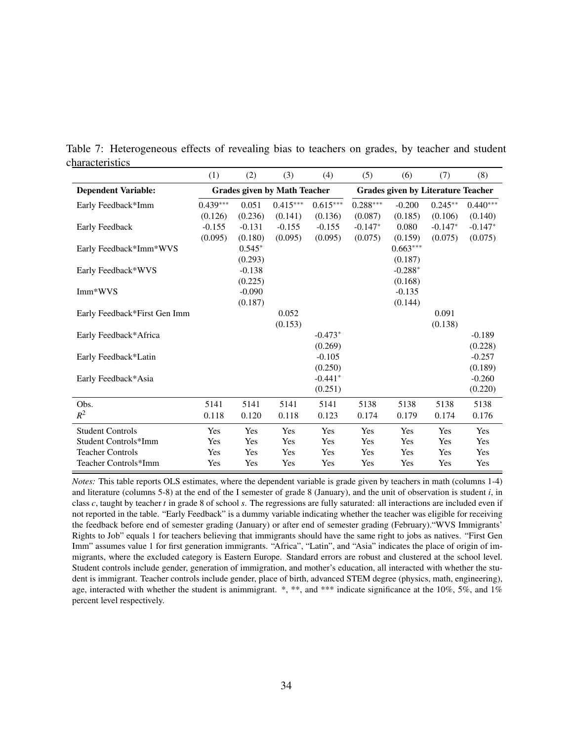Table 7: Heterogeneous effects of revealing bias to teachers on grades, by teacher and student characteristics

| | (1) | (2) | (3) | (4) | (5) | (6) | (7) | (8) |
|---|---|---|---|---|---|---|---|---|
| **Dependent Variable:** | **Grades given by Math Teacher** | | | | **Grades given by Literature Teacher** | | | |
| Early Feedback*Imm | 0.439*** | 0.051 | 0.415*** | 0.615*** | 0.288*** | -0.200 | 0.245** | 0.440*** |
| | (0.126) | (0.236) | (0.141) | (0.136) | (0.087) | (0.185) | (0.106) | (0.140) |
| Early Feedback | -0.155 | -0.131 | -0.155 | -0.155 | -0.147* | 0.080 | -0.147* | -0.147* |
| | (0.095) | (0.180) | (0.095) | (0.095) | (0.075) | (0.159) | (0.075) | (0.075) |
| Early Feedback*Imm*WVS | | 0.545* | | | | 0.663*** | | |
| | | (0.293) | | | | (0.187) | | |
| Early Feedback*WVS | | -0.138 | | | | -0.288* | | |
| | | (0.225) | | | | (0.168) | | |
| Imm*WVS | | -0.090 | | | | -0.135 | | |
| | | (0.187) | | | | (0.144) | | |
| Early Feedback*First Gen Imm | | | 0.052 | | | | 0.091 | |
| | | | (0.153) | | | | (0.138) | |
| Early Feedback*Africa | | | | -0.473* | | | | -0.189 |
| | | | | (0.269) | | | | (0.228) |
| Early Feedback*Latin | | | | -0.105 | | | | -0.257 |
| | | | | (0.250) | | | | (0.189) |
| Early Feedback*Asia | | | | -0.441* | | | | -0.260 |
| | | | | (0.251) | | | | (0.220) |
| Obs. | 5141 | 5141 | 5141 | 5141 | 5138 | 5138 | 5138 | 5138 |
| $R^2$ | 0.118 | 0.120 | 0.118 | 0.123 | 0.174 | 0.179 | 0.174 | 0.176 |
| Student Controls | Yes | Yes | Yes | Yes | Yes | Yes | Yes | Yes |
| Student Controls*Imm | Yes | Yes | Yes | Yes | Yes | Yes | Yes | Yes |
| Teacher Controls | Yes | Yes | Yes | Yes | Yes | Yes | Yes | Yes |
| Teacher Controls*Imm | Yes | Yes | Yes | Yes | Yes | Yes | Yes | Yes |

*Notes:* This table reports OLS estimates, where the dependent variable is grade given by teachers in math (columns 1-4) and literature (columns 5-8) at the end of the I semester of grade 8 (January), and the unit of observation is student $i$, in class $c$, taught by teacher $t$ in grade 8 of school $s$. The regressions are fully saturated: all interactions are included even if not reported in the table. "Early Feedback" is a dummy variable indicating whether the teacher was eligible for receiving the feedback before end of semester grading (January) or after end of semester grading (February)."WVS Immigrants' Rights to Job" equals 1 for teachers believing that immigrants should have the same right to jobs as natives. "First Gen Imm" assumes value 1 for first generation immigrants. "Africa", "Latin", and "Asia" indicates the place of origin of immigrants, where the excluded category is Eastern Europe. Standard errors are robust and clustered at the school level. Student controls include gender, generation of immigration, and mother's education, all interacted with whether the student is immigrant. Teacher controls include gender, place of birth, advanced STEM degree (physics, math, engineering), age, interacted with whether the student is animmigrant. *, **, and *** indicate significance at the 10%, 5%, and 1% percent level respectively.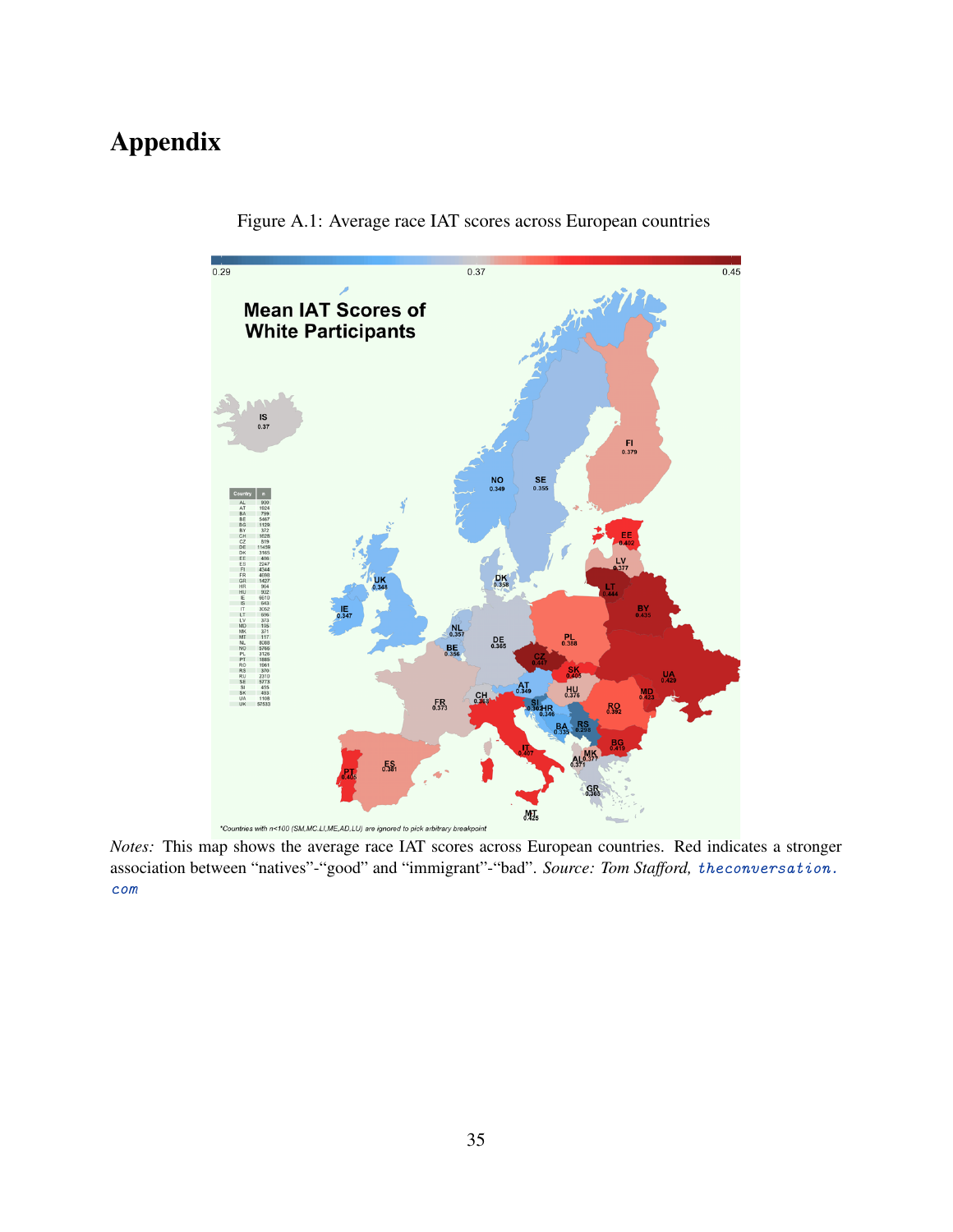# Appendix

Figure A.1: Average race IAT scores across European countries

*Notes:* This map shows the average race IAT scores across European countries. Red indicates a stronger association between "natives"-"good" and "immigrant"-"bad". *Source: Tom Stafford,* theconversation.com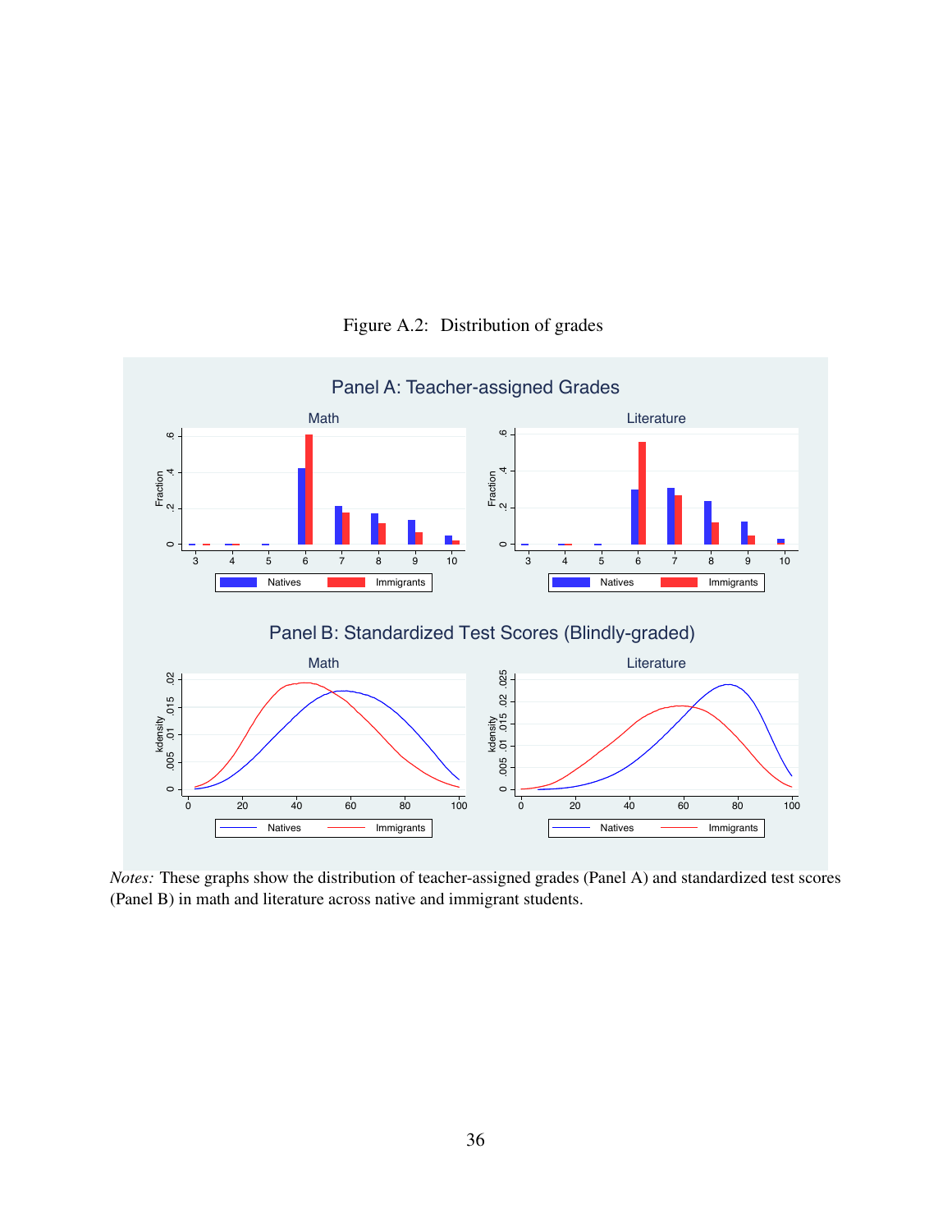Figure A.2: Distribution of grades

*Notes:* These graphs show the distribution of teacher-assigned grades (Panel A) and standardized test scores (Panel B) in math and literature across native and immigrant students.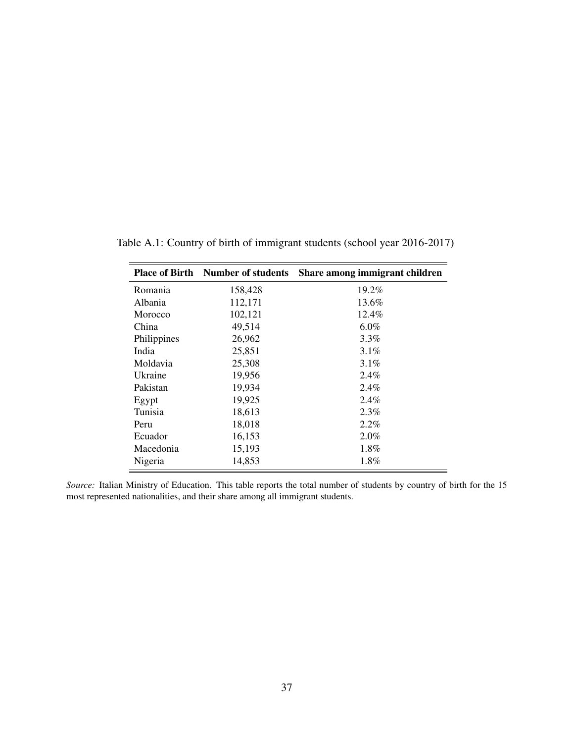Table A.1: Country of birth of immigrant students (school year 2016-2017)

| Place of Birth | Number of students | Share among immigrant children |
|---|---|---|
| Romania | 158,428 | 19.2% |
| Albania | 112,171 | 13.6% |
| Morocco | 102,121 | 12.4% |
| China | 49,514 | 6.0% |
| Philippines | 26,962 | 3.3% |
| India | 25,851 | 3.1% |
| Moldavia | 25,308 | 3.1% |
| Ukraine | 19,956 | 2.4% |
| Pakistan | 19,934 | 2.4% |
| Egypt | 19,925 | 2.4% |
| Tunisia | 18,613 | 2.3% |
| Peru | 18,018 | 2.2% |
| Ecuador | 16,153 | 2.0% |
| Macedonia | 15,193 | 1.8% |
| Nigeria | 14,853 | 1.8% |

*Source:* Italian Ministry of Education. This table reports the total number of students by country of birth for the 15 most represented nationalities, and their share among all immigrant students.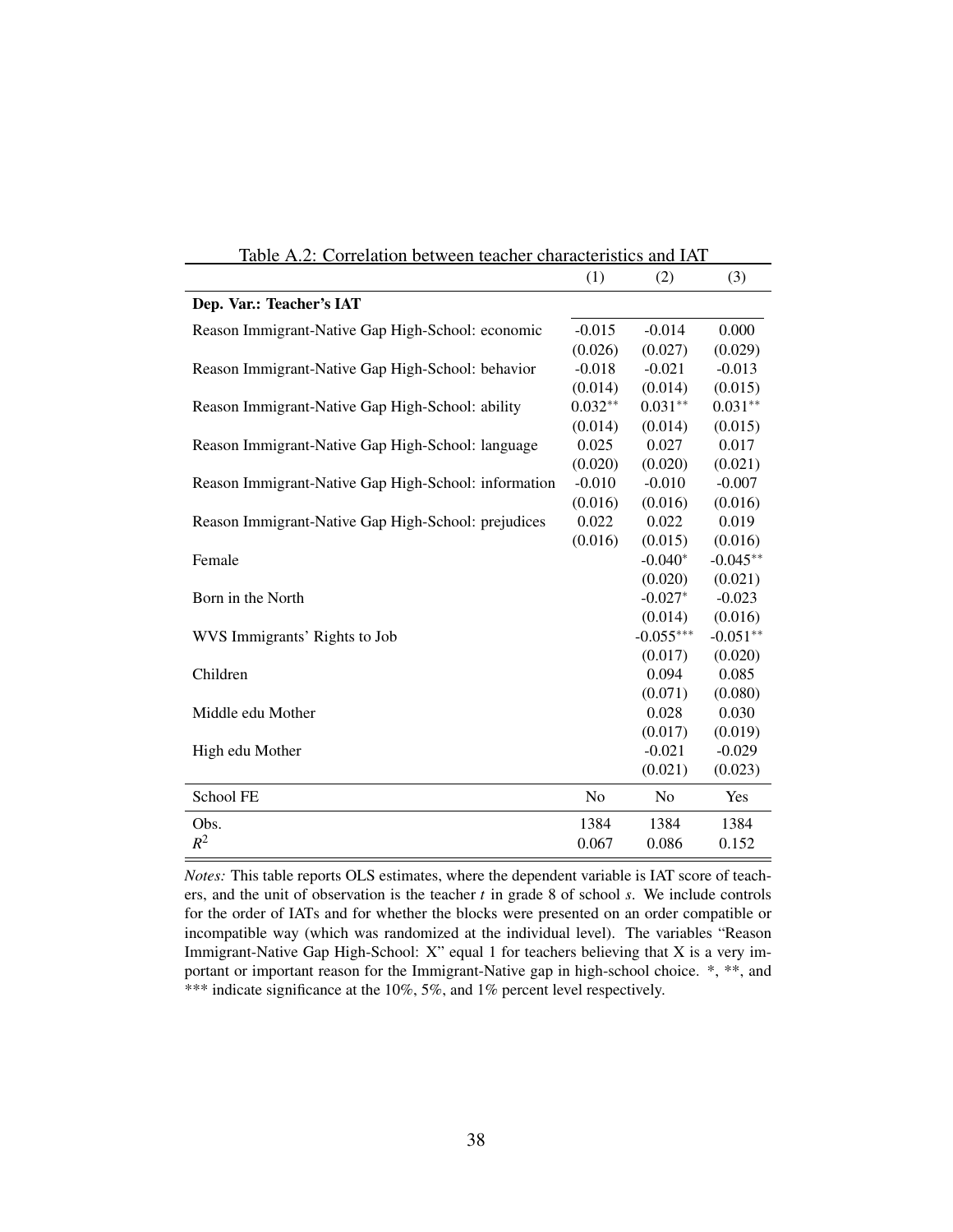Table A.2: Correlation between teacher characteristics and IAT

| | (1) | (2) | (3) |
|---|---|---|---|
| **Dep. Var.: Teacher's IAT** | | | |
| Reason Immigrant-Native Gap High-School: economic | -0.015 | -0.014 | 0.000 |
| | (0.026) | (0.027) | (0.029) |
| Reason Immigrant-Native Gap High-School: behavior | -0.018 | -0.021 | -0.013 |
| | (0.014) | (0.014) | (0.015) |
| Reason Immigrant-Native Gap High-School: ability | 0.032** | 0.031** | 0.031** |
| | (0.014) | (0.014) | (0.015) |
| Reason Immigrant-Native Gap High-School: language | 0.025 | 0.027 | 0.017 |
| | (0.020) | (0.020) | (0.021) |
| Reason Immigrant-Native Gap High-School: information | -0.010 | -0.010 | -0.007 |
| | (0.016) | (0.016) | (0.016) |
| Reason Immigrant-Native Gap High-School: prejudices | 0.022 | 0.022 | 0.019 |
| | (0.016) | (0.015) | (0.016) |
| Female | | -0.040* | -0.045** |
| | | (0.020) | (0.021) |
| Born in the North | | -0.027* | -0.023 |
| | | (0.014) | (0.016) |
| WVS Immigrants' Rights to Job | | -0.055*** | -0.051** |
| | | (0.017) | (0.020) |
| Children | | 0.094 | 0.085 |
| | | (0.071) | (0.080) |
| Middle edu Mother | | 0.028 | 0.030 |
| | | (0.017) | (0.019) |
| High edu Mother | | -0.021 | -0.029 |
| | | (0.021) | (0.023) |
| School FE | No | No | Yes |
| Obs. | 1384 | 1384 | 1384 |
| $R^2$ | 0.067 | 0.086 | 0.152 |

*Notes:* This table reports OLS estimates, where the dependent variable is IAT score of teachers, and the unit of observation is the teacher $t$ in grade 8 of school $s$. We include controls for the order of IATs and for whether the blocks were presented on an order compatible or incompatible way (which was randomized at the individual level). The variables "Reason Immigrant-Native Gap High-School: X" equal 1 for teachers believing that X is a very important or important reason for the Immigrant-Native gap in high-school choice. *, **, and *** indicate significance at the 10%, 5%, and 1% percent level respectively.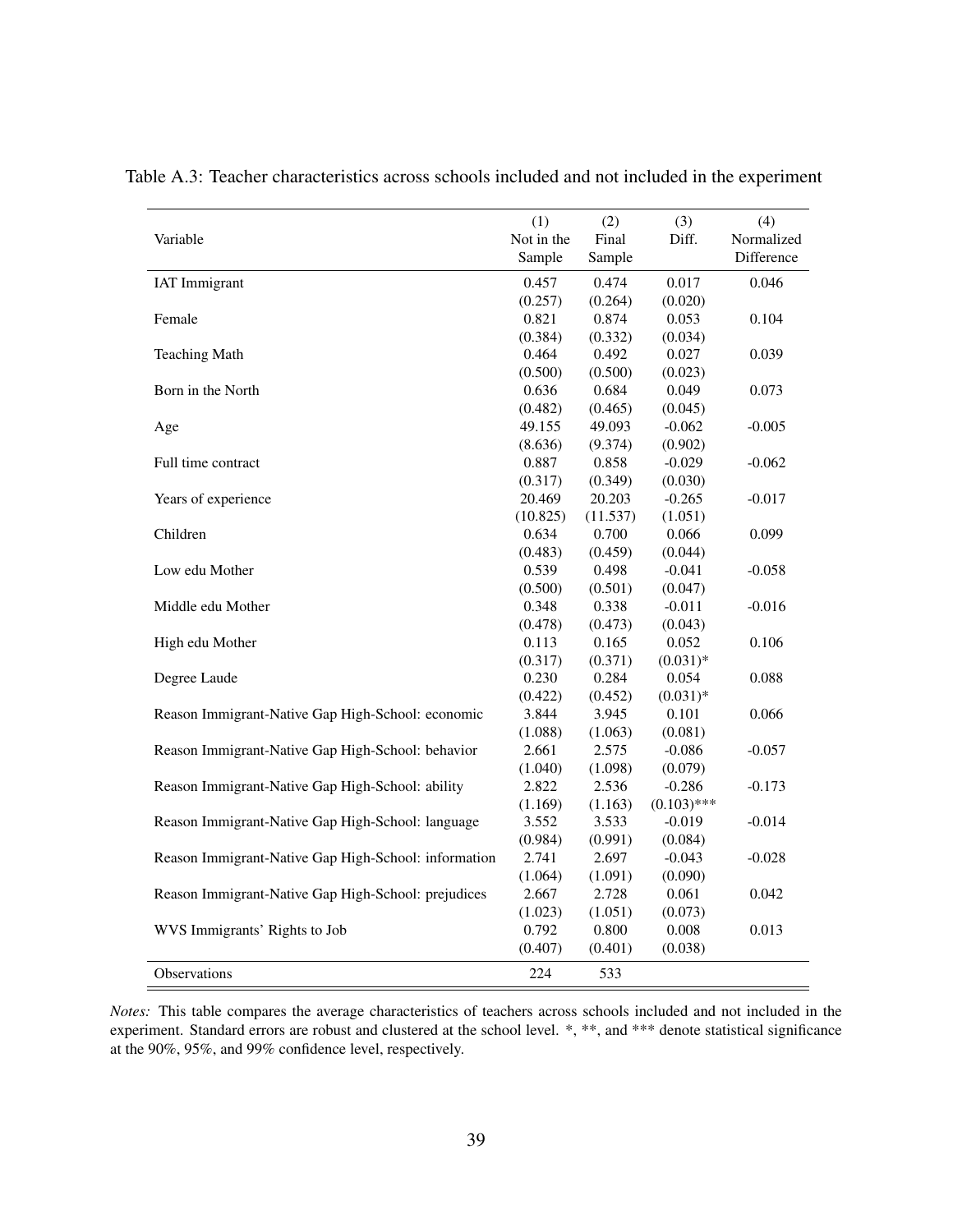Table A.3: Teacher characteristics across schools included and not included in the experiment

| Variable | (1) Not in the Sample | (2) Final Sample | (3) Diff. | (4) Normalized Difference |
|---|---|---|---|---|
| IAT Immigrant | 0.457 | 0.474 | 0.017 | 0.046 |
| | (0.257) | (0.264) | (0.020) | |
| Female | 0.821 | 0.874 | 0.053 | 0.104 |
| | (0.384) | (0.332) | (0.034) | |
| Teaching Math | 0.464 | 0.492 | 0.027 | 0.039 |
| | (0.500) | (0.500) | (0.023) | |
| Born in the North | 0.636 | 0.684 | 0.049 | 0.073 |
| | (0.482) | (0.465) | (0.045) | |
| Age | 49.155 | 49.093 | -0.062 | -0.005 |
| | (8.636) | (9.374) | (0.902) | |
| Full time contract | 0.887 | 0.858 | -0.029 | -0.062 |
| | (0.317) | (0.349) | (0.030) | |
| Years of experience | 20.469 | 20.203 | -0.265 | -0.017 |
| | (10.825) | (11.537) | (1.051) | |
| Children | 0.634 | 0.700 | 0.066 | 0.099 |
| | (0.483) | (0.459) | (0.044) | |
| Low edu Mother | 0.539 | 0.498 | -0.041 | -0.058 |
| | (0.500) | (0.501) | (0.047) | |
| Middle edu Mother | 0.348 | 0.338 | -0.011 | -0.016 |
| | (0.478) | (0.473) | (0.043) | |
| High edu Mother | 0.113 | 0.165 | 0.052 | 0.106 |
| | (0.317) | (0.371) | (0.031)* | |
| Degree Laude | 0.230 | 0.284 | 0.054 | 0.088 |
| | (0.422) | (0.452) | (0.031)* | |
| Reason Immigrant-Native Gap High-School: economic | 3.844 | 3.945 | 0.101 | 0.066 |
| | (1.088) | (1.063) | (0.081) | |
| Reason Immigrant-Native Gap High-School: behavior | 2.661 | 2.575 | -0.086 | -0.057 |
| | (1.040) | (1.098) | (0.079) | |
| Reason Immigrant-Native Gap High-School: ability | 2.822 | 2.536 | -0.286 | -0.173 |
| | (1.169) | (1.163) | (0.103)*** | |
| Reason Immigrant-Native Gap High-School: language | 3.552 | 3.533 | -0.019 | -0.014 |
| | (0.984) | (0.991) | (0.084) | |
| Reason Immigrant-Native Gap High-School: information | 2.741 | 2.697 | -0.043 | -0.028 |
| | (1.064) | (1.091) | (0.090) | |
| Reason Immigrant-Native Gap High-School: prejudices | 2.667 | 2.728 | 0.061 | 0.042 |
| | (1.023) | (1.051) | (0.073) | |
| WVS Immigrants' Rights to Job | 0.792 | 0.800 | 0.008 | 0.013 |
| | (0.407) | (0.401) | (0.038) | |
| Observations | 224 | 533 | | |

*Notes:* This table compares the average characteristics of teachers across schools included and not included in the experiment. Standard errors are robust and clustered at the school level. *, **, and *** denote statistical significance at the 90%, 95%, and 99% confidence level, respectively.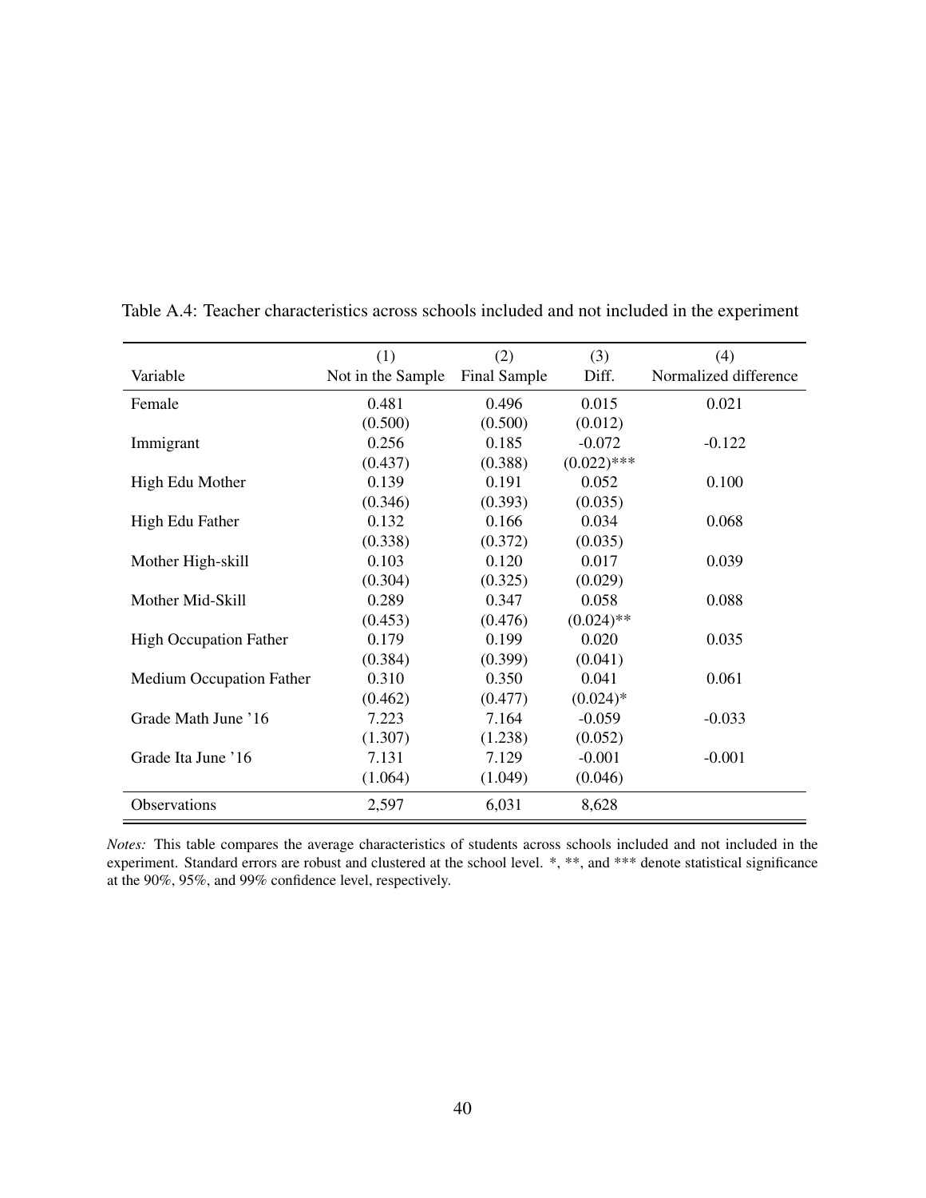Table A.4: Teacher characteristics across schools included and not included in the experiment

| Variable | (1)<br>Not in the Sample | (2)<br>Final Sample | (3)<br>Diff. | (4)<br>Normalized difference |
|---|---|---|---|---|
| Female | 0.481 | 0.496 | 0.015 | 0.021 |
| | (0.500) | (0.500) | (0.012) | |
| Immigrant | 0.256 | 0.185 | -0.072 | -0.122 |
| | (0.437) | (0.388) | (0.022)*** | |
| High Edu Mother | 0.139 | 0.191 | 0.052 | 0.100 |
| | (0.346) | (0.393) | (0.035) | |
| High Edu Father | 0.132 | 0.166 | 0.034 | 0.068 |
| | (0.338) | (0.372) | (0.035) | |
| Mother High-skill | 0.103 | 0.120 | 0.017 | 0.039 |
| | (0.304) | (0.325) | (0.029) | |
| Mother Mid-Skill | 0.289 | 0.347 | 0.058 | 0.088 |
| | (0.453) | (0.476) | (0.024)** | |
| High Occupation Father | 0.179 | 0.199 | 0.020 | 0.035 |
| | (0.384) | (0.399) | (0.041) | |
| Medium Occupation Father | 0.310 | 0.350 | 0.041 | 0.061 |
| | (0.462) | (0.477) | (0.024)* | |
| Grade Math June '16 | 7.223 | 7.164 | -0.059 | -0.033 |
| | (1.307) | (1.238) | (0.052) | |
| Grade Ita June '16 | 7.131 | 7.129 | -0.001 | -0.001 |
| | (1.064) | (1.049) | (0.046) | |
| Observations | 2,597 | 6,031 | 8,628 | |

*Notes:* This table compares the average characteristics of students across schools included and not included in the experiment. Standard errors are robust and clustered at the school level. *, **, and *** denote statistical significance at the 90%, 95%, and 99% confidence level, respectively.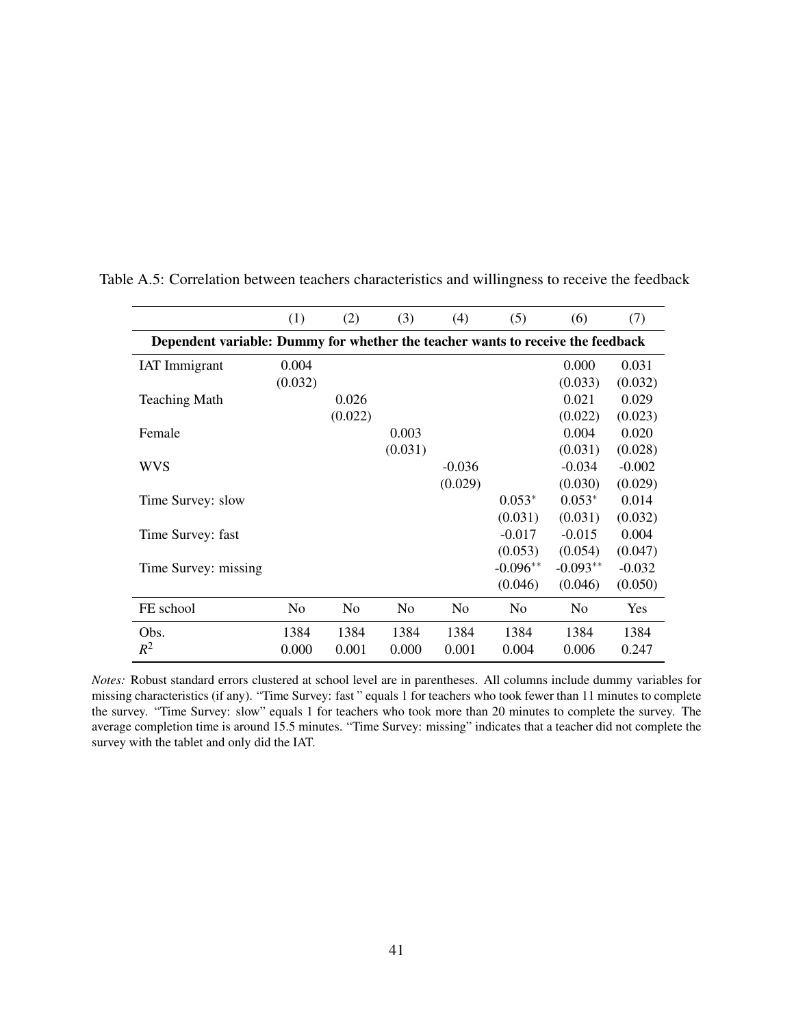Table A.5: Correlation between teachers characteristics and willingness to receive the feedback

| | (1) | (2) | (3) | (4) | (5) | (6) | (7) |
|---|---|---|---|---|---|---|---|
| **Dependent variable: Dummy for whether the teacher wants to receive the feedback** | | | | | | | |
| IAT Immigrant | 0.004 | | | | | 0.000 | 0.031 |
| | (0.032) | | | | | (0.033) | (0.032) |
| Teaching Math | | 0.026 | | | | 0.021 | 0.029 |
| | | (0.022) | | | | (0.022) | (0.023) |
| Female | | | 0.003 | | | 0.004 | 0.020 |
| | | | (0.031) | | | (0.031) | (0.028) |
| WVS | | | | -0.036 | | -0.034 | -0.002 |
| | | | | (0.029) | | (0.030) | (0.029) |
| Time Survey: slow | | | | | $0.053^{*}$ | $0.053^{*}$ | 0.014 |
| | | | | | (0.031) | (0.031) | (0.032) |
| Time Survey: fast | | | | | -0.017 | -0.015 | 0.004 |
| | | | | | (0.053) | (0.054) | (0.047) |
| Time Survey: missing | | | | | $-0.096^{**}$ | $-0.093^{**}$ | -0.032 |
| | | | | | (0.046) | (0.046) | (0.050) |
| FE school | No | No | No | No | No | No | Yes |
| Obs. | 1384 | 1384 | 1384 | 1384 | 1384 | 1384 | 1384 |
| $R^2$ | 0.000 | 0.001 | 0.000 | 0.001 | 0.004 | 0.006 | 0.247 |

*Notes:* Robust standard errors clustered at school level are in parentheses. All columns include dummy variables for missing characteristics (if any). "Time Survey: fast " equals 1 for teachers who took fewer than 11 minutes to complete the survey. "Time Survey: slow" equals 1 for teachers who took more than 20 minutes to complete the survey. The average completion time is around 15.5 minutes. "Time Survey: missing" indicates that a teacher did not complete the survey with the tablet and only did the IAT.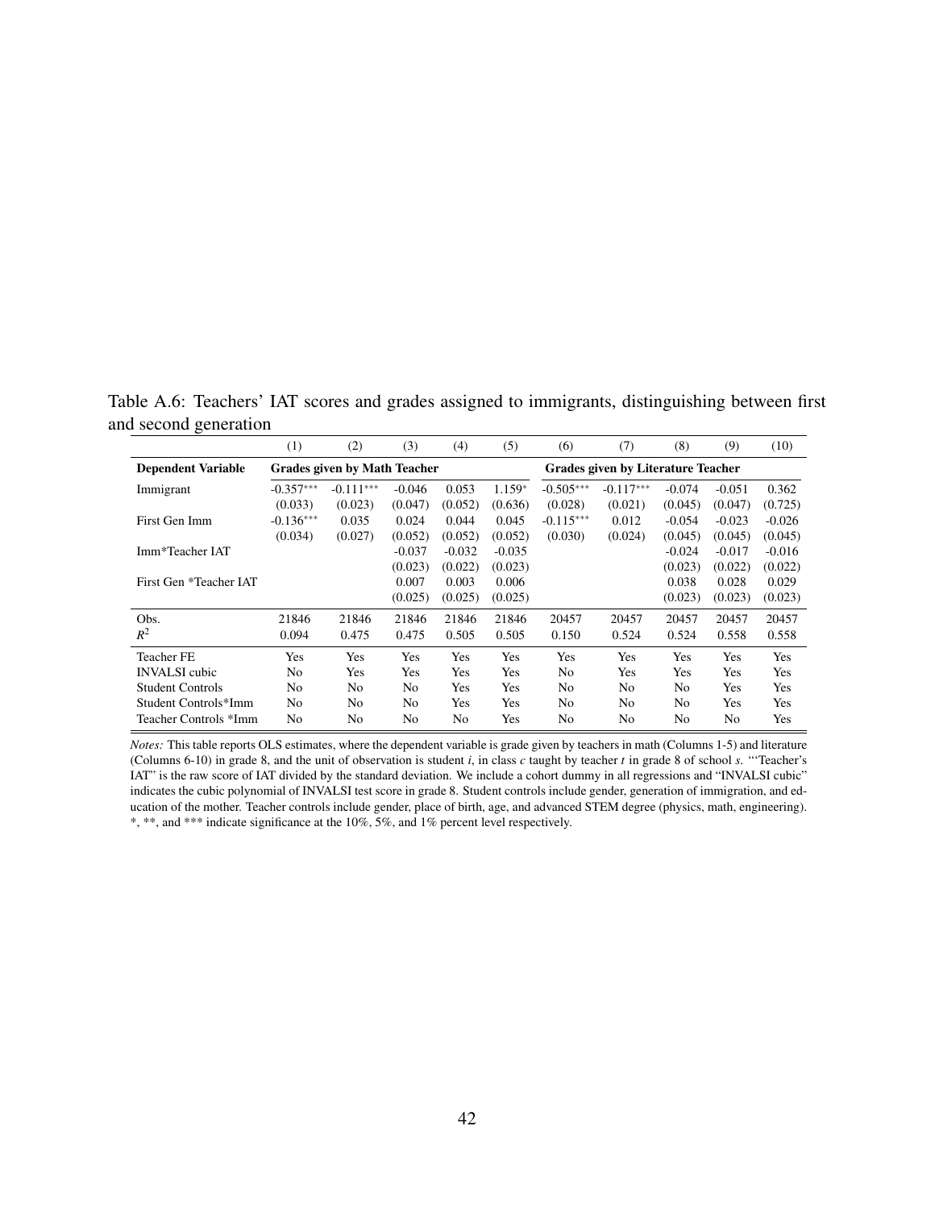Table A.6: Teachers' IAT scores and grades assigned to immigrants, distinguishing between first and second generation

| | (1) | (2) | (3) | (4) | (5) | (6) | (7) | (8) | (9) | (10) |
|---|---|---|---|---|---|---|---|---|---|---|
| **Dependent Variable** | **Grades given by Math Teacher** | | | | | **Grades given by Literature Teacher** | | | | |
| Immigrant | -0.357*** | -0.111*** | -0.046 | 0.053 | 1.159* | -0.505*** | -0.117*** | -0.074 | -0.051 | 0.362 |
| | (0.033) | (0.023) | (0.047) | (0.052) | (0.636) | (0.028) | (0.021) | (0.045) | (0.047) | (0.725) |
| First Gen Imm | -0.136*** | 0.035 | 0.024 | 0.044 | 0.045 | -0.115*** | 0.012 | -0.054 | -0.023 | -0.026 |
| | (0.034) | (0.027) | (0.052) | (0.052) | (0.052) | (0.030) | (0.024) | (0.045) | (0.045) | (0.045) |
| Imm*Teacher IAT | | | -0.037 | -0.032 | -0.035 | | | -0.024 | -0.017 | -0.016 |
| | | | (0.023) | (0.022) | (0.023) | | | (0.023) | (0.022) | (0.022) |
| First Gen *Teacher IAT | | | 0.007 | 0.003 | 0.006 | | | 0.038 | 0.028 | 0.029 |
| | | | (0.025) | (0.025) | (0.025) | | | (0.023) | (0.023) | (0.023) |
| Obs. | 21846 | 21846 | 21846 | 21846 | 21846 | 20457 | 20457 | 20457 | 20457 | 20457 |
| $R^2$ | 0.094 | 0.475 | 0.475 | 0.505 | 0.505 | 0.150 | 0.524 | 0.524 | 0.558 | 0.558 |
| Teacher FE | Yes | Yes | Yes | Yes | Yes | Yes | Yes | Yes | Yes | Yes |
| INVALSI cubic | No | Yes | Yes | Yes | Yes | No | Yes | Yes | Yes | Yes |
| Student Controls | No | No | No | Yes | Yes | No | No | No | Yes | Yes |
| Student Controls*Imm | No | No | No | Yes | Yes | No | No | No | Yes | Yes |
| Teacher Controls *Imm | No | No | No | No | Yes | No | No | No | No | Yes |

*Notes:* This table reports OLS estimates, where the dependent variable is grade given by teachers in math (Columns 1-5) and literature (Columns 6-10) in grade 8, and the unit of observation is student $i$, in class $c$ taught by teacher $t$ in grade 8 of school $s$. "'Teacher's IAT" is the raw score of IAT divided by the standard deviation. We include a cohort dummy in all regressions and "INVALSI cubic" indicates the cubic polynomial of INVALSI test score in grade 8. Student controls include gender, generation of immigration, and education of the mother. Teacher controls include gender, place of birth, age, and advanced STEM degree (physics, math, engineering). *, **, and *** indicate significance at the 10%, 5%, and 1% percent level respectively.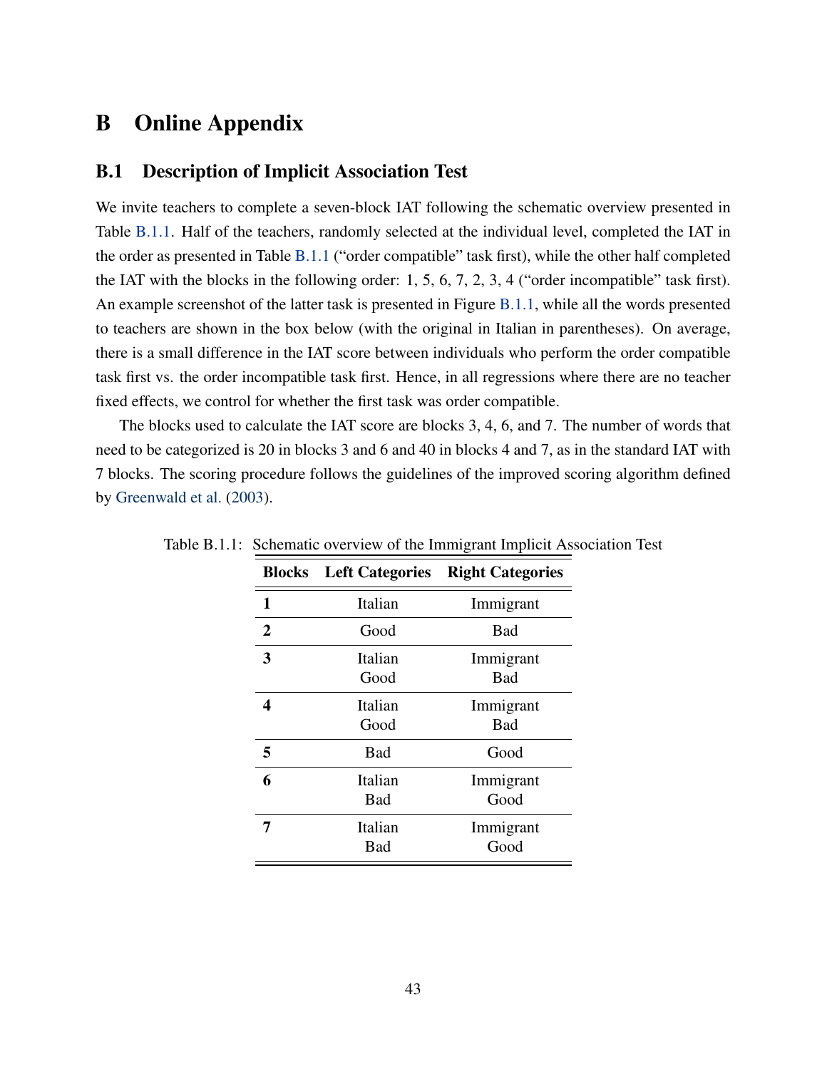# B Online Appendix

## B.1 Description of Implicit Association Test

We invite teachers to complete a seven-block IAT following the schematic overview presented in Table B.1.1. Half of the teachers, randomly selected at the individual level, completed the IAT in the order as presented in Table B.1.1 ("order compatible" task first), while the other half completed the IAT with the blocks in the following order: 1, 5, 6, 7, 2, 3, 4 ("order incompatible" task first). An example screenshot of the latter task is presented in Figure B.1.1, while all the words presented to teachers are shown in the box below (with the original in Italian in parentheses). On average, there is a small difference in the IAT score between individuals who perform the order compatible task first vs. the order incompatible task first. Hence, in all regressions where there are no teacher fixed effects, we control for whether the first task was order compatible.

The blocks used to calculate the IAT score are blocks 3, 4, 6, and 7. The number of words that need to be categorized is 20 in blocks 3 and 6 and 40 in blocks 4 and 7, as in the standard IAT with 7 blocks. The scoring procedure follows the guidelines of the improved scoring algorithm defined by Greenwald et al. (2003).

Table B.1.1: Schematic overview of the Immigrant Implicit Association Test

| Blocks | Left Categories | Right Categories |
|---|---|---|
| **1** | Italian | Immigrant |
| **2** | Good | Bad |
| **3** | Italian<br>Good | Immigrant<br>Bad |
| **4** | Italian<br>Good | Immigrant<br>Bad |
| **5** | Bad | Good |
| **6** | Italian<br>Bad | Immigrant<br>Good |
| **7** | Italian<br>Bad | Immigrant<br>Good |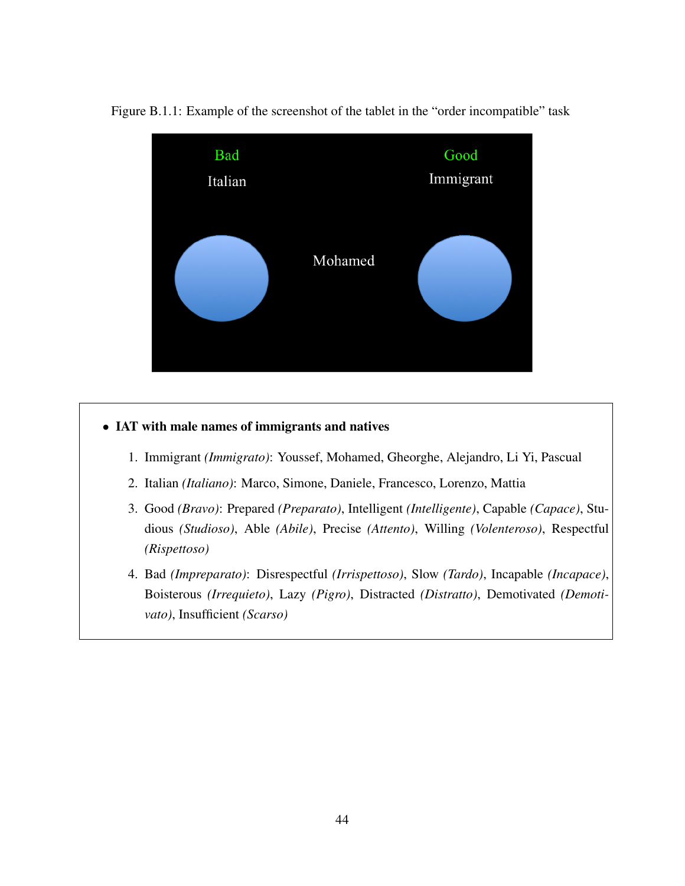Figure B.1.1: Example of the screenshot of the tablet in the "order incompatible" task

- **IAT with male names of immigrants and natives**

  1. Immigrant *(Immigrato)*: Youssef, Mohamed, Gheorghe, Alejandro, Li Yi, Pascual
  2. Italian *(Italiano)*: Marco, Simone, Daniele, Francesco, Lorenzo, Mattia
  3. Good *(Bravo)*: Prepared *(Preparato)*, Intelligent *(Intelligente)*, Capable *(Capace)*, Studious *(Studioso)*, Able *(Abile)*, Precise *(Attento)*, Willing *(Volenteroso)*, Respectful *(Rispettoso)*
  4. Bad *(Impreparato)*: Disrespectful *(Irrispettoso)*, Slow *(Tardo)*, Incapable *(Incapace)*, Boisterous *(Irrequieto)*, Lazy *(Pigro)*, Distracted *(Distratto)*, Demotivated *(Demotivato)*, Insufficient *(Scarso)*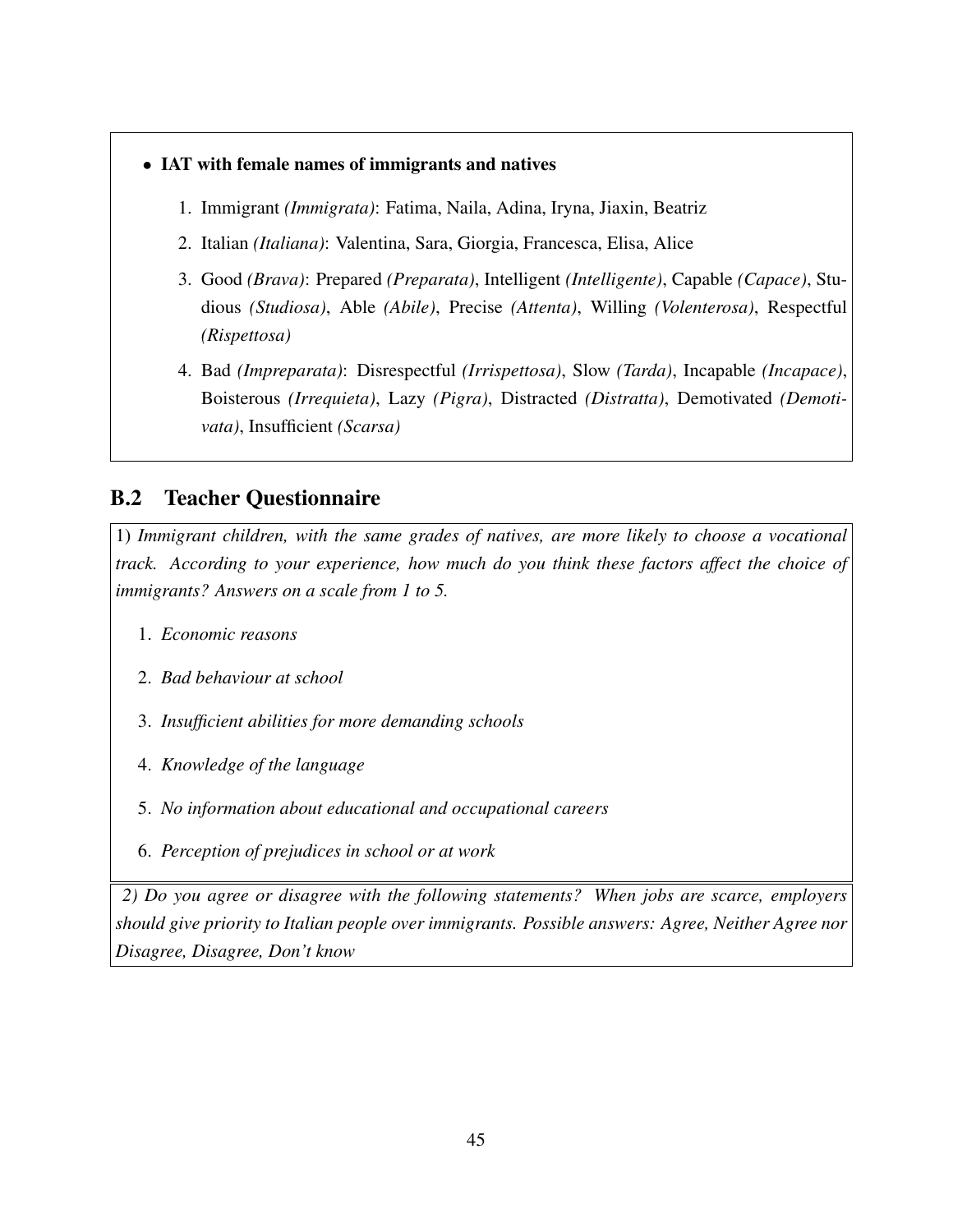- **IAT with female names of immigrants and natives**

  1. Immigrant *(Immigrata)*: Fatima, Naila, Adina, Iryna, Jiaxin, Beatriz
  2. Italian *(Italiana)*: Valentina, Sara, Giorgia, Francesca, Elisa, Alice
  3. Good *(Brava)*: Prepared *(Preparata)*, Intelligent *(Intelligente)*, Capable *(Capace)*, Studious *(Studiosa)*, Able *(Abile)*, Precise *(Attenta)*, Willing *(Volenterosa)*, Respectful *(Rispettosa)*
  4. Bad *(Impreparata)*: Disrespectful *(Irrispettosa)*, Slow *(Tarda)*, Incapable *(Incapace)*, Boisterous *(Irrequieta)*, Lazy *(Pigra)*, Distracted *(Distratta)*, Demotivated *(Demotivata)*, Insufficient *(Scarsa)*

## B.2 Teacher Questionnaire

1) *Immigrant children, with the same grades of natives, are more likely to choose a vocational track. According to your experience, how much do you think these factors affect the choice of immigrants? Answers on a scale from 1 to 5.*

1. *Economic reasons*
2. *Bad behaviour at school*
3. *Insufficient abilities for more demanding schools*
4. *Knowledge of the language*
5. *No information about educational and occupational careers*
6. *Perception of prejudices in school or at work*

*2) Do you agree or disagree with the following statements? When jobs are scarce, employers should give priority to Italian people over immigrants. Possible answers: Agree, Neither Agree nor Disagree, Disagree, Don't know*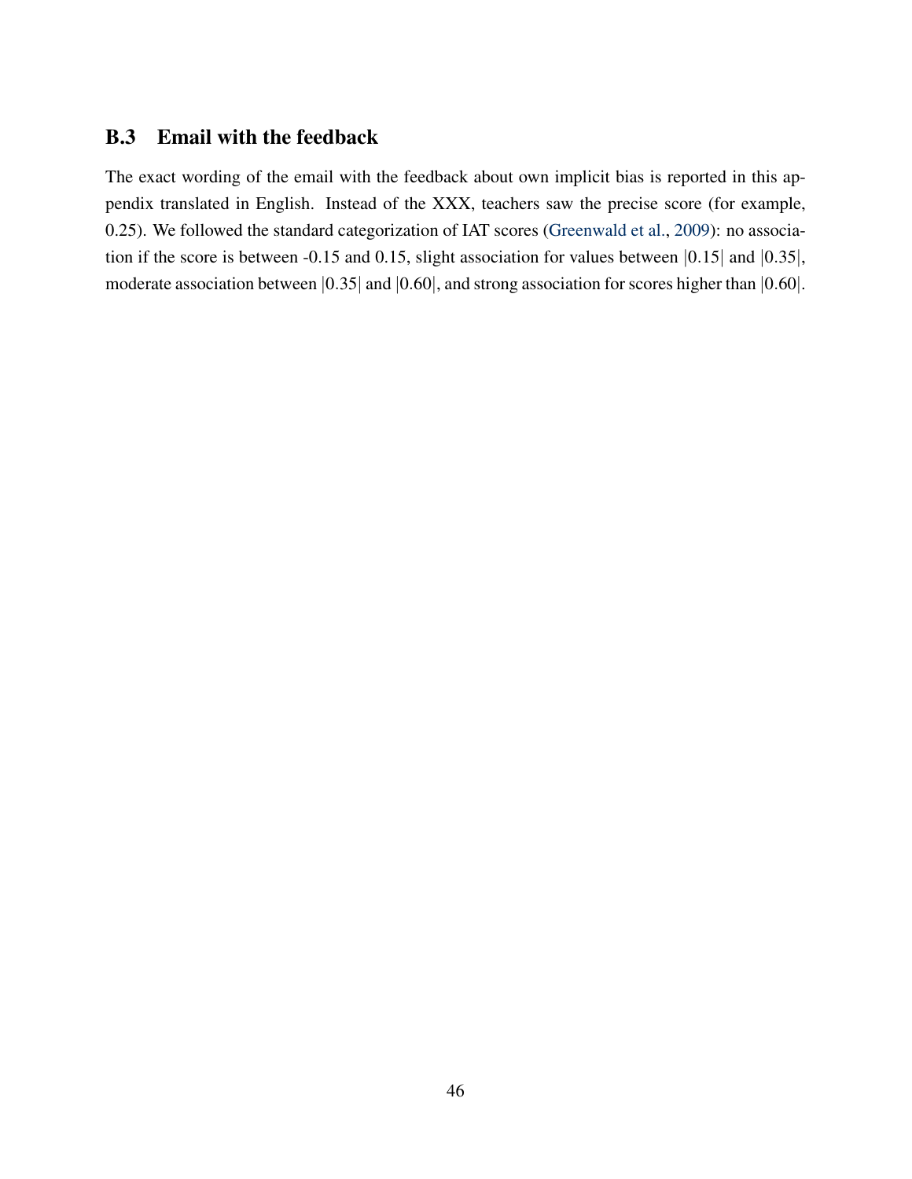### B.3 Email with the feedback

The exact wording of the email with the feedback about own implicit bias is reported in this appendix translated in English. Instead of the XXX, teachers saw the precise score (for example, 0.25). We followed the standard categorization of IAT scores (Greenwald et al., 2009): no association if the score is between -0.15 and 0.15, slight association for values between $|0.15|$ and $|0.35|$, moderate association between $|0.35|$ and $|0.60|$, and strong association for scores higher than $|0.60|$.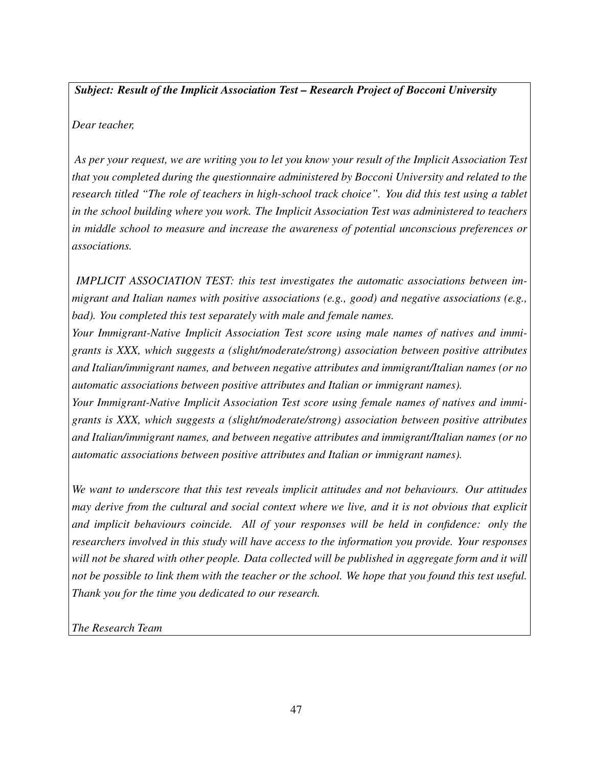***Subject: Result of the Implicit Association Test – Research Project of Bocconi University***

*Dear teacher,*

*As per your request, we are writing you to let you know your result of the Implicit Association Test that you completed during the questionnaire administered by Bocconi University and related to the research titled "The role of teachers in high-school track choice". You did this test using a tablet in the school building where you work. The Implicit Association Test was administered to teachers in middle school to measure and increase the awareness of potential unconscious preferences or associations.*

*IMPLICIT ASSOCIATION TEST: this test investigates the automatic associations between immigrant and Italian names with positive associations (e.g., good) and negative associations (e.g., bad). You completed this test separately with male and female names.*

*Your Immigrant-Native Implicit Association Test score using male names of natives and immigrants is XXX, which suggests a (slight/moderate/strong) association between positive attributes and Italian/immigrant names, and between negative attributes and immigrant/Italian names (or no automatic associations between positive attributes and Italian or immigrant names).*

*Your Immigrant-Native Implicit Association Test score using female names of natives and immigrants is XXX, which suggests a (slight/moderate/strong) association between positive attributes and Italian/immigrant names, and between negative attributes and immigrant/Italian names (or no automatic associations between positive attributes and Italian or immigrant names).*

*We want to underscore that this test reveals implicit attitudes and not behaviours. Our attitudes may derive from the cultural and social context where we live, and it is not obvious that explicit and implicit behaviours coincide. All of your responses will be held in confidence: only the researchers involved in this study will have access to the information you provide. Your responses will not be shared with other people. Data collected will be published in aggregate form and it will not be possible to link them with the teacher or the school. We hope that you found this test useful. Thank you for the time you dedicated to our research.*

*The Research Team*